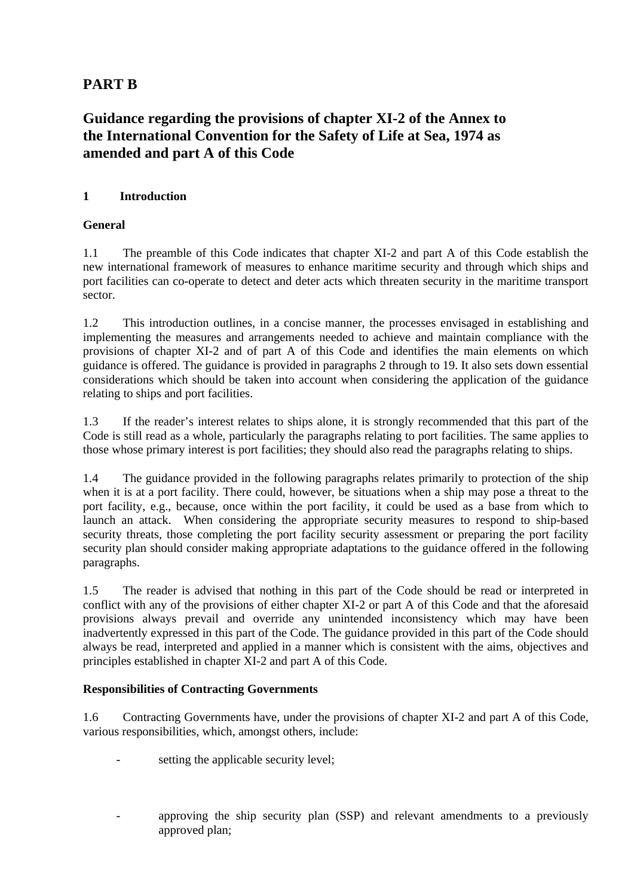# PART B

## Guidance regarding the provisions of chapter XI-2 of the Annex to the International Convention for the Safety of Life at Sea, 1974 as amended and part A of this Code

### 1 Introduction

**General**

1.1 The preamble of this Code indicates that chapter XI-2 and part A of this Code establish the new international framework of measures to enhance maritime security and through which ships and port facilities can co-operate to detect and deter acts which threaten security in the maritime transport sector.

1.2 This introduction outlines, in a concise manner, the processes envisaged in establishing and implementing the measures and arrangements needed to achieve and maintain compliance with the provisions of chapter XI-2 and of part A of this Code and identifies the main elements on which guidance is offered. The guidance is provided in paragraphs 2 through to 19. It also sets down essential considerations which should be taken into account when considering the application of the guidance relating to ships and port facilities.

1.3 If the reader's interest relates to ships alone, it is strongly recommended that this part of the Code is still read as a whole, particularly the paragraphs relating to port facilities. The same applies to those whose primary interest is port facilities; they should also read the paragraphs relating to ships.

1.4 The guidance provided in the following paragraphs relates primarily to protection of the ship when it is at a port facility. There could, however, be situations when a ship may pose a threat to the port facility, e.g., because, once within the port facility, it could be used as a base from which to launch an attack. When considering the appropriate security measures to respond to ship-based security threats, those completing the port facility security assessment or preparing the port facility security plan should consider making appropriate adaptations to the guidance offered in the following paragraphs.

1.5 The reader is advised that nothing in this part of the Code should be read or interpreted in conflict with any of the provisions of either chapter XI-2 or part A of this Code and that the aforesaid provisions always prevail and override any unintended inconsistency which may have been inadvertently expressed in this part of the Code. The guidance provided in this part of the Code should always be read, interpreted and applied in a manner which is consistent with the aims, objectives and principles established in chapter XI-2 and part A of this Code.

**Responsibilities of Contracting Governments**

1.6 Contracting Governments have, under the provisions of chapter XI-2 and part A of this Code, various responsibilities, which, amongst others, include:

- setting the applicable security level;
- approving the ship security plan (SSP) and relevant amendments to a previously approved plan;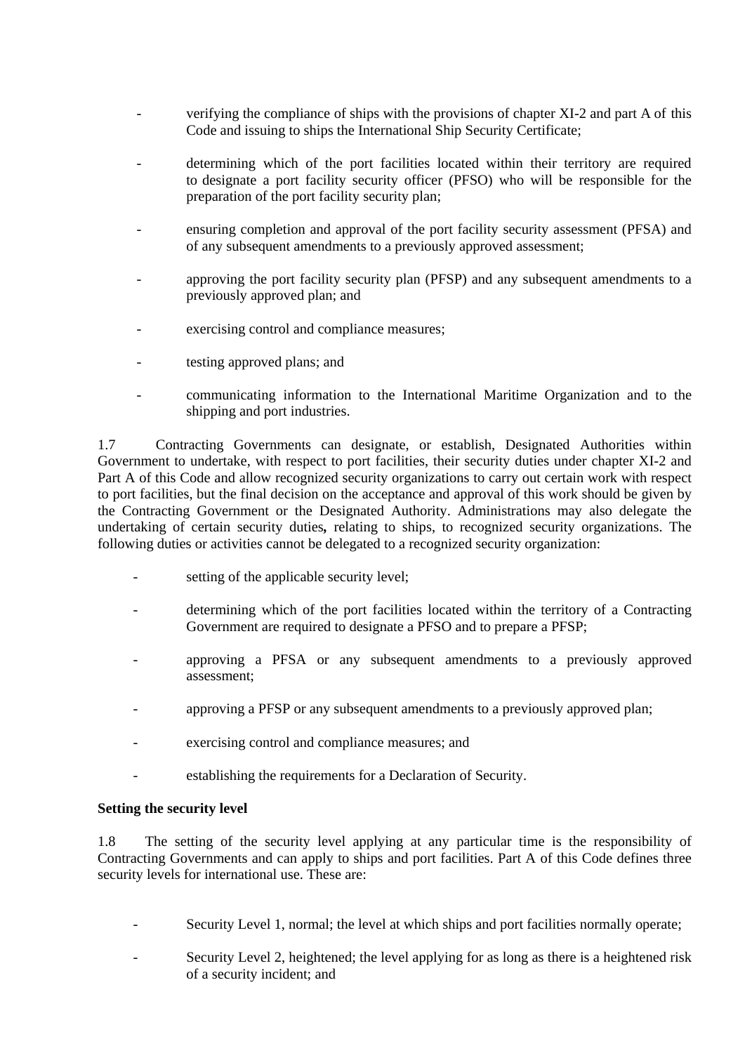- verifying the compliance of ships with the provisions of chapter XI-2 and part A of this Code and issuing to ships the International Ship Security Certificate;

- determining which of the port facilities located within their territory are required to designate a port facility security officer (PFSO) who will be responsible for the preparation of the port facility security plan;

- ensuring completion and approval of the port facility security assessment (PFSA) and of any subsequent amendments to a previously approved assessment;

- approving the port facility security plan (PFSP) and any subsequent amendments to a previously approved plan; and

- exercising control and compliance measures;

- testing approved plans; and

- communicating information to the International Maritime Organization and to the shipping and port industries.

1.7 Contracting Governments can designate, or establish, Designated Authorities within Government to undertake, with respect to port facilities, their security duties under chapter XI-2 and Part A of this Code and allow recognized security organizations to carry out certain work with respect to port facilities, but the final decision on the acceptance and approval of this work should be given by the Contracting Government or the Designated Authority. Administrations may also delegate the undertaking of certain security duties**,** relating to ships, to recognized security organizations. The following duties or activities cannot be delegated to a recognized security organization:

- setting of the applicable security level;

- determining which of the port facilities located within the territory of a Contracting Government are required to designate a PFSO and to prepare a PFSP;

- approving a PFSA or any subsequent amendments to a previously approved assessment;

- approving a PFSP or any subsequent amendments to a previously approved plan;

- exercising control and compliance measures; and

- establishing the requirements for a Declaration of Security.

**Setting the security level**

1.8 The setting of the security level applying at any particular time is the responsibility of Contracting Governments and can apply to ships and port facilities. Part A of this Code defines three security levels for international use. These are:

- Security Level 1, normal; the level at which ships and port facilities normally operate;

- Security Level 2, heightened; the level applying for as long as there is a heightened risk of a security incident; and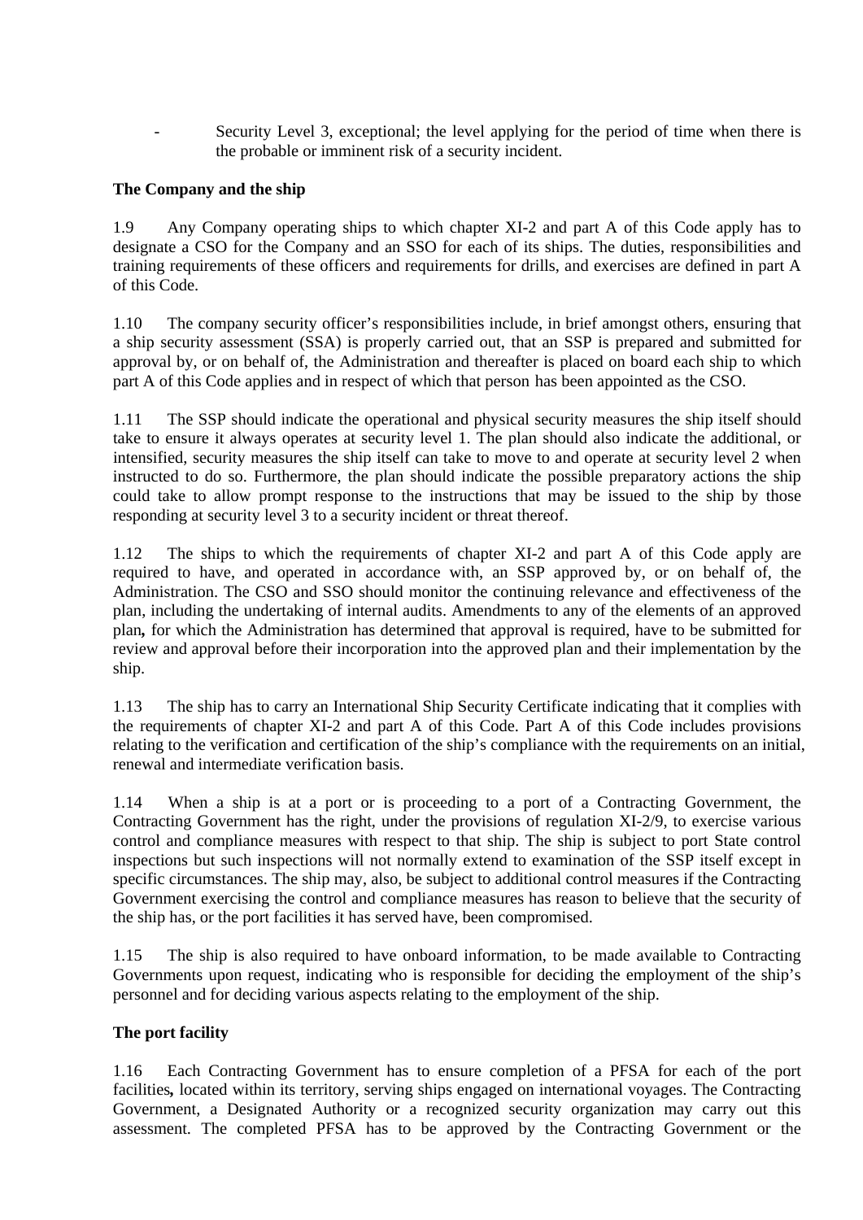- Security Level 3, exceptional; the level applying for the period of time when there is the probable or imminent risk of a security incident.

**The Company and the ship**

1.9 Any Company operating ships to which chapter XI-2 and part A of this Code apply has to designate a CSO for the Company and an SSO for each of its ships. The duties, responsibilities and training requirements of these officers and requirements for drills, and exercises are defined in part A of this Code.

1.10 The company security officer's responsibilities include, in brief amongst others, ensuring that a ship security assessment (SSA) is properly carried out, that an SSP is prepared and submitted for approval by, or on behalf of, the Administration and thereafter is placed on board each ship to which part A of this Code applies and in respect of which that person has been appointed as the CSO.

1.11 The SSP should indicate the operational and physical security measures the ship itself should take to ensure it always operates at security level 1. The plan should also indicate the additional, or intensified, security measures the ship itself can take to move to and operate at security level 2 when instructed to do so. Furthermore, the plan should indicate the possible preparatory actions the ship could take to allow prompt response to the instructions that may be issued to the ship by those responding at security level 3 to a security incident or threat thereof.

1.12 The ships to which the requirements of chapter XI-2 and part A of this Code apply are required to have, and operated in accordance with, an SSP approved by, or on behalf of, the Administration. The CSO and SSO should monitor the continuing relevance and effectiveness of the plan, including the undertaking of internal audits. Amendments to any of the elements of an approved plan**,** for which the Administration has determined that approval is required, have to be submitted for review and approval before their incorporation into the approved plan and their implementation by the ship.

1.13 The ship has to carry an International Ship Security Certificate indicating that it complies with the requirements of chapter XI-2 and part A of this Code. Part A of this Code includes provisions relating to the verification and certification of the ship's compliance with the requirements on an initial, renewal and intermediate verification basis.

1.14 When a ship is at a port or is proceeding to a port of a Contracting Government, the Contracting Government has the right, under the provisions of regulation XI-2/9, to exercise various control and compliance measures with respect to that ship. The ship is subject to port State control inspections but such inspections will not normally extend to examination of the SSP itself except in specific circumstances. The ship may, also, be subject to additional control measures if the Contracting Government exercising the control and compliance measures has reason to believe that the security of the ship has, or the port facilities it has served have, been compromised.

1.15 The ship is also required to have onboard information, to be made available to Contracting Governments upon request, indicating who is responsible for deciding the employment of the ship's personnel and for deciding various aspects relating to the employment of the ship.

**The port facility**

1.16 Each Contracting Government has to ensure completion of a PFSA for each of the port facilities**,** located within its territory, serving ships engaged on international voyages. The Contracting Government, a Designated Authority or a recognized security organization may carry out this assessment. The completed PFSA has to be approved by the Contracting Government or the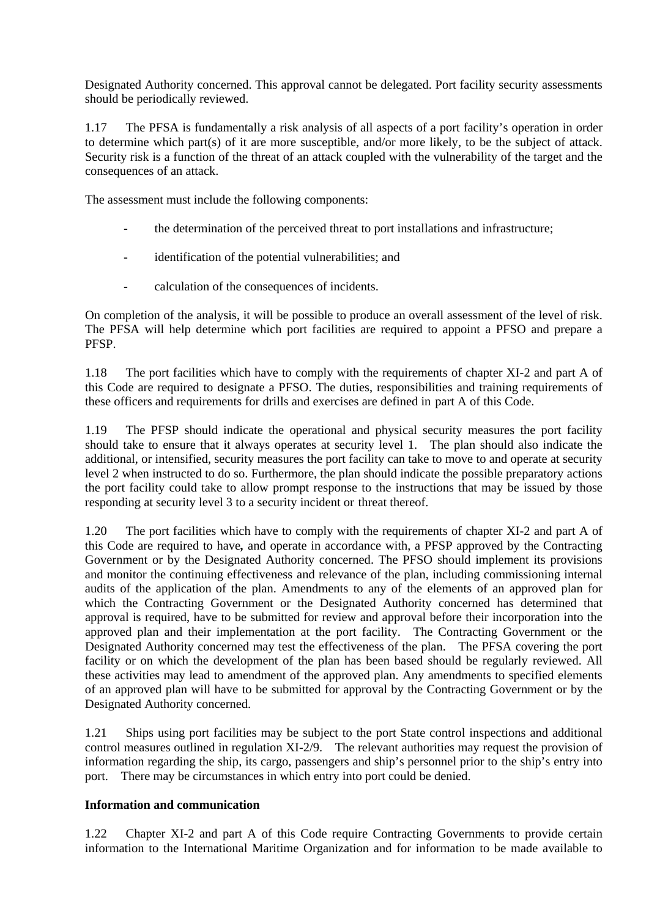Designated Authority concerned. This approval cannot be delegated. Port facility security assessments should be periodically reviewed.

1.17 The PFSA is fundamentally a risk analysis of all aspects of a port facility's operation in order to determine which part(s) of it are more susceptible, and/or more likely, to be the subject of attack. Security risk is a function of the threat of an attack coupled with the vulnerability of the target and the consequences of an attack.

The assessment must include the following components:

- the determination of the perceived threat to port installations and infrastructure;
- identification of the potential vulnerabilities; and
- calculation of the consequences of incidents.

On completion of the analysis, it will be possible to produce an overall assessment of the level of risk. The PFSA will help determine which port facilities are required to appoint a PFSO and prepare a PFSP.

1.18 The port facilities which have to comply with the requirements of chapter XI-2 and part A of this Code are required to designate a PFSO. The duties, responsibilities and training requirements of these officers and requirements for drills and exercises are defined in part A of this Code.

1.19 The PFSP should indicate the operational and physical security measures the port facility should take to ensure that it always operates at security level 1. The plan should also indicate the additional, or intensified, security measures the port facility can take to move to and operate at security level 2 when instructed to do so. Furthermore, the plan should indicate the possible preparatory actions the port facility could take to allow prompt response to the instructions that may be issued by those responding at security level 3 to a security incident or threat thereof.

1.20 The port facilities which have to comply with the requirements of chapter XI-2 and part A of this Code are required to have**,** and operate in accordance with, a PFSP approved by the Contracting Government or by the Designated Authority concerned. The PFSO should implement its provisions and monitor the continuing effectiveness and relevance of the plan, including commissioning internal audits of the application of the plan. Amendments to any of the elements of an approved plan for which the Contracting Government or the Designated Authority concerned has determined that approval is required, have to be submitted for review and approval before their incorporation into the approved plan and their implementation at the port facility. The Contracting Government or the Designated Authority concerned may test the effectiveness of the plan. The PFSA covering the port facility or on which the development of the plan has been based should be regularly reviewed. All these activities may lead to amendment of the approved plan. Any amendments to specified elements of an approved plan will have to be submitted for approval by the Contracting Government or by the Designated Authority concerned.

1.21 Ships using port facilities may be subject to the port State control inspections and additional control measures outlined in regulation XI-2/9. The relevant authorities may request the provision of information regarding the ship, its cargo, passengers and ship's personnel prior to the ship's entry into port. There may be circumstances in which entry into port could be denied.

**Information and communication**

1.22 Chapter XI-2 and part A of this Code require Contracting Governments to provide certain information to the International Maritime Organization and for information to be made available to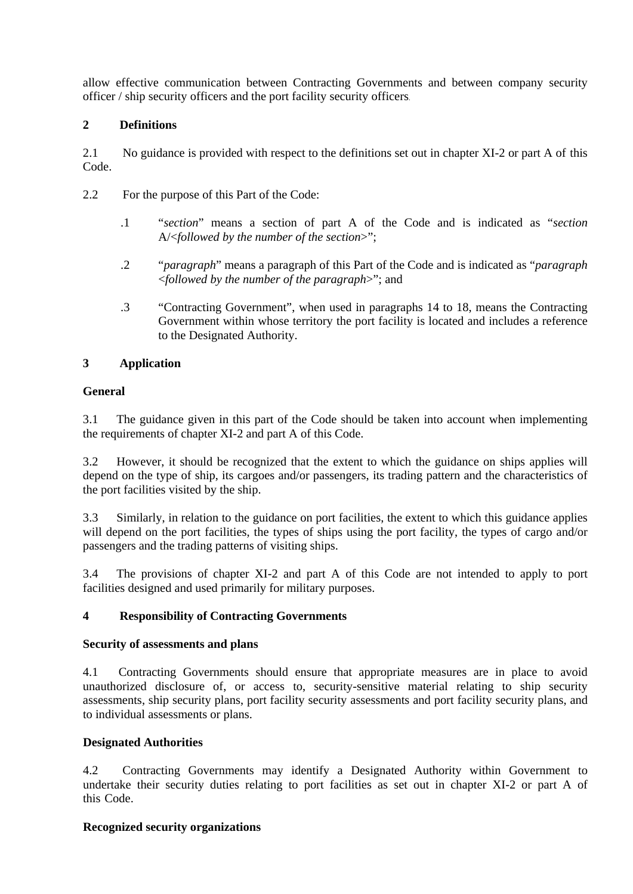allow effective communication between Contracting Governments and between company security officer / ship security officers and the port facility security officers.

## 2 Definitions

2.1 No guidance is provided with respect to the definitions set out in chapter XI-2 or part A of this Code.

2.2 For the purpose of this Part of the Code:

.1 "*section*" means a section of part A of the Code and is indicated as "*section* A/<*followed by the number of the section*>";

.2 "*paragraph*" means a paragraph of this Part of the Code and is indicated as "*paragraph* <*followed by the number of the paragraph*>"; and

.3 "Contracting Government", when used in paragraphs 14 to 18, means the Contracting Government within whose territory the port facility is located and includes a reference to the Designated Authority.

## 3 Application

### General

3.1 The guidance given in this part of the Code should be taken into account when implementing the requirements of chapter XI-2 and part A of this Code.

3.2 However, it should be recognized that the extent to which the guidance on ships applies will depend on the type of ship, its cargoes and/or passengers, its trading pattern and the characteristics of the port facilities visited by the ship.

3.3 Similarly, in relation to the guidance on port facilities, the extent to which this guidance applies will depend on the port facilities, the types of ships using the port facility, the types of cargo and/or passengers and the trading patterns of visiting ships.

3.4 The provisions of chapter XI-2 and part A of this Code are not intended to apply to port facilities designed and used primarily for military purposes.

## 4 Responsibility of Contracting Governments

### Security of assessments and plans

4.1 Contracting Governments should ensure that appropriate measures are in place to avoid unauthorized disclosure of, or access to, security-sensitive material relating to ship security assessments, ship security plans, port facility security assessments and port facility security plans, and to individual assessments or plans.

### Designated Authorities

4.2 Contracting Governments may identify a Designated Authority within Government to undertake their security duties relating to port facilities as set out in chapter XI-2 or part A of this Code.

### Recognized security organizations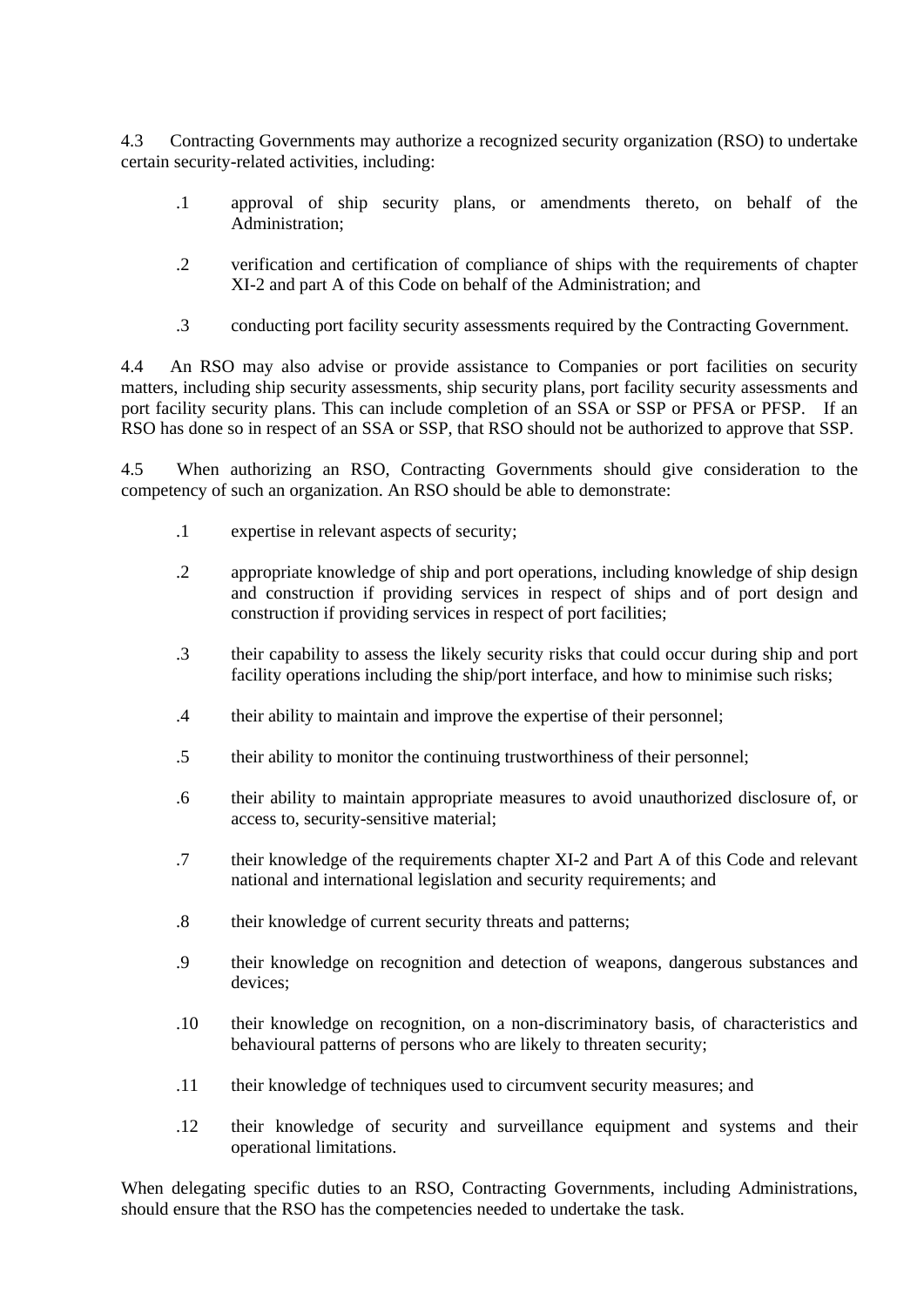4.3 Contracting Governments may authorize a recognized security organization (RSO) to undertake certain security-related activities, including:

.1 approval of ship security plans, or amendments thereto, on behalf of the Administration;

.2 verification and certification of compliance of ships with the requirements of chapter XI-2 and part A of this Code on behalf of the Administration; and

.3 conducting port facility security assessments required by the Contracting Government.

4.4 An RSO may also advise or provide assistance to Companies or port facilities on security matters, including ship security assessments, ship security plans, port facility security assessments and port facility security plans. This can include completion of an SSA or SSP or PFSA or PFSP. If an RSO has done so in respect of an SSA or SSP, that RSO should not be authorized to approve that SSP.

4.5 When authorizing an RSO, Contracting Governments should give consideration to the competency of such an organization. An RSO should be able to demonstrate:

.1 expertise in relevant aspects of security;

.2 appropriate knowledge of ship and port operations, including knowledge of ship design and construction if providing services in respect of ships and of port design and construction if providing services in respect of port facilities;

.3 their capability to assess the likely security risks that could occur during ship and port facility operations including the ship/port interface, and how to minimise such risks;

.4 their ability to maintain and improve the expertise of their personnel;

.5 their ability to monitor the continuing trustworthiness of their personnel;

.6 their ability to maintain appropriate measures to avoid unauthorized disclosure of, or access to, security-sensitive material;

.7 their knowledge of the requirements chapter XI-2 and Part A of this Code and relevant national and international legislation and security requirements; and

.8 their knowledge of current security threats and patterns;

.9 their knowledge on recognition and detection of weapons, dangerous substances and devices;

.10 their knowledge on recognition, on a non-discriminatory basis, of characteristics and behavioural patterns of persons who are likely to threaten security;

.11 their knowledge of techniques used to circumvent security measures; and

.12 their knowledge of security and surveillance equipment and systems and their operational limitations.

When delegating specific duties to an RSO, Contracting Governments, including Administrations, should ensure that the RSO has the competencies needed to undertake the task.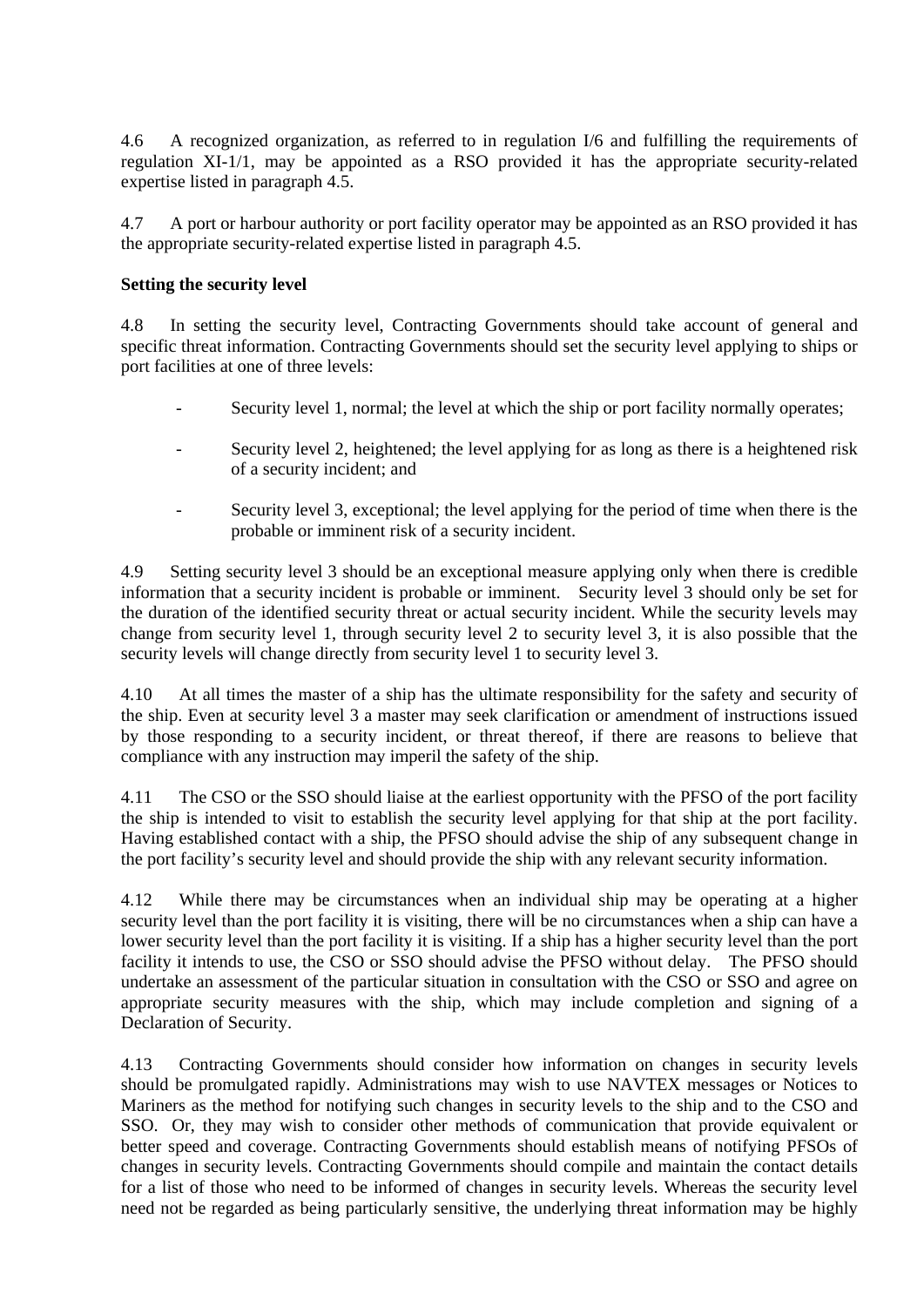4.6 A recognized organization, as referred to in regulation I/6 and fulfilling the requirements of regulation XI-1/1, may be appointed as a RSO provided it has the appropriate security-related expertise listed in paragraph 4.5.

4.7 A port or harbour authority or port facility operator may be appointed as an RSO provided it has the appropriate security-related expertise listed in paragraph 4.5.

**Setting the security level**

4.8 In setting the security level, Contracting Governments should take account of general and specific threat information. Contracting Governments should set the security level applying to ships or port facilities at one of three levels:

- Security level 1, normal; the level at which the ship or port facility normally operates;
- Security level 2, heightened; the level applying for as long as there is a heightened risk of a security incident; and
- Security level 3, exceptional; the level applying for the period of time when there is the probable or imminent risk of a security incident.

4.9 Setting security level 3 should be an exceptional measure applying only when there is credible information that a security incident is probable or imminent. Security level 3 should only be set for the duration of the identified security threat or actual security incident. While the security levels may change from security level 1, through security level 2 to security level 3, it is also possible that the security levels will change directly from security level 1 to security level 3.

4.10 At all times the master of a ship has the ultimate responsibility for the safety and security of the ship. Even at security level 3 a master may seek clarification or amendment of instructions issued by those responding to a security incident, or threat thereof, if there are reasons to believe that compliance with any instruction may imperil the safety of the ship.

4.11 The CSO or the SSO should liaise at the earliest opportunity with the PFSO of the port facility the ship is intended to visit to establish the security level applying for that ship at the port facility. Having established contact with a ship, the PFSO should advise the ship of any subsequent change in the port facility's security level and should provide the ship with any relevant security information.

4.12 While there may be circumstances when an individual ship may be operating at a higher security level than the port facility it is visiting, there will be no circumstances when a ship can have a lower security level than the port facility it is visiting. If a ship has a higher security level than the port facility it intends to use, the CSO or SSO should advise the PFSO without delay. The PFSO should undertake an assessment of the particular situation in consultation with the CSO or SSO and agree on appropriate security measures with the ship, which may include completion and signing of a Declaration of Security.

4.13 Contracting Governments should consider how information on changes in security levels should be promulgated rapidly. Administrations may wish to use NAVTEX messages or Notices to Mariners as the method for notifying such changes in security levels to the ship and to the CSO and SSO. Or, they may wish to consider other methods of communication that provide equivalent or better speed and coverage. Contracting Governments should establish means of notifying PFSOs of changes in security levels. Contracting Governments should compile and maintain the contact details for a list of those who need to be informed of changes in security levels. Whereas the security level need not be regarded as being particularly sensitive, the underlying threat information may be highly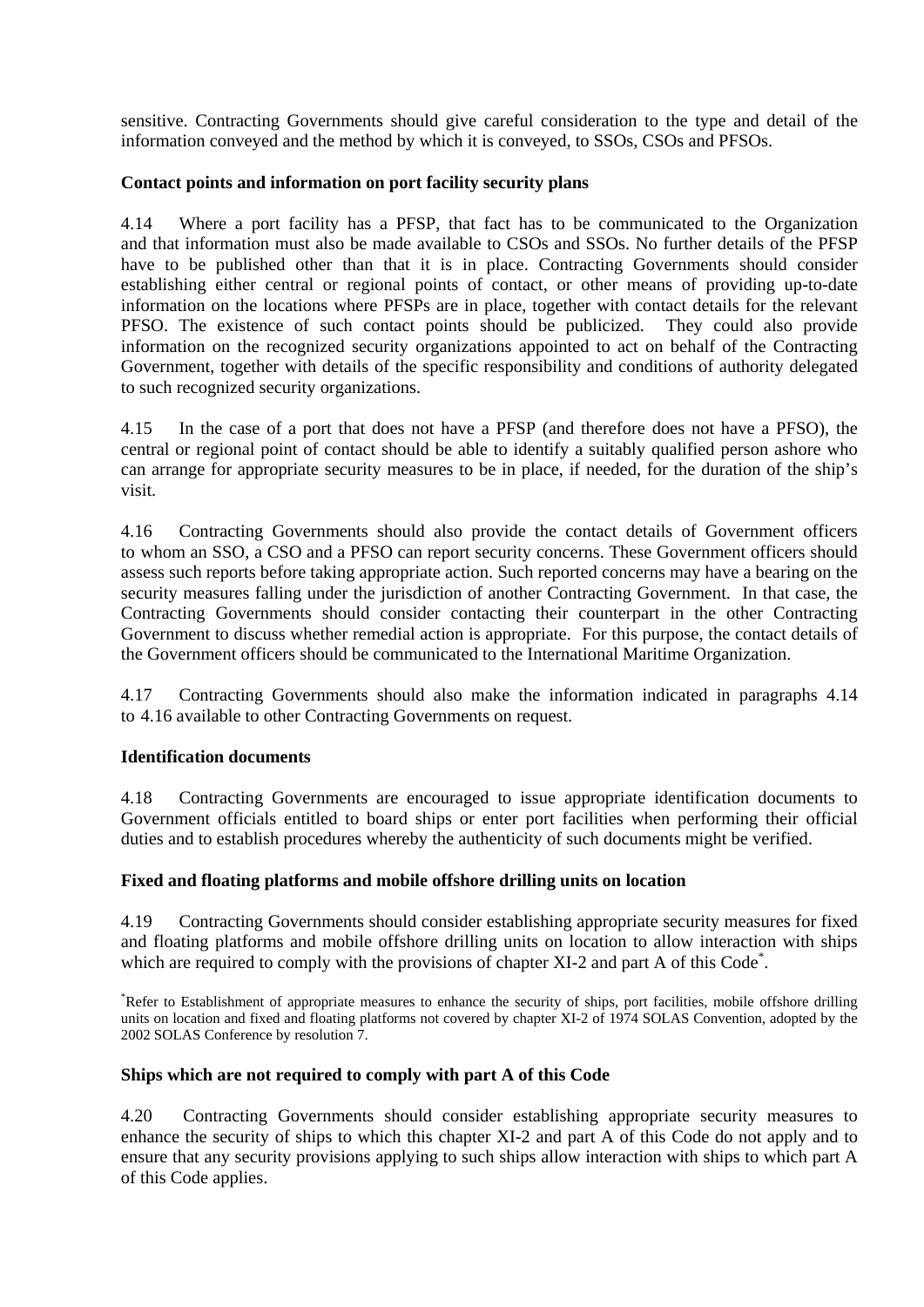sensitive. Contracting Governments should give careful consideration to the type and detail of the information conveyed and the method by which it is conveyed, to SSOs, CSOs and PFSOs.

**Contact points and information on port facility security plans**

4.14 Where a port facility has a PFSP, that fact has to be communicated to the Organization and that information must also be made available to CSOs and SSOs. No further details of the PFSP have to be published other than that it is in place. Contracting Governments should consider establishing either central or regional points of contact, or other means of providing up-to-date information on the locations where PFSPs are in place, together with contact details for the relevant PFSO. The existence of such contact points should be publicized. They could also provide information on the recognized security organizations appointed to act on behalf of the Contracting Government, together with details of the specific responsibility and conditions of authority delegated to such recognized security organizations.

4.15 In the case of a port that does not have a PFSP (and therefore does not have a PFSO), the central or regional point of contact should be able to identify a suitably qualified person ashore who can arrange for appropriate security measures to be in place, if needed, for the duration of the ship's visit.

4.16 Contracting Governments should also provide the contact details of Government officers to whom an SSO, a CSO and a PFSO can report security concerns. These Government officers should assess such reports before taking appropriate action. Such reported concerns may have a bearing on the security measures falling under the jurisdiction of another Contracting Government. In that case, the Contracting Governments should consider contacting their counterpart in the other Contracting Government to discuss whether remedial action is appropriate. For this purpose, the contact details of the Government officers should be communicated to the International Maritime Organization.

4.17 Contracting Governments should also make the information indicated in paragraphs 4.14 to 4.16 available to other Contracting Governments on request.

**Identification documents**

4.18 Contracting Governments are encouraged to issue appropriate identification documents to Government officials entitled to board ships or enter port facilities when performing their official duties and to establish procedures whereby the authenticity of such documents might be verified.

**Fixed and floating platforms and mobile offshore drilling units on location**

4.19 Contracting Governments should consider establishing appropriate security measures for fixed and floating platforms and mobile offshore drilling units on location to allow interaction with ships which are required to comply with the provisions of chapter XI-2 and part A of this Code[*].

[*] Refer to Establishment of appropriate measures to enhance the security of ships, port facilities, mobile offshore drilling units on location and fixed and floating platforms not covered by chapter XI-2 of 1974 SOLAS Convention, adopted by the 2002 SOLAS Conference by resolution 7.

**Ships which are not required to comply with part A of this Code**

4.20 Contracting Governments should consider establishing appropriate security measures to enhance the security of ships to which this chapter XI-2 and part A of this Code do not apply and to ensure that any security provisions applying to such ships allow interaction with ships to which part A of this Code applies.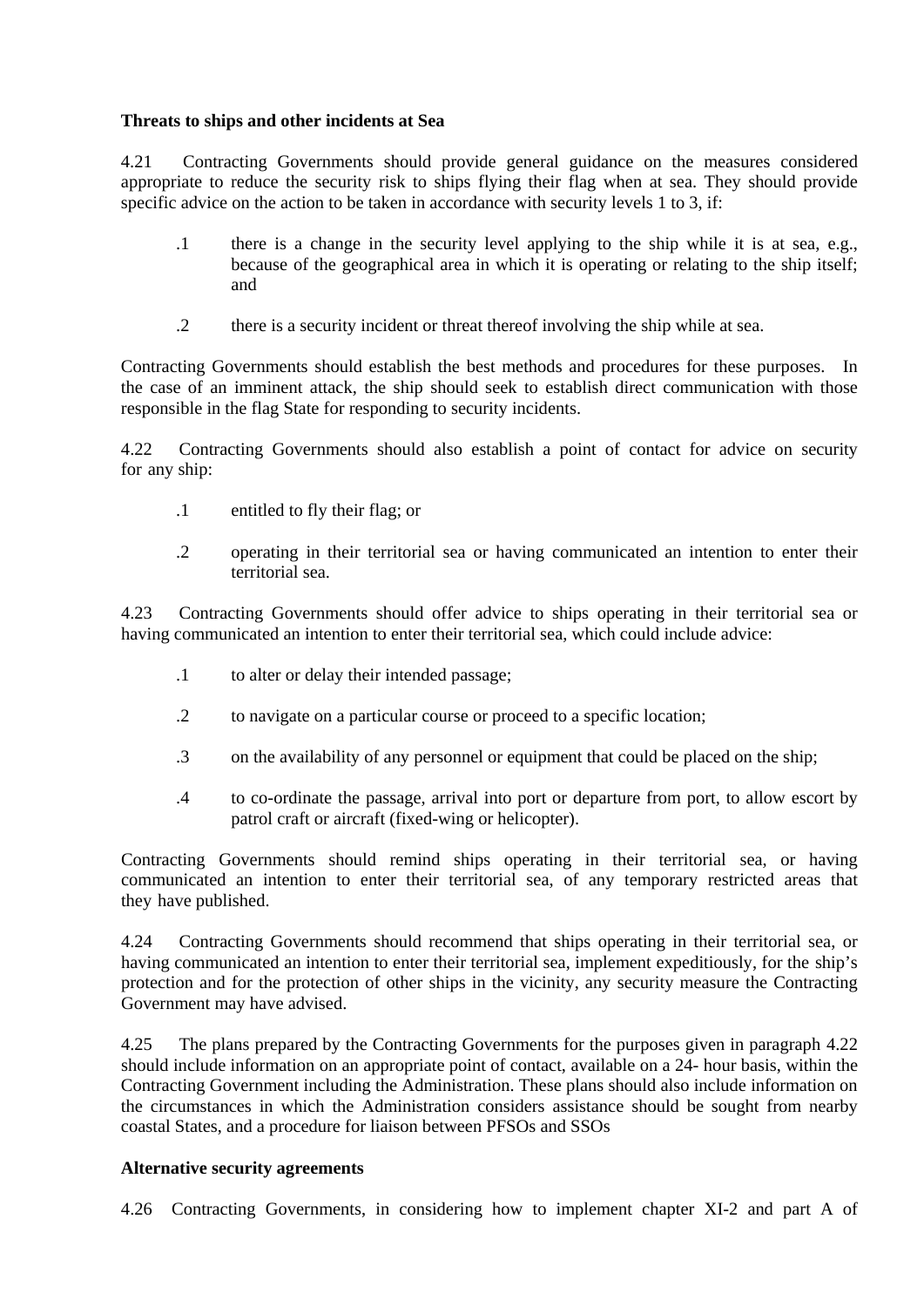**Threats to ships and other incidents at Sea**

4.21 Contracting Governments should provide general guidance on the measures considered appropriate to reduce the security risk to ships flying their flag when at sea. They should provide specific advice on the action to be taken in accordance with security levels 1 to 3, if:

.1 there is a change in the security level applying to the ship while it is at sea, e.g., because of the geographical area in which it is operating or relating to the ship itself; and

.2 there is a security incident or threat thereof involving the ship while at sea.

Contracting Governments should establish the best methods and procedures for these purposes. In the case of an imminent attack, the ship should seek to establish direct communication with those responsible in the flag State for responding to security incidents.

4.22 Contracting Governments should also establish a point of contact for advice on security for any ship:

.1 entitled to fly their flag; or

.2 operating in their territorial sea or having communicated an intention to enter their territorial sea.

4.23 Contracting Governments should offer advice to ships operating in their territorial sea or having communicated an intention to enter their territorial sea, which could include advice:

.1 to alter or delay their intended passage;

.2 to navigate on a particular course or proceed to a specific location;

.3 on the availability of any personnel or equipment that could be placed on the ship;

.4 to co-ordinate the passage, arrival into port or departure from port, to allow escort by patrol craft or aircraft (fixed-wing or helicopter).

Contracting Governments should remind ships operating in their territorial sea, or having communicated an intention to enter their territorial sea, of any temporary restricted areas that they have published.

4.24 Contracting Governments should recommend that ships operating in their territorial sea, or having communicated an intention to enter their territorial sea, implement expeditiously, for the ship's protection and for the protection of other ships in the vicinity, any security measure the Contracting Government may have advised.

4.25 The plans prepared by the Contracting Governments for the purposes given in paragraph 4.22 should include information on an appropriate point of contact, available on a 24- hour basis, within the Contracting Government including the Administration. These plans should also include information on the circumstances in which the Administration considers assistance should be sought from nearby coastal States, and a procedure for liaison between PFSOs and SSOs

**Alternative security agreements**

4.26 Contracting Governments, in considering how to implement chapter XI-2 and part A of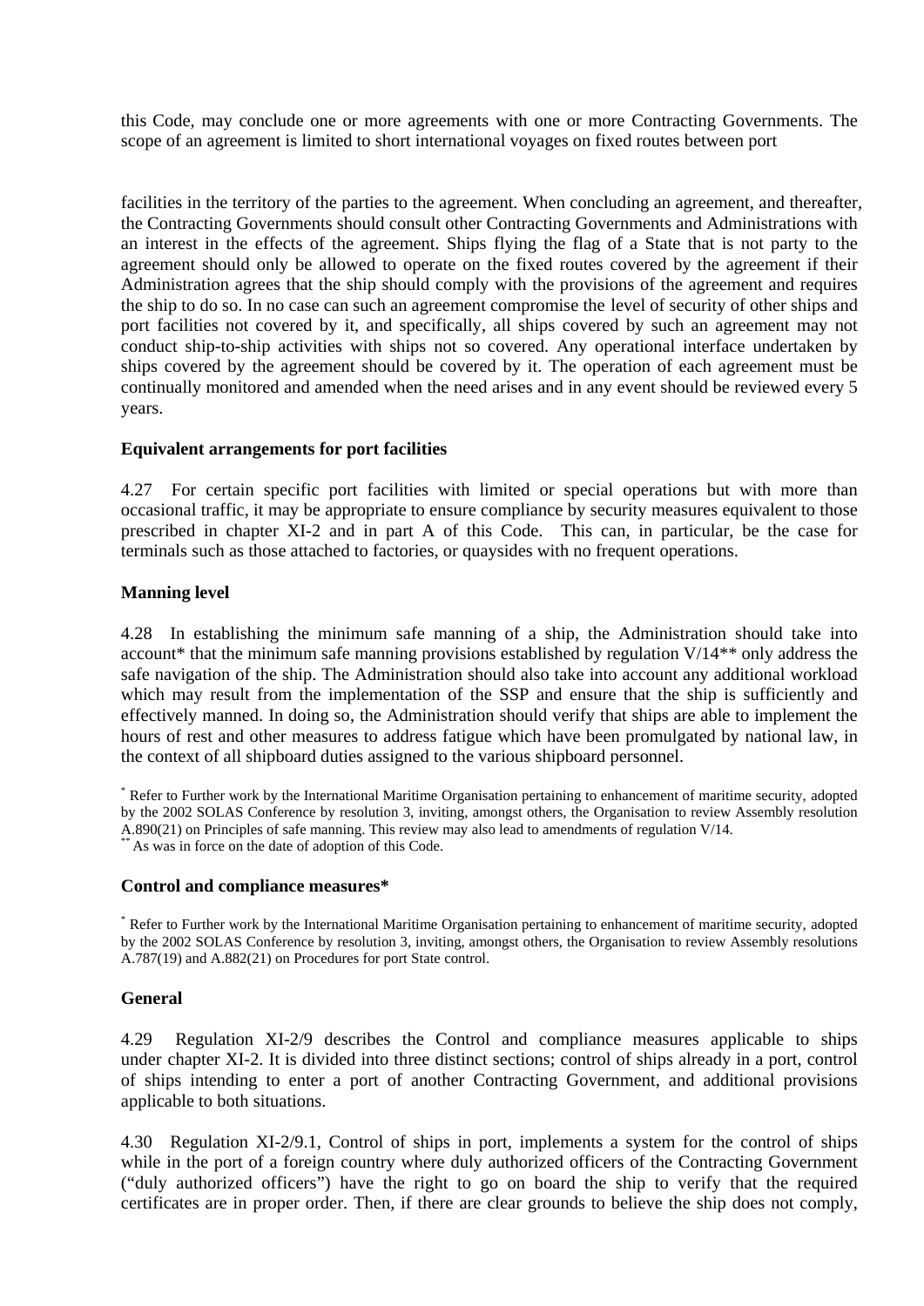this Code, may conclude one or more agreements with one or more Contracting Governments. The scope of an agreement is limited to short international voyages on fixed routes between port facilities in the territory of the parties to the agreement. When concluding an agreement, and thereafter, the Contracting Governments should consult other Contracting Governments and Administrations with an interest in the effects of the agreement. Ships flying the flag of a State that is not party to the agreement should only be allowed to operate on the fixed routes covered by the agreement if their Administration agrees that the ship should comply with the provisions of the agreement and requires the ship to do so. In no case can such an agreement compromise the level of security of other ships and port facilities not covered by it, and specifically, all ships covered by such an agreement may not conduct ship-to-ship activities with ships not so covered. Any operational interface undertaken by ships covered by the agreement should be covered by it. The operation of each agreement must be continually monitored and amended when the need arises and in any event should be reviewed every 5 years.

**Equivalent arrangements for port facilities**

4.27 For certain specific port facilities with limited or special operations but with more than occasional traffic, it may be appropriate to ensure compliance by security measures equivalent to those prescribed in chapter XI-2 and in part A of this Code. This can, in particular, be the case for terminals such as those attached to factories, or quaysides with no frequent operations.

**Manning level**

4.28 In establishing the minimum safe manning of a ship, the Administration should take into account* that the minimum safe manning provisions established by regulation V/14** only address the safe navigation of the ship. The Administration should also take into account any additional workload which may result from the implementation of the SSP and ensure that the ship is sufficiently and effectively manned. In doing so, the Administration should verify that ships are able to implement the hours of rest and other measures to address fatigue which have been promulgated by national law, in the context of all shipboard duties assigned to the various shipboard personnel.

* Refer to Further work by the International Maritime Organisation pertaining to enhancement of maritime security, adopted by the 2002 SOLAS Conference by resolution 3, inviting, amongst others, the Organisation to review Assembly resolution A.890(21) on Principles of safe manning. This review may also lead to amendments of regulation V/14.
** As was in force on the date of adoption of this Code.

**Control and compliance measures***

* Refer to Further work by the International Maritime Organisation pertaining to enhancement of maritime security, adopted by the 2002 SOLAS Conference by resolution 3, inviting, amongst others, the Organisation to review Assembly resolutions A.787(19) and A.882(21) on Procedures for port State control.

**General**

4.29 Regulation XI-2/9 describes the Control and compliance measures applicable to ships under chapter XI-2. It is divided into three distinct sections; control of ships already in a port, control of ships intending to enter a port of another Contracting Government, and additional provisions applicable to both situations.

4.30 Regulation XI-2/9.1, Control of ships in port, implements a system for the control of ships while in the port of a foreign country where duly authorized officers of the Contracting Government ("duly authorized officers") have the right to go on board the ship to verify that the required certificates are in proper order. Then, if there are clear grounds to believe the ship does not comply,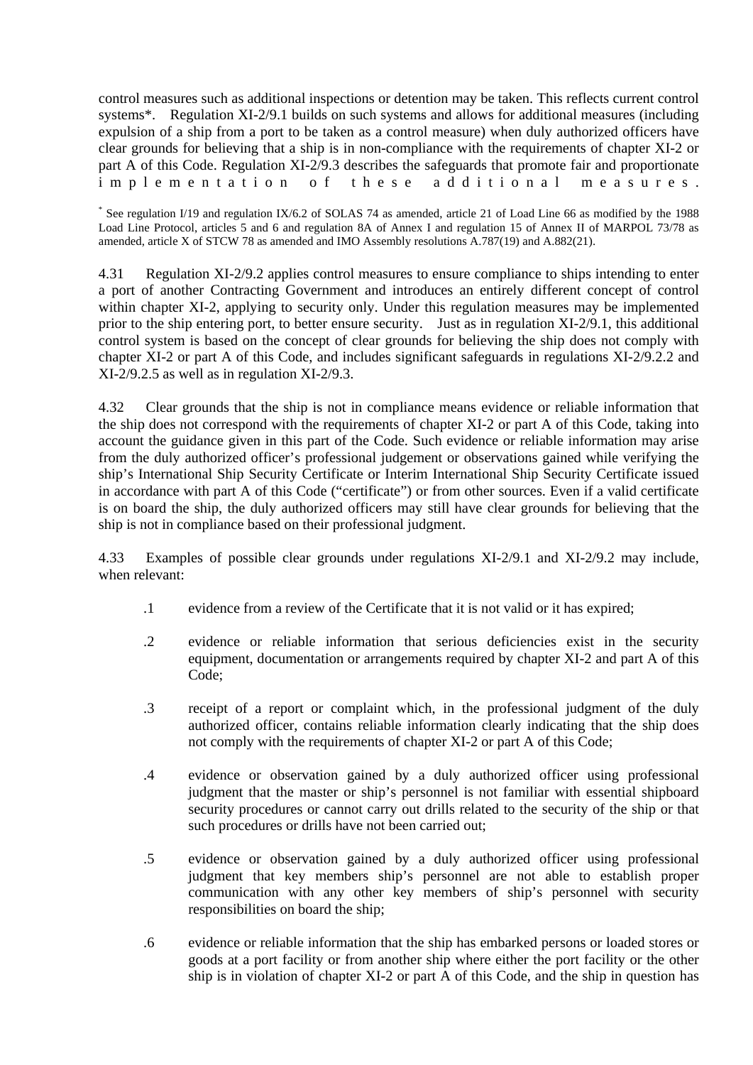control measures such as additional inspections or detention may be taken. This reflects current control systems*. Regulation XI-2/9.1 builds on such systems and allows for additional measures (including expulsion of a ship from a port to be taken as a control measure) when duly authorized officers have clear grounds for believing that a ship is in non-compliance with the requirements of chapter XI-2 or part A of this Code. Regulation XI-2/9.3 describes the safeguards that promote fair and proportionate implementation of these additional measures.

* See regulation I/19 and regulation IX/6.2 of SOLAS 74 as amended, article 21 of Load Line 66 as modified by the 1988 Load Line Protocol, articles 5 and 6 and regulation 8A of Annex I and regulation 15 of Annex II of MARPOL 73/78 as amended, article X of STCW 78 as amended and IMO Assembly resolutions A.787(19) and A.882(21).

4.31 Regulation XI-2/9.2 applies control measures to ensure compliance to ships intending to enter a port of another Contracting Government and introduces an entirely different concept of control within chapter XI-2, applying to security only. Under this regulation measures may be implemented prior to the ship entering port, to better ensure security. Just as in regulation XI-2/9.1, this additional control system is based on the concept of clear grounds for believing the ship does not comply with chapter XI-2 or part A of this Code, and includes significant safeguards in regulations XI-2/9.2.2 and XI-2/9.2.5 as well as in regulation XI-2/9.3.

4.32 Clear grounds that the ship is not in compliance means evidence or reliable information that the ship does not correspond with the requirements of chapter XI-2 or part A of this Code, taking into account the guidance given in this part of the Code. Such evidence or reliable information may arise from the duly authorized officer's professional judgement or observations gained while verifying the ship's International Ship Security Certificate or Interim International Ship Security Certificate issued in accordance with part A of this Code ("certificate") or from other sources. Even if a valid certificate is on board the ship, the duly authorized officers may still have clear grounds for believing that the ship is not in compliance based on their professional judgment.

4.33 Examples of possible clear grounds under regulations XI-2/9.1 and XI-2/9.2 may include, when relevant:

.1 evidence from a review of the Certificate that it is not valid or it has expired;

.2 evidence or reliable information that serious deficiencies exist in the security equipment, documentation or arrangements required by chapter XI-2 and part A of this Code;

.3 receipt of a report or complaint which, in the professional judgment of the duly authorized officer, contains reliable information clearly indicating that the ship does not comply with the requirements of chapter XI-2 or part A of this Code;

.4 evidence or observation gained by a duly authorized officer using professional judgment that the master or ship's personnel is not familiar with essential shipboard security procedures or cannot carry out drills related to the security of the ship or that such procedures or drills have not been carried out;

.5 evidence or observation gained by a duly authorized officer using professional judgment that key members ship's personnel are not able to establish proper communication with any other key members of ship's personnel with security responsibilities on board the ship;

.6 evidence or reliable information that the ship has embarked persons or loaded stores or goods at a port facility or from another ship where either the port facility or the other ship is in violation of chapter XI-2 or part A of this Code, and the ship in question has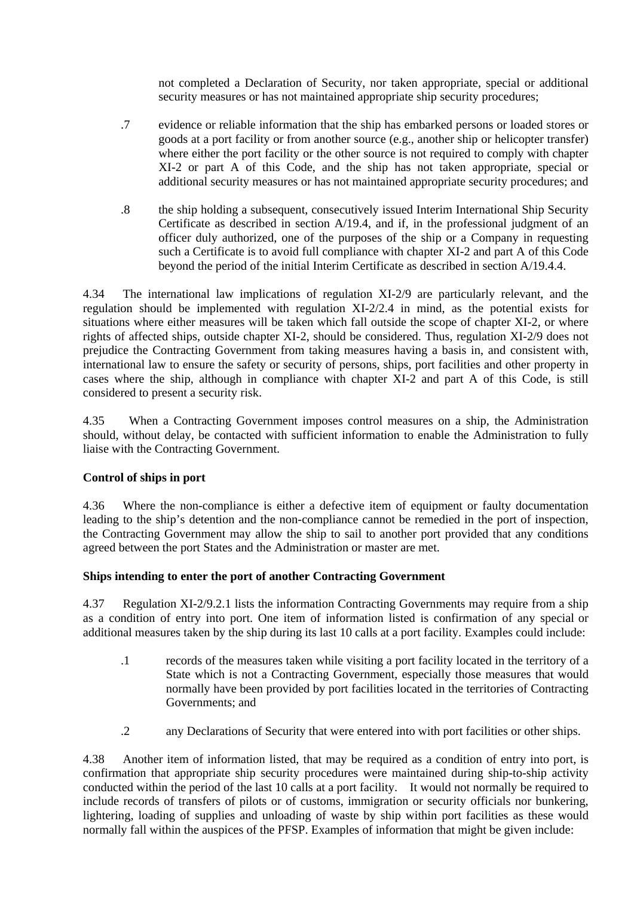not completed a Declaration of Security, nor taken appropriate, special or additional security measures or has not maintained appropriate ship security procedures;

.7 evidence or reliable information that the ship has embarked persons or loaded stores or goods at a port facility or from another source (e.g., another ship or helicopter transfer) where either the port facility or the other source is not required to comply with chapter XI-2 or part A of this Code, and the ship has not taken appropriate, special or additional security measures or has not maintained appropriate security procedures; and

.8 the ship holding a subsequent, consecutively issued Interim International Ship Security Certificate as described in section A/19.4, and if, in the professional judgment of an officer duly authorized, one of the purposes of the ship or a Company in requesting such a Certificate is to avoid full compliance with chapter XI-2 and part A of this Code beyond the period of the initial Interim Certificate as described in section A/19.4.4.

4.34 The international law implications of regulation XI-2/9 are particularly relevant, and the regulation should be implemented with regulation XI-2/2.4 in mind, as the potential exists for situations where either measures will be taken which fall outside the scope of chapter XI-2, or where rights of affected ships, outside chapter XI-2, should be considered. Thus, regulation XI-2/9 does not prejudice the Contracting Government from taking measures having a basis in, and consistent with, international law to ensure the safety or security of persons, ships, port facilities and other property in cases where the ship, although in compliance with chapter XI-2 and part A of this Code, is still considered to present a security risk.

4.35 When a Contracting Government imposes control measures on a ship, the Administration should, without delay, be contacted with sufficient information to enable the Administration to fully liaise with the Contracting Government.

**Control of ships in port**

4.36 Where the non-compliance is either a defective item of equipment or faulty documentation leading to the ship's detention and the non-compliance cannot be remedied in the port of inspection, the Contracting Government may allow the ship to sail to another port provided that any conditions agreed between the port States and the Administration or master are met.

**Ships intending to enter the port of another Contracting Government**

4.37 Regulation XI-2/9.2.1 lists the information Contracting Governments may require from a ship as a condition of entry into port. One item of information listed is confirmation of any special or additional measures taken by the ship during its last 10 calls at a port facility. Examples could include:

.1 records of the measures taken while visiting a port facility located in the territory of a State which is not a Contracting Government, especially those measures that would normally have been provided by port facilities located in the territories of Contracting Governments; and

.2 any Declarations of Security that were entered into with port facilities or other ships.

4.38 Another item of information listed, that may be required as a condition of entry into port, is confirmation that appropriate ship security procedures were maintained during ship-to-ship activity conducted within the period of the last 10 calls at a port facility. It would not normally be required to include records of transfers of pilots or of customs, immigration or security officials nor bunkering, lightering, loading of supplies and unloading of waste by ship within port facilities as these would normally fall within the auspices of the PFSP. Examples of information that might be given include: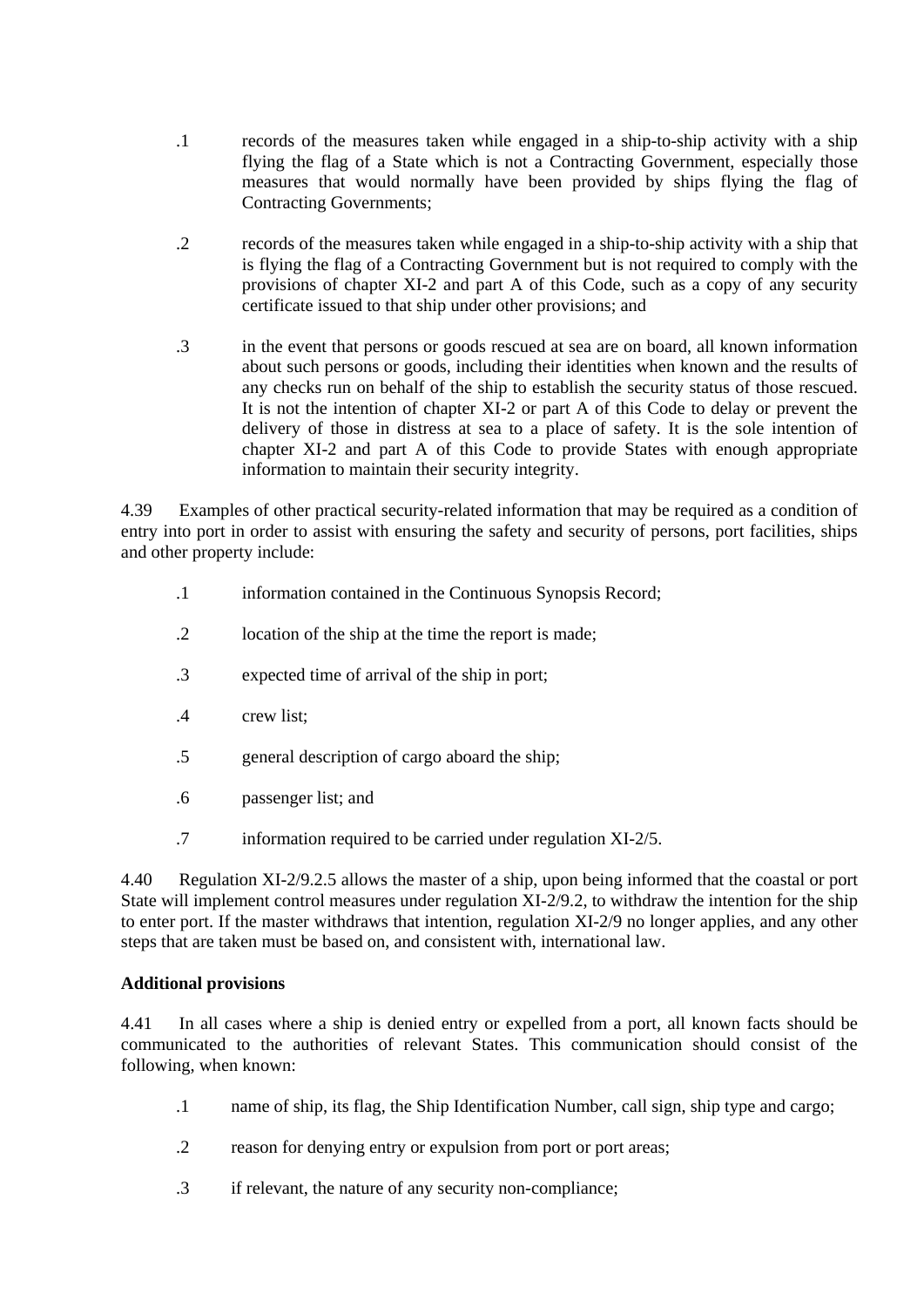.1 records of the measures taken while engaged in a ship-to-ship activity with a ship flying the flag of a State which is not a Contracting Government, especially those measures that would normally have been provided by ships flying the flag of Contracting Governments;

.2 records of the measures taken while engaged in a ship-to-ship activity with a ship that is flying the flag of a Contracting Government but is not required to comply with the provisions of chapter XI-2 and part A of this Code, such as a copy of any security certificate issued to that ship under other provisions; and

.3 in the event that persons or goods rescued at sea are on board, all known information about such persons or goods, including their identities when known and the results of any checks run on behalf of the ship to establish the security status of those rescued. It is not the intention of chapter XI-2 or part A of this Code to delay or prevent the delivery of those in distress at sea to a place of safety. It is the sole intention of chapter XI-2 and part A of this Code to provide States with enough appropriate information to maintain their security integrity.

4.39 Examples of other practical security-related information that may be required as a condition of entry into port in order to assist with ensuring the safety and security of persons, port facilities, ships and other property include:

.1 information contained in the Continuous Synopsis Record;

.2 location of the ship at the time the report is made;

.3 expected time of arrival of the ship in port;

.4 crew list;

.5 general description of cargo aboard the ship;

.6 passenger list; and

.7 information required to be carried under regulation XI-2/5.

4.40 Regulation XI-2/9.2.5 allows the master of a ship, upon being informed that the coastal or port State will implement control measures under regulation XI-2/9.2, to withdraw the intention for the ship to enter port. If the master withdraws that intention, regulation XI-2/9 no longer applies, and any other steps that are taken must be based on, and consistent with, international law.

**Additional provisions**

4.41 In all cases where a ship is denied entry or expelled from a port, all known facts should be communicated to the authorities of relevant States. This communication should consist of the following, when known:

.1 name of ship, its flag, the Ship Identification Number, call sign, ship type and cargo;

.2 reason for denying entry or expulsion from port or port areas;

.3 if relevant, the nature of any security non-compliance;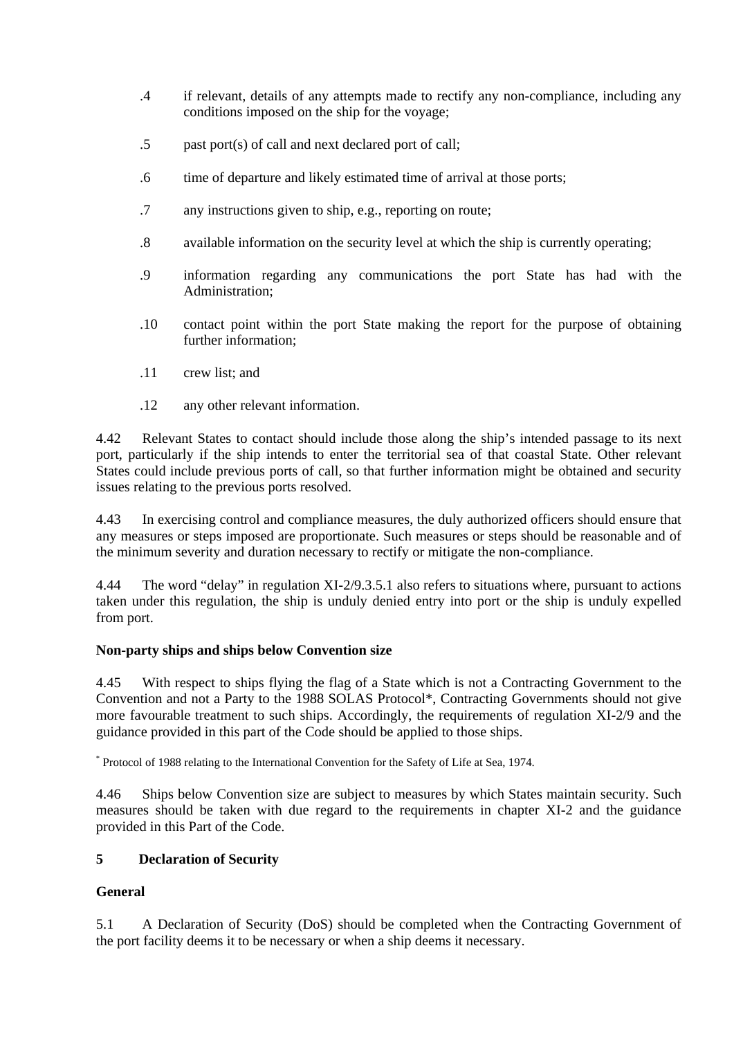.4 if relevant, details of any attempts made to rectify any non-compliance, including any conditions imposed on the ship for the voyage;

.5 past port(s) of call and next declared port of call;

.6 time of departure and likely estimated time of arrival at those ports;

.7 any instructions given to ship, e.g., reporting on route;

.8 available information on the security level at which the ship is currently operating;

.9 information regarding any communications the port State has had with the Administration;

.10 contact point within the port State making the report for the purpose of obtaining further information;

.11 crew list; and

.12 any other relevant information.

4.42 Relevant States to contact should include those along the ship's intended passage to its next port, particularly if the ship intends to enter the territorial sea of that coastal State. Other relevant States could include previous ports of call, so that further information might be obtained and security issues relating to the previous ports resolved.

4.43 In exercising control and compliance measures, the duly authorized officers should ensure that any measures or steps imposed are proportionate. Such measures or steps should be reasonable and of the minimum severity and duration necessary to rectify or mitigate the non-compliance.

4.44 The word "delay" in regulation XI-2/9.3.5.1 also refers to situations where, pursuant to actions taken under this regulation, the ship is unduly denied entry into port or the ship is unduly expelled from port.

**Non-party ships and ships below Convention size**

4.45 With respect to ships flying the flag of a State which is not a Contracting Government to the Convention and not a Party to the 1988 SOLAS Protocol*, Contracting Governments should not give more favourable treatment to such ships. Accordingly, the requirements of regulation XI-2/9 and the guidance provided in this part of the Code should be applied to those ships.

* Protocol of 1988 relating to the International Convention for the Safety of Life at Sea, 1974.

4.46 Ships below Convention size are subject to measures by which States maintain security. Such measures should be taken with due regard to the requirements in chapter XI-2 and the guidance provided in this Part of the Code.

## 5 Declaration of Security

### General

5.1 A Declaration of Security (DoS) should be completed when the Contracting Government of the port facility deems it to be necessary or when a ship deems it necessary.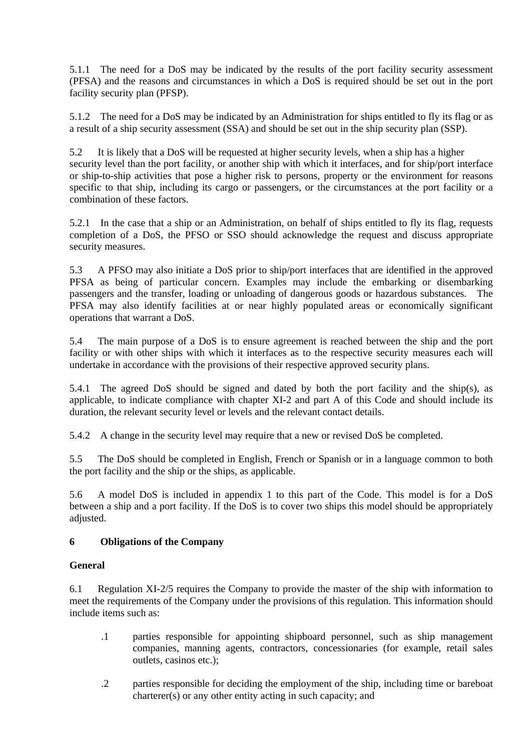5.1.1 The need for a DoS may be indicated by the results of the port facility security assessment (PFSA) and the reasons and circumstances in which a DoS is required should be set out in the port facility security plan (PFSP).

5.1.2 The need for a DoS may be indicated by an Administration for ships entitled to fly its flag or as a result of a ship security assessment (SSA) and should be set out in the ship security plan (SSP).

5.2 It is likely that a DoS will be requested at higher security levels, when a ship has a higher security level than the port facility, or another ship with which it interfaces, and for ship/port interface or ship-to-ship activities that pose a higher risk to persons, property or the environment for reasons specific to that ship, including its cargo or passengers, or the circumstances at the port facility or a combination of these factors.

5.2.1 In the case that a ship or an Administration, on behalf of ships entitled to fly its flag, requests completion of a DoS, the PFSO or SSO should acknowledge the request and discuss appropriate security measures.

5.3 A PFSO may also initiate a DoS prior to ship/port interfaces that are identified in the approved PFSA as being of particular concern. Examples may include the embarking or disembarking passengers and the transfer, loading or unloading of dangerous goods or hazardous substances. The PFSA may also identify facilities at or near highly populated areas or economically significant operations that warrant a DoS.

5.4 The main purpose of a DoS is to ensure agreement is reached between the ship and the port facility or with other ships with which it interfaces as to the respective security measures each will undertake in accordance with the provisions of their respective approved security plans.

5.4.1 The agreed DoS should be signed and dated by both the port facility and the ship(s), as applicable, to indicate compliance with chapter XI-2 and part A of this Code and should include its duration, the relevant security level or levels and the relevant contact details.

5.4.2 A change in the security level may require that a new or revised DoS be completed.

5.5 The DoS should be completed in English, French or Spanish or in a language common to both the port facility and the ship or the ships, as applicable.

5.6 A model DoS is included in appendix 1 to this part of the Code. This model is for a DoS between a ship and a port facility. If the DoS is to cover two ships this model should be appropriately adjusted.

## 6 Obligations of the Company

### General

6.1 Regulation XI-2/5 requires the Company to provide the master of the ship with information to meet the requirements of the Company under the provisions of this regulation. This information should include items such as:

.1 parties responsible for appointing shipboard personnel, such as ship management companies, manning agents, contractors, concessionaries (for example, retail sales outlets, casinos etc.);

.2 parties responsible for deciding the employment of the ship, including time or bareboat charterer(s) or any other entity acting in such capacity; and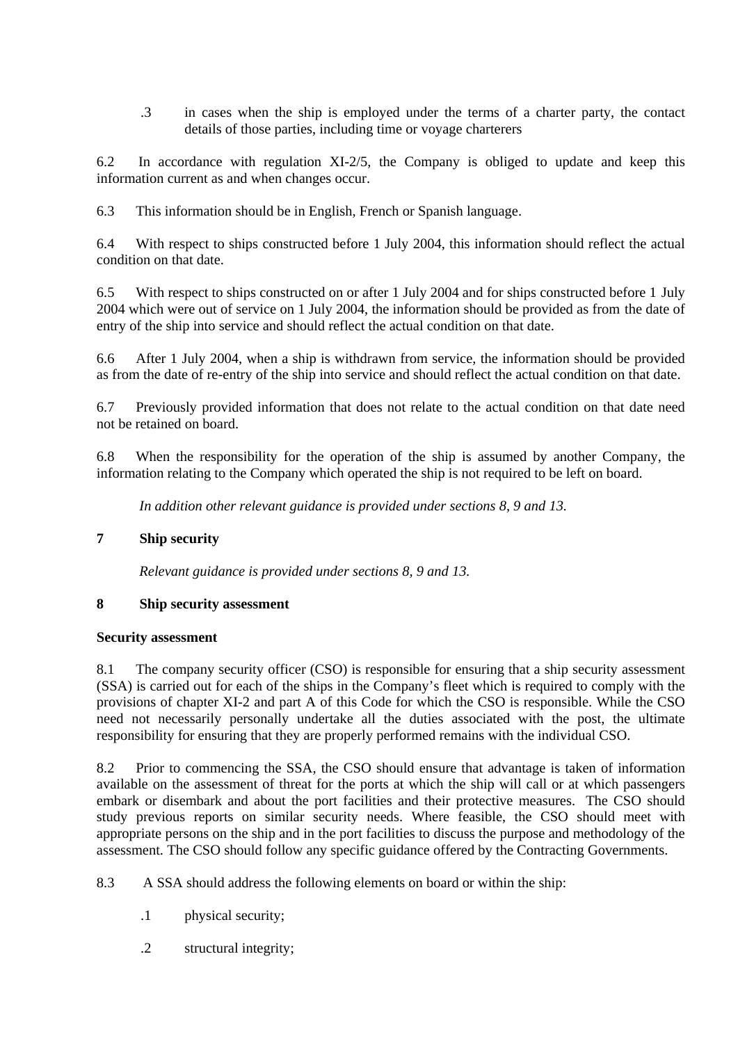.3 in cases when the ship is employed under the terms of a charter party, the contact details of those parties, including time or voyage charterers

6.2 In accordance with regulation XI-2/5, the Company is obliged to update and keep this information current as and when changes occur.

6.3 This information should be in English, French or Spanish language.

6.4 With respect to ships constructed before 1 July 2004, this information should reflect the actual condition on that date.

6.5 With respect to ships constructed on or after 1 July 2004 and for ships constructed before 1 July 2004 which were out of service on 1 July 2004, the information should be provided as from the date of entry of the ship into service and should reflect the actual condition on that date.

6.6 After 1 July 2004, when a ship is withdrawn from service, the information should be provided as from the date of re-entry of the ship into service and should reflect the actual condition on that date.

6.7 Previously provided information that does not relate to the actual condition on that date need not be retained on board.

6.8 When the responsibility for the operation of the ship is assumed by another Company, the information relating to the Company which operated the ship is not required to be left on board.

*In addition other relevant guidance is provided under sections 8, 9 and 13.*

## 7 Ship security

*Relevant guidance is provided under sections 8, 9 and 13.*

## 8 Ship security assessment

### Security assessment

8.1 The company security officer (CSO) is responsible for ensuring that a ship security assessment (SSA) is carried out for each of the ships in the Company's fleet which is required to comply with the provisions of chapter XI-2 and part A of this Code for which the CSO is responsible. While the CSO need not necessarily personally undertake all the duties associated with the post, the ultimate responsibility for ensuring that they are properly performed remains with the individual CSO.

8.2 Prior to commencing the SSA, the CSO should ensure that advantage is taken of information available on the assessment of threat for the ports at which the ship will call or at which passengers embark or disembark and about the port facilities and their protective measures. The CSO should study previous reports on similar security needs. Where feasible, the CSO should meet with appropriate persons on the ship and in the port facilities to discuss the purpose and methodology of the assessment. The CSO should follow any specific guidance offered by the Contracting Governments.

8.3 A SSA should address the following elements on board or within the ship:

.1 physical security;

.2 structural integrity;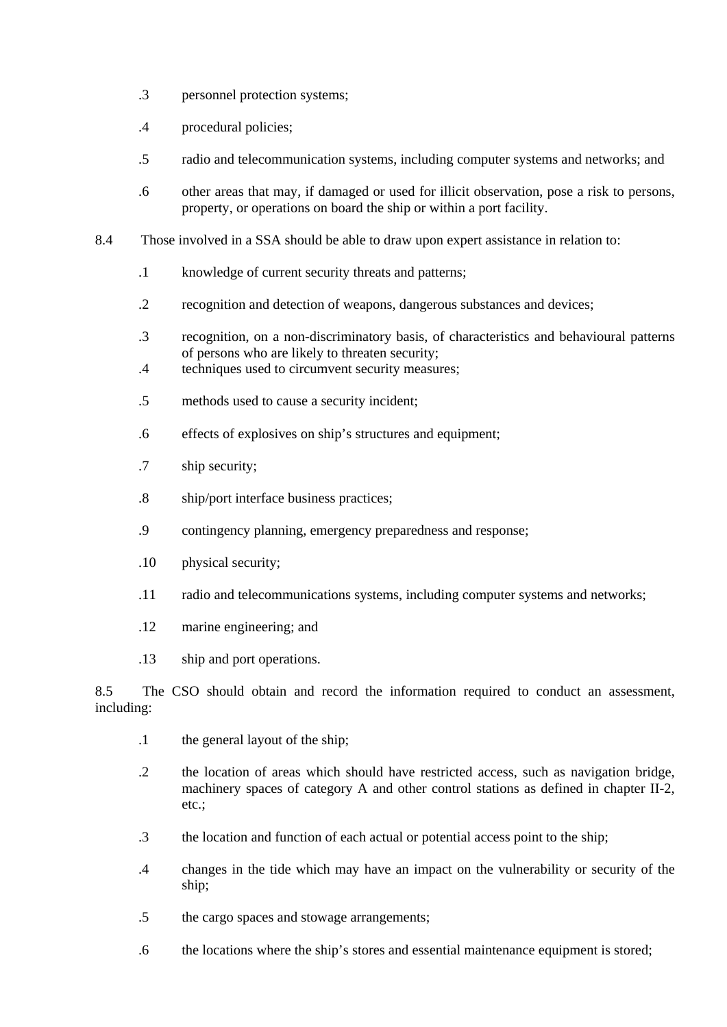.3 personnel protection systems;

.4 procedural policies;

.5 radio and telecommunication systems, including computer systems and networks; and

.6 other areas that may, if damaged or used for illicit observation, pose a risk to persons, property, or operations on board the ship or within a port facility.

8.4 Those involved in a SSA should be able to draw upon expert assistance in relation to:

.1 knowledge of current security threats and patterns;

.2 recognition and detection of weapons, dangerous substances and devices;

.3 recognition, on a non-discriminatory basis, of characteristics and behavioural patterns of persons who are likely to threaten security;

.4 techniques used to circumvent security measures;

.5 methods used to cause a security incident;

.6 effects of explosives on ship's structures and equipment;

.7 ship security;

.8 ship/port interface business practices;

.9 contingency planning, emergency preparedness and response;

.10 physical security;

.11 radio and telecommunications systems, including computer systems and networks;

.12 marine engineering; and

.13 ship and port operations.

8.5 The CSO should obtain and record the information required to conduct an assessment, including:

.1 the general layout of the ship;

.2 the location of areas which should have restricted access, such as navigation bridge, machinery spaces of category A and other control stations as defined in chapter II-2, etc.;

.3 the location and function of each actual or potential access point to the ship;

.4 changes in the tide which may have an impact on the vulnerability or security of the ship;

.5 the cargo spaces and stowage arrangements;

.6 the locations where the ship's stores and essential maintenance equipment is stored;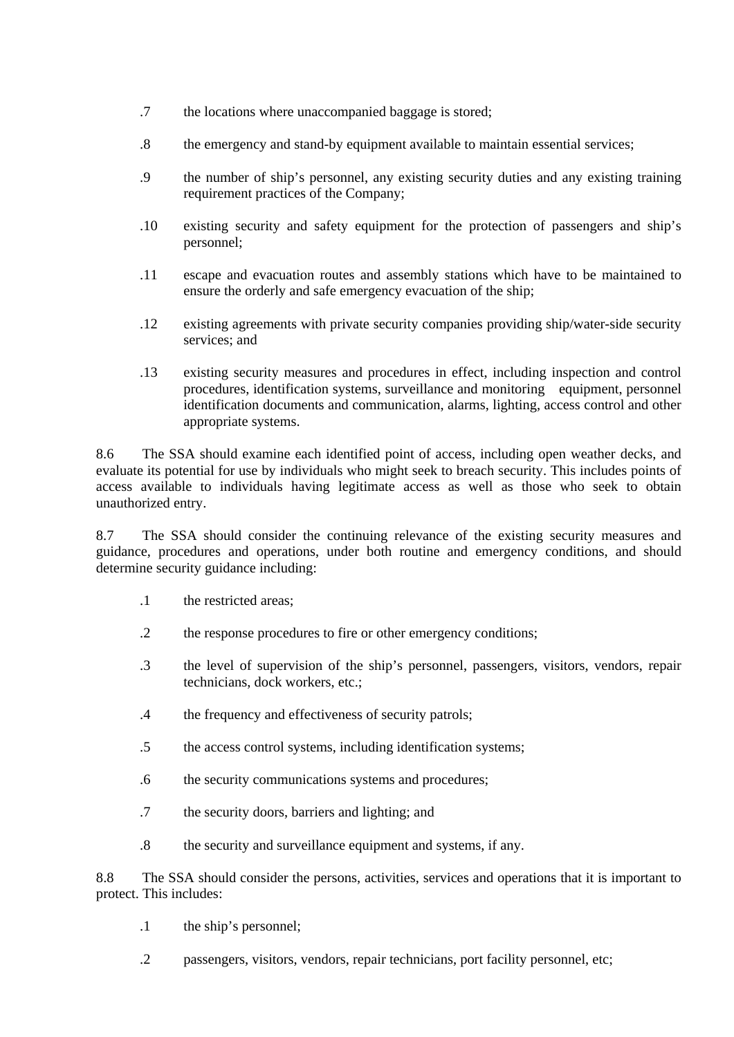.7 the locations where unaccompanied baggage is stored;

.8 the emergency and stand-by equipment available to maintain essential services;

.9 the number of ship's personnel, any existing security duties and any existing training requirement practices of the Company;

.10 existing security and safety equipment for the protection of passengers and ship's personnel;

.11 escape and evacuation routes and assembly stations which have to be maintained to ensure the orderly and safe emergency evacuation of the ship;

.12 existing agreements with private security companies providing ship/water-side security services; and

.13 existing security measures and procedures in effect, including inspection and control procedures, identification systems, surveillance and monitoring equipment, personnel identification documents and communication, alarms, lighting, access control and other appropriate systems.

8.6 The SSA should examine each identified point of access, including open weather decks, and evaluate its potential for use by individuals who might seek to breach security. This includes points of access available to individuals having legitimate access as well as those who seek to obtain unauthorized entry.

8.7 The SSA should consider the continuing relevance of the existing security measures and guidance, procedures and operations, under both routine and emergency conditions, and should determine security guidance including:

.1 the restricted areas;

.2 the response procedures to fire or other emergency conditions;

.3 the level of supervision of the ship's personnel, passengers, visitors, vendors, repair technicians, dock workers, etc.;

.4 the frequency and effectiveness of security patrols;

.5 the access control systems, including identification systems;

.6 the security communications systems and procedures;

.7 the security doors, barriers and lighting; and

.8 the security and surveillance equipment and systems, if any.

8.8 The SSA should consider the persons, activities, services and operations that it is important to protect. This includes:

.1 the ship's personnel;

.2 passengers, visitors, vendors, repair technicians, port facility personnel, etc;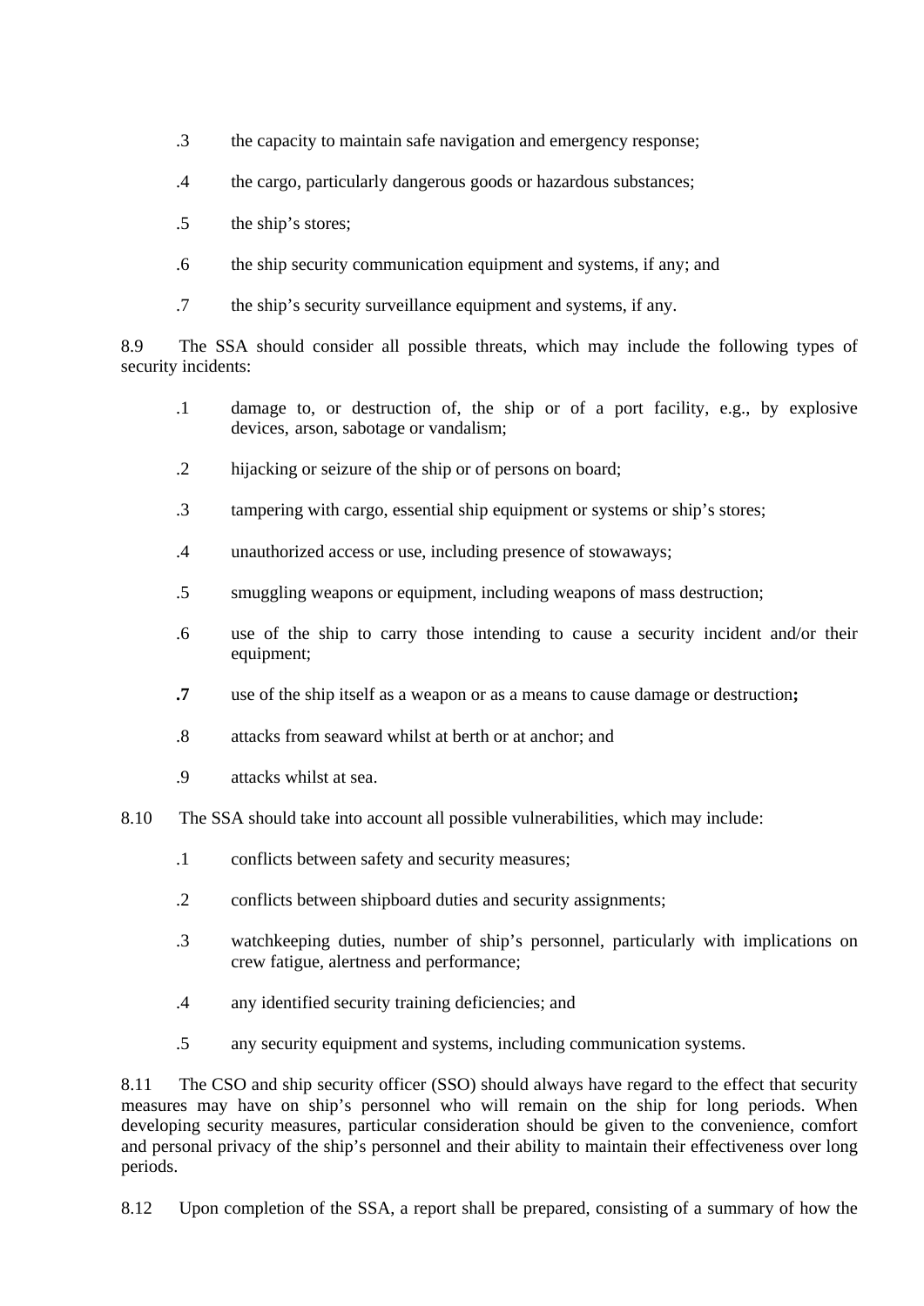.3 the capacity to maintain safe navigation and emergency response;

.4 the cargo, particularly dangerous goods or hazardous substances;

.5 the ship's stores;

.6 the ship security communication equipment and systems, if any; and

.7 the ship's security surveillance equipment and systems, if any.

8.9 The SSA should consider all possible threats, which may include the following types of security incidents:

.1 damage to, or destruction of, the ship or of a port facility, e.g., by explosive devices, arson, sabotage or vandalism;

.2 hijacking or seizure of the ship or of persons on board;

.3 tampering with cargo, essential ship equipment or systems or ship's stores;

.4 unauthorized access or use, including presence of stowaways;

.5 smuggling weapons or equipment, including weapons of mass destruction;

.6 use of the ship to carry those intending to cause a security incident and/or their equipment;

**.7** use of the ship itself as a weapon or as a means to cause damage or destruction**;**

.8 attacks from seaward whilst at berth or at anchor; and

.9 attacks whilst at sea.

8.10 The SSA should take into account all possible vulnerabilities, which may include:

.1 conflicts between safety and security measures;

.2 conflicts between shipboard duties and security assignments;

.3 watchkeeping duties, number of ship's personnel, particularly with implications on crew fatigue, alertness and performance;

.4 any identified security training deficiencies; and

.5 any security equipment and systems, including communication systems.

8.11 The CSO and ship security officer (SSO) should always have regard to the effect that security measures may have on ship's personnel who will remain on the ship for long periods. When developing security measures, particular consideration should be given to the convenience, comfort and personal privacy of the ship's personnel and their ability to maintain their effectiveness over long periods.

8.12 Upon completion of the SSA, a report shall be prepared, consisting of a summary of how the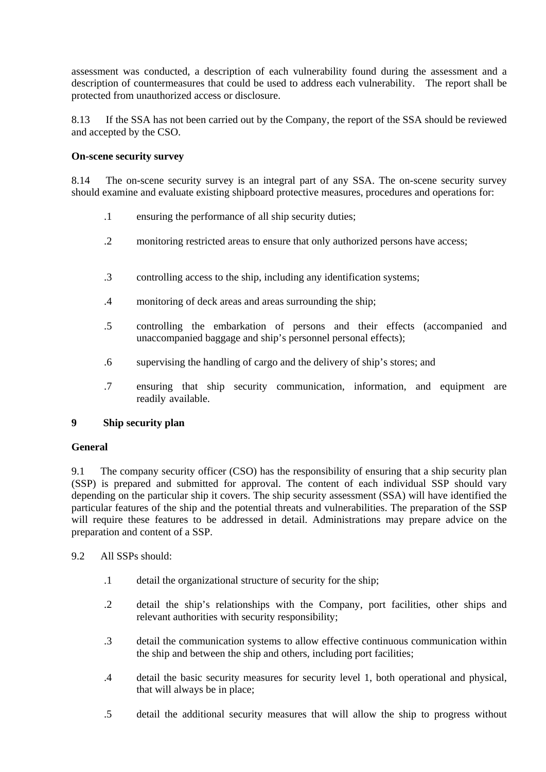assessment was conducted, a description of each vulnerability found during the assessment and a description of countermeasures that could be used to address each vulnerability. The report shall be protected from unauthorized access or disclosure.

8.13 If the SSA has not been carried out by the Company, the report of the SSA should be reviewed and accepted by the CSO.

**On-scene security survey**

8.14 The on-scene security survey is an integral part of any SSA. The on-scene security survey should examine and evaluate existing shipboard protective measures, procedures and operations for:

.1 ensuring the performance of all ship security duties;

.2 monitoring restricted areas to ensure that only authorized persons have access;

.3 controlling access to the ship, including any identification systems;

.4 monitoring of deck areas and areas surrounding the ship;

.5 controlling the embarkation of persons and their effects (accompanied and unaccompanied baggage and ship's personnel personal effects);

.6 supervising the handling of cargo and the delivery of ship's stores; and

.7 ensuring that ship security communication, information, and equipment are readily available.

## 9 Ship security plan

**General**

9.1 The company security officer (CSO) has the responsibility of ensuring that a ship security plan (SSP) is prepared and submitted for approval. The content of each individual SSP should vary depending on the particular ship it covers. The ship security assessment (SSA) will have identified the particular features of the ship and the potential threats and vulnerabilities. The preparation of the SSP will require these features to be addressed in detail. Administrations may prepare advice on the preparation and content of a SSP.

9.2 All SSPs should:

.1 detail the organizational structure of security for the ship;

.2 detail the ship's relationships with the Company, port facilities, other ships and relevant authorities with security responsibility;

.3 detail the communication systems to allow effective continuous communication within the ship and between the ship and others, including port facilities;

.4 detail the basic security measures for security level 1, both operational and physical, that will always be in place;

.5 detail the additional security measures that will allow the ship to progress without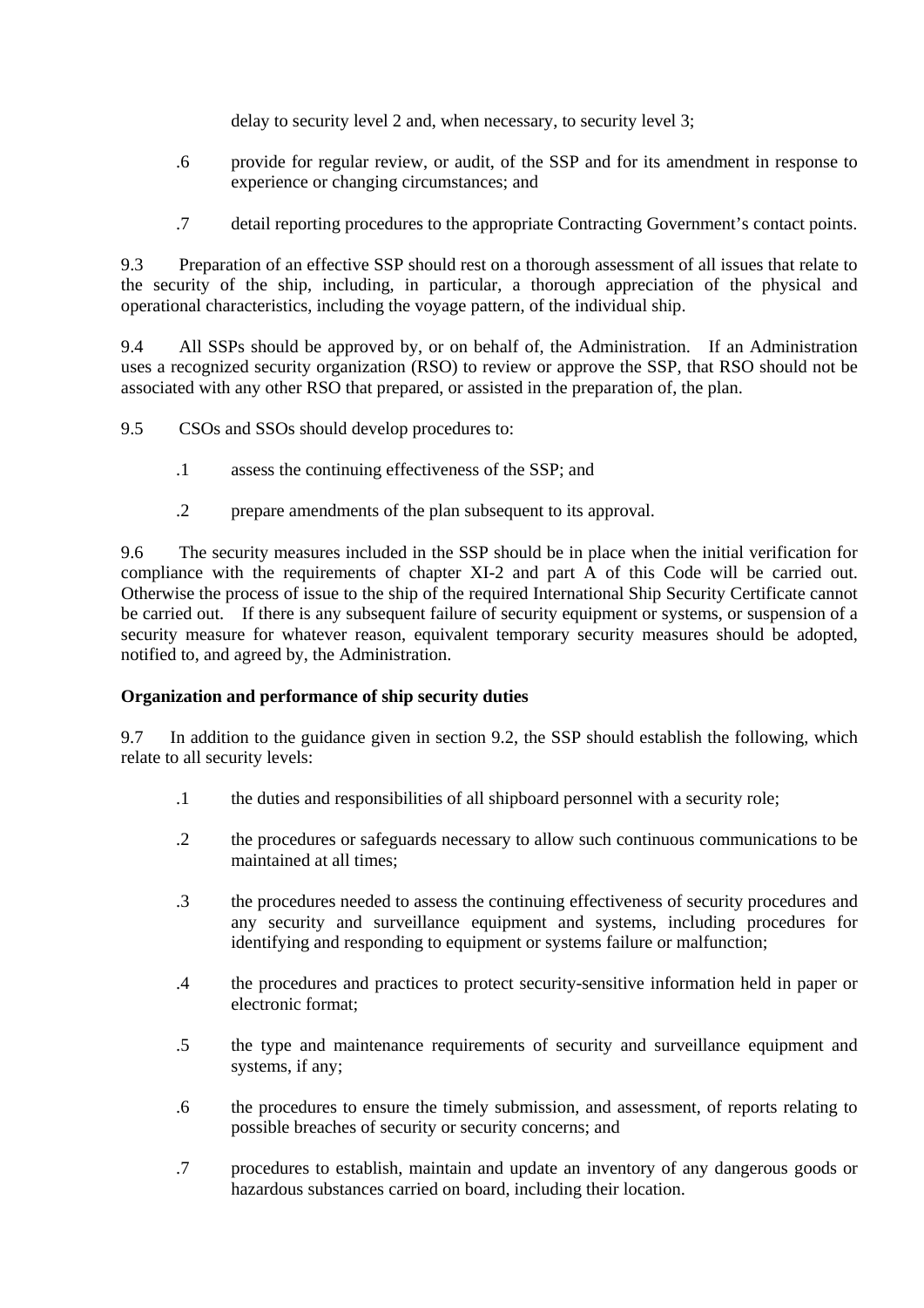delay to security level 2 and, when necessary, to security level 3;

.6 provide for regular review, or audit, of the SSP and for its amendment in response to experience or changing circumstances; and

.7 detail reporting procedures to the appropriate Contracting Government's contact points.

9.3 Preparation of an effective SSP should rest on a thorough assessment of all issues that relate to the security of the ship, including, in particular, a thorough appreciation of the physical and operational characteristics, including the voyage pattern, of the individual ship.

9.4 All SSPs should be approved by, or on behalf of, the Administration. If an Administration uses a recognized security organization (RSO) to review or approve the SSP, that RSO should not be associated with any other RSO that prepared, or assisted in the preparation of, the plan.

9.5 CSOs and SSOs should develop procedures to:

.1 assess the continuing effectiveness of the SSP; and

.2 prepare amendments of the plan subsequent to its approval.

9.6 The security measures included in the SSP should be in place when the initial verification for compliance with the requirements of chapter XI-2 and part A of this Code will be carried out. Otherwise the process of issue to the ship of the required International Ship Security Certificate cannot be carried out. If there is any subsequent failure of security equipment or systems, or suspension of a security measure for whatever reason, equivalent temporary security measures should be adopted, notified to, and agreed by, the Administration.

**Organization and performance of ship security duties**

9.7 In addition to the guidance given in section 9.2, the SSP should establish the following, which relate to all security levels:

.1 the duties and responsibilities of all shipboard personnel with a security role;

.2 the procedures or safeguards necessary to allow such continuous communications to be maintained at all times;

.3 the procedures needed to assess the continuing effectiveness of security procedures and any security and surveillance equipment and systems, including procedures for identifying and responding to equipment or systems failure or malfunction;

.4 the procedures and practices to protect security-sensitive information held in paper or electronic format;

.5 the type and maintenance requirements of security and surveillance equipment and systems, if any;

.6 the procedures to ensure the timely submission, and assessment, of reports relating to possible breaches of security or security concerns; and

.7 procedures to establish, maintain and update an inventory of any dangerous goods or hazardous substances carried on board, including their location.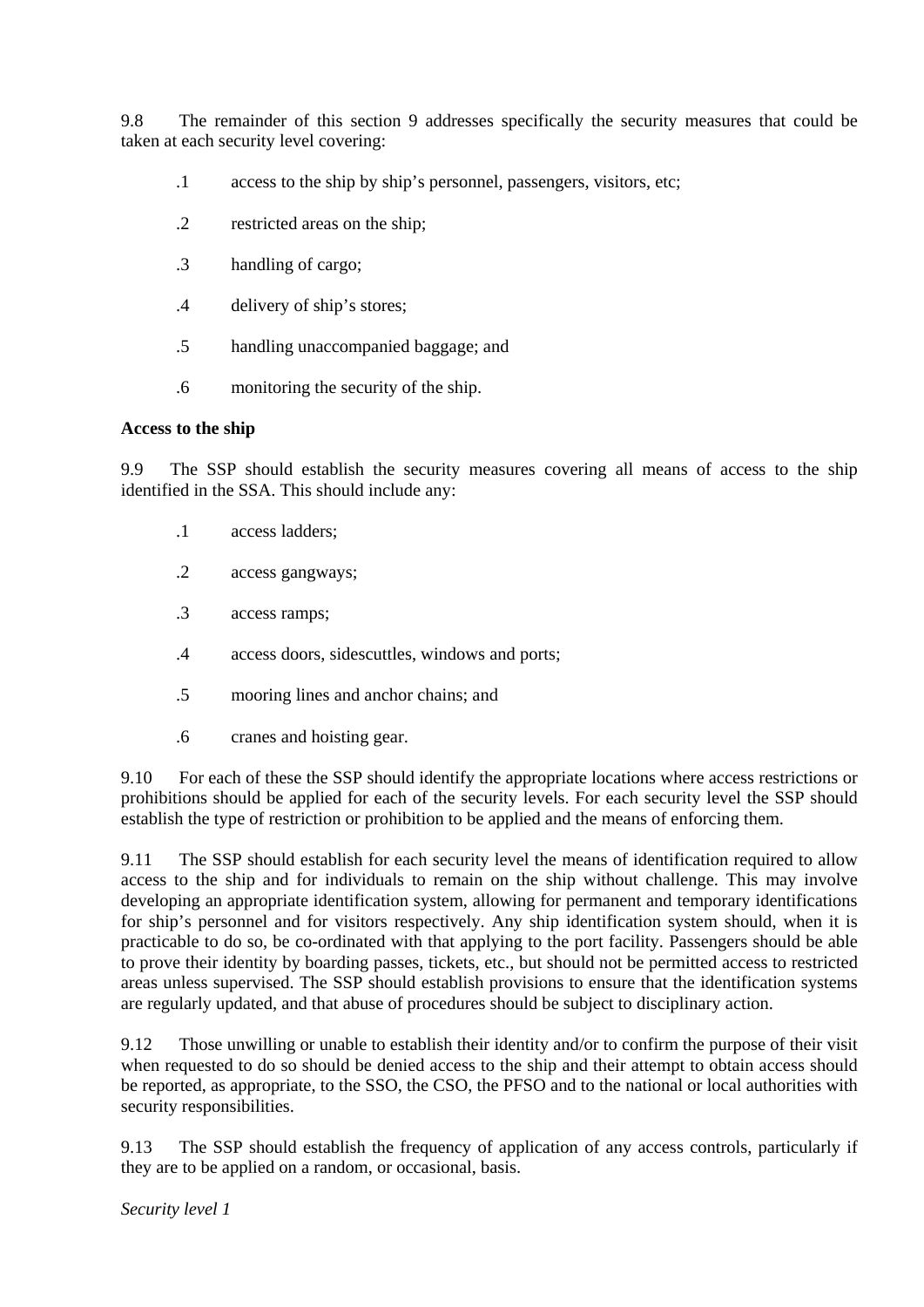9.8 The remainder of this section 9 addresses specifically the security measures that could be taken at each security level covering:

.1 access to the ship by ship's personnel, passengers, visitors, etc;

.2 restricted areas on the ship;

.3 handling of cargo;

.4 delivery of ship's stores;

.5 handling unaccompanied baggage; and

.6 monitoring the security of the ship.

**Access to the ship**

9.9 The SSP should establish the security measures covering all means of access to the ship identified in the SSA. This should include any:

.1 access ladders;

.2 access gangways;

.3 access ramps;

.4 access doors, sidescuttles, windows and ports;

.5 mooring lines and anchor chains; and

.6 cranes and hoisting gear.

9.10 For each of these the SSP should identify the appropriate locations where access restrictions or prohibitions should be applied for each of the security levels. For each security level the SSP should establish the type of restriction or prohibition to be applied and the means of enforcing them.

9.11 The SSP should establish for each security level the means of identification required to allow access to the ship and for individuals to remain on the ship without challenge. This may involve developing an appropriate identification system, allowing for permanent and temporary identifications for ship's personnel and for visitors respectively. Any ship identification system should, when it is practicable to do so, be co-ordinated with that applying to the port facility. Passengers should be able to prove their identity by boarding passes, tickets, etc., but should not be permitted access to restricted areas unless supervised. The SSP should establish provisions to ensure that the identification systems are regularly updated, and that abuse of procedures should be subject to disciplinary action.

9.12 Those unwilling or unable to establish their identity and/or to confirm the purpose of their visit when requested to do so should be denied access to the ship and their attempt to obtain access should be reported, as appropriate, to the SSO, the CSO, the PFSO and to the national or local authorities with security responsibilities.

9.13 The SSP should establish the frequency of application of any access controls, particularly if they are to be applied on a random, or occasional, basis.

*Security level 1*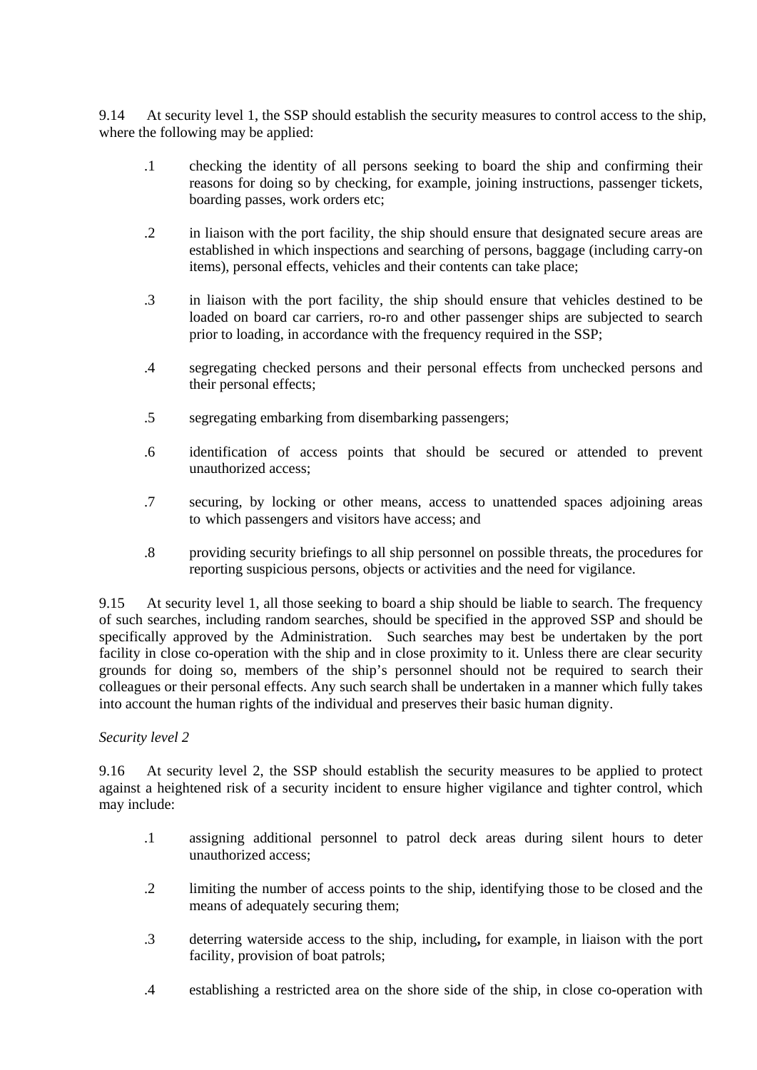9.14 At security level 1, the SSP should establish the security measures to control access to the ship, where the following may be applied:

.1 checking the identity of all persons seeking to board the ship and confirming their reasons for doing so by checking, for example, joining instructions, passenger tickets, boarding passes, work orders etc;

.2 in liaison with the port facility, the ship should ensure that designated secure areas are established in which inspections and searching of persons, baggage (including carry-on items), personal effects, vehicles and their contents can take place;

.3 in liaison with the port facility, the ship should ensure that vehicles destined to be loaded on board car carriers, ro-ro and other passenger ships are subjected to search prior to loading, in accordance with the frequency required in the SSP;

.4 segregating checked persons and their personal effects from unchecked persons and their personal effects;

.5 segregating embarking from disembarking passengers;

.6 identification of access points that should be secured or attended to prevent unauthorized access;

.7 securing, by locking or other means, access to unattended spaces adjoining areas to which passengers and visitors have access; and

.8 providing security briefings to all ship personnel on possible threats, the procedures for reporting suspicious persons, objects or activities and the need for vigilance.

9.15 At security level 1, all those seeking to board a ship should be liable to search. The frequency of such searches, including random searches, should be specified in the approved SSP and should be specifically approved by the Administration. Such searches may best be undertaken by the port facility in close co-operation with the ship and in close proximity to it. Unless there are clear security grounds for doing so, members of the ship's personnel should not be required to search their colleagues or their personal effects. Any such search shall be undertaken in a manner which fully takes into account the human rights of the individual and preserves their basic human dignity.

*Security level 2*

9.16 At security level 2, the SSP should establish the security measures to be applied to protect against a heightened risk of a security incident to ensure higher vigilance and tighter control, which may include:

.1 assigning additional personnel to patrol deck areas during silent hours to deter unauthorized access;

.2 limiting the number of access points to the ship, identifying those to be closed and the means of adequately securing them;

.3 deterring waterside access to the ship, including, for example, in liaison with the port facility, provision of boat patrols;

.4 establishing a restricted area on the shore side of the ship, in close co-operation with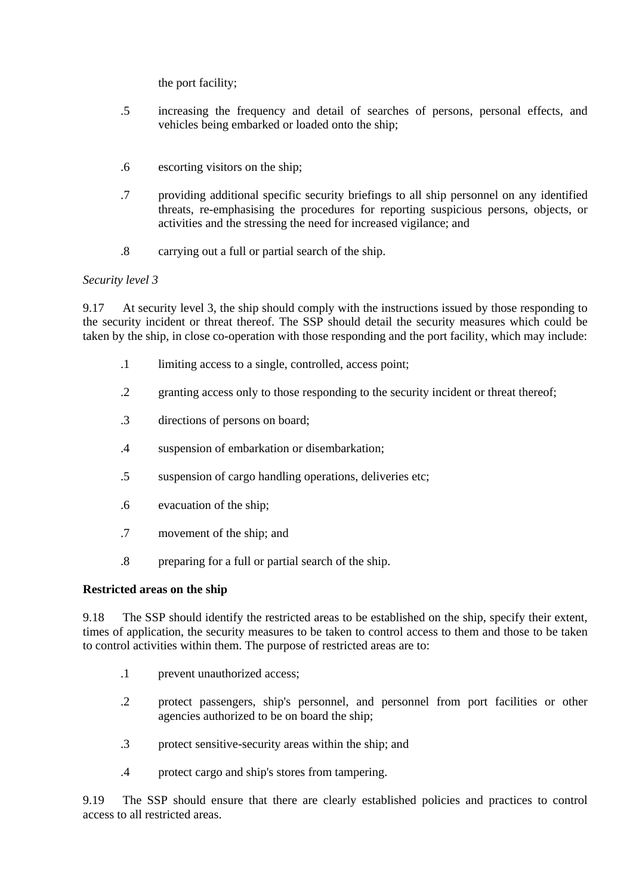the port facility;

.5 increasing the frequency and detail of searches of persons, personal effects, and vehicles being embarked or loaded onto the ship;

.6 escorting visitors on the ship;

.7 providing additional specific security briefings to all ship personnel on any identified threats, re-emphasising the procedures for reporting suspicious persons, objects, or activities and the stressing the need for increased vigilance; and

.8 carrying out a full or partial search of the ship.

*Security level 3*

9.17 At security level 3, the ship should comply with the instructions issued by those responding to the security incident or threat thereof. The SSP should detail the security measures which could be taken by the ship, in close co-operation with those responding and the port facility, which may include:

.1 limiting access to a single, controlled, access point;

.2 granting access only to those responding to the security incident or threat thereof;

.3 directions of persons on board;

.4 suspension of embarkation or disembarkation;

.5 suspension of cargo handling operations, deliveries etc;

.6 evacuation of the ship;

.7 movement of the ship; and

.8 preparing for a full or partial search of the ship.

**Restricted areas on the ship**

9.18 The SSP should identify the restricted areas to be established on the ship, specify their extent, times of application, the security measures to be taken to control access to them and those to be taken to control activities within them. The purpose of restricted areas are to:

.1 prevent unauthorized access;

.2 protect passengers, ship's personnel, and personnel from port facilities or other agencies authorized to be on board the ship;

.3 protect sensitive-security areas within the ship; and

.4 protect cargo and ship's stores from tampering.

9.19 The SSP should ensure that there are clearly established policies and practices to control access to all restricted areas.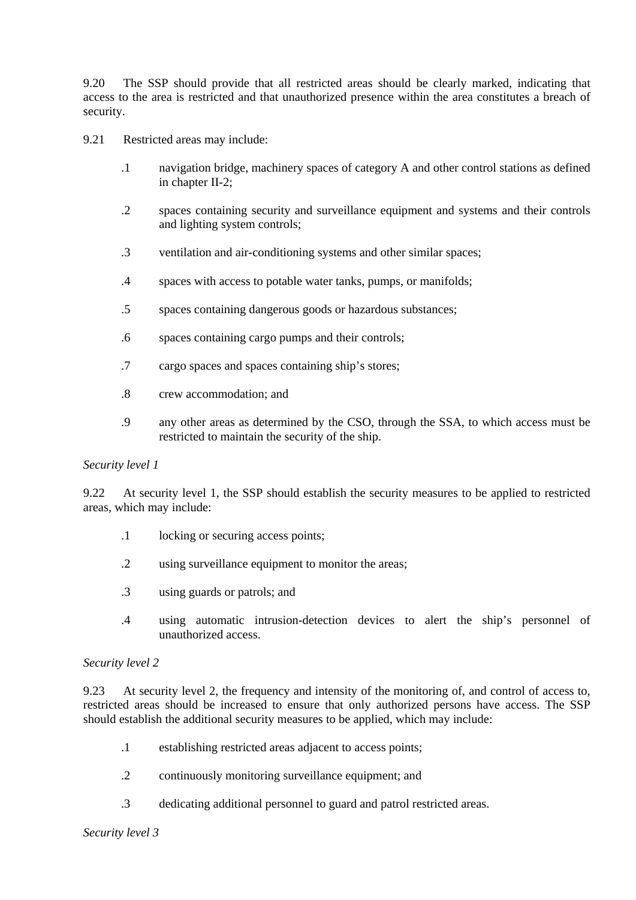9.20 The SSP should provide that all restricted areas should be clearly marked, indicating that access to the area is restricted and that unauthorized presence within the area constitutes a breach of security.

9.21 Restricted areas may include:

.1 navigation bridge, machinery spaces of category A and other control stations as defined in chapter II-2;

.2 spaces containing security and surveillance equipment and systems and their controls and lighting system controls;

.3 ventilation and air-conditioning systems and other similar spaces;

.4 spaces with access to potable water tanks, pumps, or manifolds;

.5 spaces containing dangerous goods or hazardous substances;

.6 spaces containing cargo pumps and their controls;

.7 cargo spaces and spaces containing ship's stores;

.8 crew accommodation; and

.9 any other areas as determined by the CSO, through the SSA, to which access must be restricted to maintain the security of the ship.

*Security level 1*

9.22 At security level 1, the SSP should establish the security measures to be applied to restricted areas, which may include:

.1 locking or securing access points;

.2 using surveillance equipment to monitor the areas;

.3 using guards or patrols; and

.4 using automatic intrusion-detection devices to alert the ship's personnel of unauthorized access.

*Security level 2*

9.23 At security level 2, the frequency and intensity of the monitoring of, and control of access to, restricted areas should be increased to ensure that only authorized persons have access. The SSP should establish the additional security measures to be applied, which may include:

.1 establishing restricted areas adjacent to access points;

.2 continuously monitoring surveillance equipment; and

.3 dedicating additional personnel to guard and patrol restricted areas.

*Security level 3*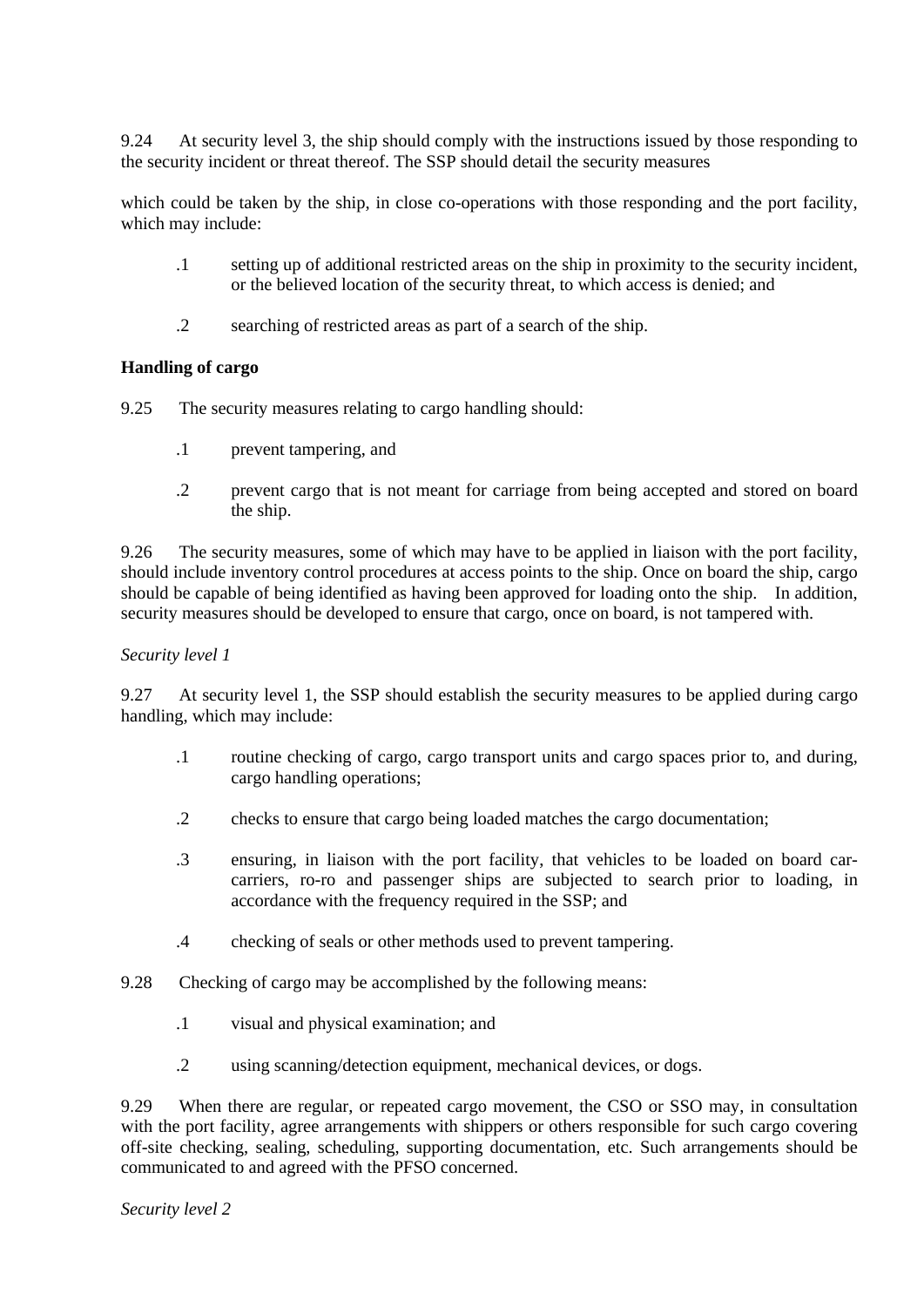9.24 At security level 3, the ship should comply with the instructions issued by those responding to the security incident or threat thereof. The SSP should detail the security measures

which could be taken by the ship, in close co-operations with those responding and the port facility, which may include:

.1 setting up of additional restricted areas on the ship in proximity to the security incident, or the believed location of the security threat, to which access is denied; and

.2 searching of restricted areas as part of a search of the ship.

**Handling of cargo**

9.25 The security measures relating to cargo handling should:

.1 prevent tampering, and

.2 prevent cargo that is not meant for carriage from being accepted and stored on board the ship.

9.26 The security measures, some of which may have to be applied in liaison with the port facility, should include inventory control procedures at access points to the ship. Once on board the ship, cargo should be capable of being identified as having been approved for loading onto the ship. In addition, security measures should be developed to ensure that cargo, once on board, is not tampered with.

*Security level 1*

9.27 At security level 1, the SSP should establish the security measures to be applied during cargo handling, which may include:

.1 routine checking of cargo, cargo transport units and cargo spaces prior to, and during, cargo handling operations;

.2 checks to ensure that cargo being loaded matches the cargo documentation;

.3 ensuring, in liaison with the port facility, that vehicles to be loaded on board car-carriers, ro-ro and passenger ships are subjected to search prior to loading, in accordance with the frequency required in the SSP; and

.4 checking of seals or other methods used to prevent tampering.

9.28 Checking of cargo may be accomplished by the following means:

.1 visual and physical examination; and

.2 using scanning/detection equipment, mechanical devices, or dogs.

9.29 When there are regular, or repeated cargo movement, the CSO or SSO may, in consultation with the port facility, agree arrangements with shippers or others responsible for such cargo covering off-site checking, sealing, scheduling, supporting documentation, etc. Such arrangements should be communicated to and agreed with the PFSO concerned.

*Security level 2*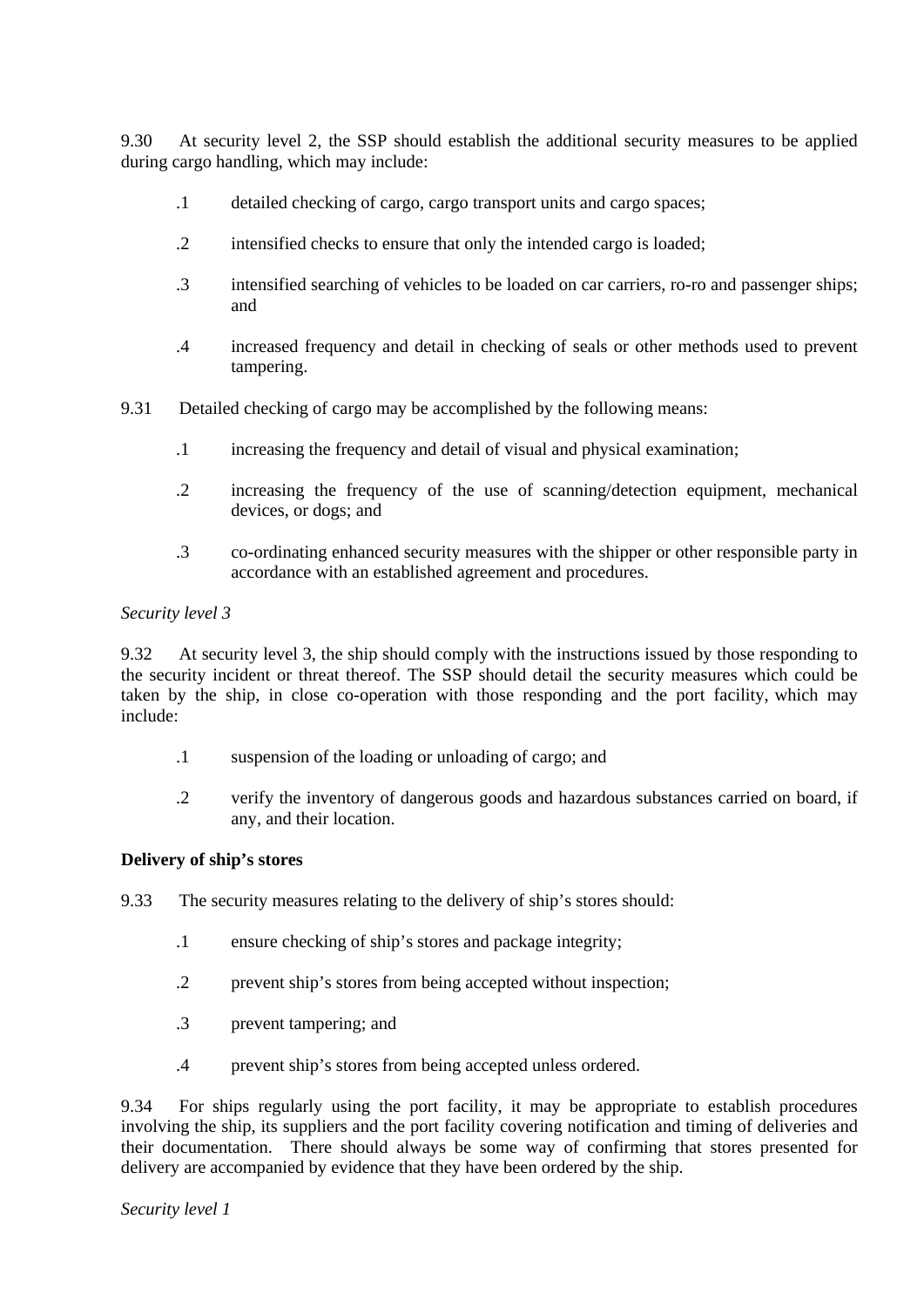9.30 At security level 2, the SSP should establish the additional security measures to be applied during cargo handling, which may include:

.1 detailed checking of cargo, cargo transport units and cargo spaces;

.2 intensified checks to ensure that only the intended cargo is loaded;

.3 intensified searching of vehicles to be loaded on car carriers, ro-ro and passenger ships; and

.4 increased frequency and detail in checking of seals or other methods used to prevent tampering.

9.31 Detailed checking of cargo may be accomplished by the following means:

.1 increasing the frequency and detail of visual and physical examination;

.2 increasing the frequency of the use of scanning/detection equipment, mechanical devices, or dogs; and

.3 co-ordinating enhanced security measures with the shipper or other responsible party in accordance with an established agreement and procedures.

*Security level 3*

9.32 At security level 3, the ship should comply with the instructions issued by those responding to the security incident or threat thereof. The SSP should detail the security measures which could be taken by the ship, in close co-operation with those responding and the port facility, which may include:

.1 suspension of the loading or unloading of cargo; and

.2 verify the inventory of dangerous goods and hazardous substances carried on board, if any, and their location.

**Delivery of ship's stores**

9.33 The security measures relating to the delivery of ship's stores should:

.1 ensure checking of ship's stores and package integrity;

.2 prevent ship's stores from being accepted without inspection;

.3 prevent tampering; and

.4 prevent ship's stores from being accepted unless ordered.

9.34 For ships regularly using the port facility, it may be appropriate to establish procedures involving the ship, its suppliers and the port facility covering notification and timing of deliveries and their documentation. There should always be some way of confirming that stores presented for delivery are accompanied by evidence that they have been ordered by the ship.

*Security level 1*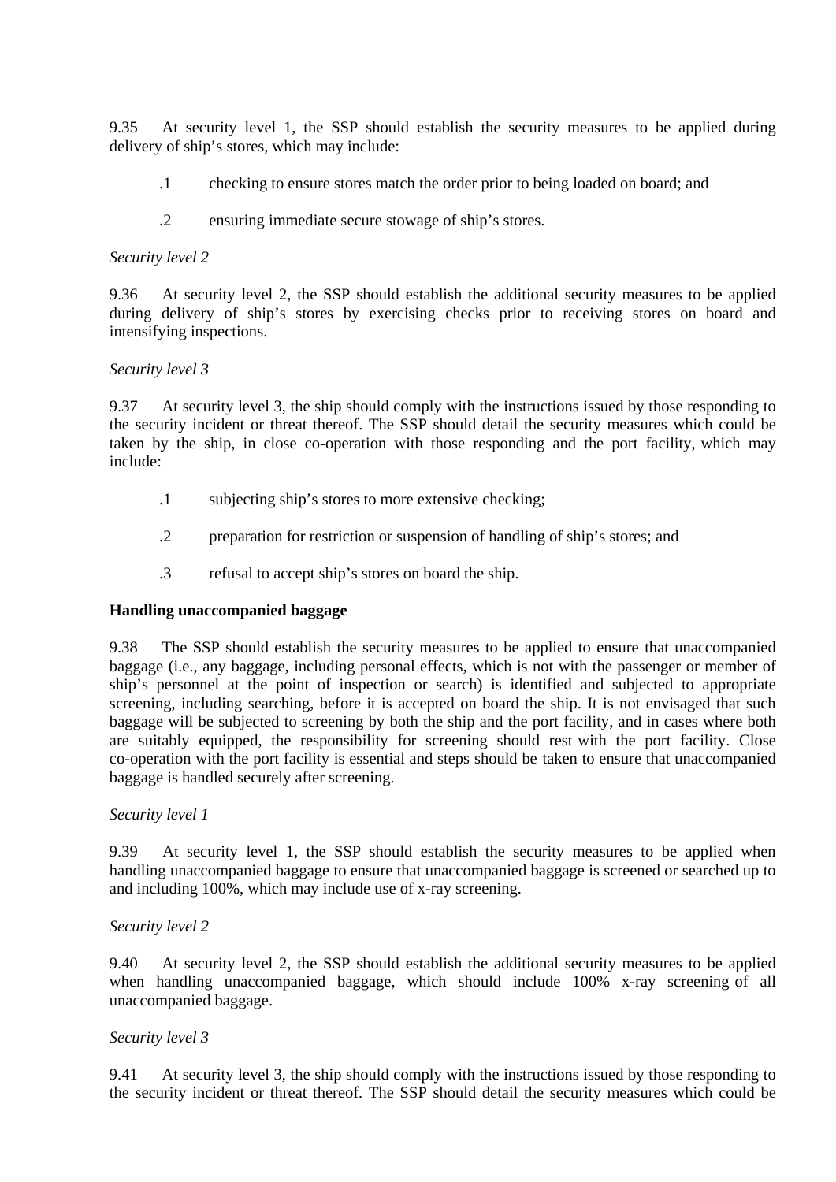9.35 At security level 1, the SSP should establish the security measures to be applied during delivery of ship's stores, which may include:

.1 checking to ensure stores match the order prior to being loaded on board; and

.2 ensuring immediate secure stowage of ship's stores.

*Security level 2*

9.36 At security level 2, the SSP should establish the additional security measures to be applied during delivery of ship's stores by exercising checks prior to receiving stores on board and intensifying inspections.

*Security level 3*

9.37 At security level 3, the ship should comply with the instructions issued by those responding to the security incident or threat thereof. The SSP should detail the security measures which could be taken by the ship, in close co-operation with those responding and the port facility, which may include:

.1 subjecting ship's stores to more extensive checking;

.2 preparation for restriction or suspension of handling of ship's stores; and

.3 refusal to accept ship's stores on board the ship.

**Handling unaccompanied baggage**

9.38 The SSP should establish the security measures to be applied to ensure that unaccompanied baggage (i.e., any baggage, including personal effects, which is not with the passenger or member of ship's personnel at the point of inspection or search) is identified and subjected to appropriate screening, including searching, before it is accepted on board the ship. It is not envisaged that such baggage will be subjected to screening by both the ship and the port facility, and in cases where both are suitably equipped, the responsibility for screening should rest with the port facility. Close co-operation with the port facility is essential and steps should be taken to ensure that unaccompanied baggage is handled securely after screening.

*Security level 1*

9.39 At security level 1, the SSP should establish the security measures to be applied when handling unaccompanied baggage to ensure that unaccompanied baggage is screened or searched up to and including 100%, which may include use of x-ray screening.

*Security level 2*

9.40 At security level 2, the SSP should establish the additional security measures to be applied when handling unaccompanied baggage, which should include 100% x-ray screening of all unaccompanied baggage.

*Security level 3*

9.41 At security level 3, the ship should comply with the instructions issued by those responding to the security incident or threat thereof. The SSP should detail the security measures which could be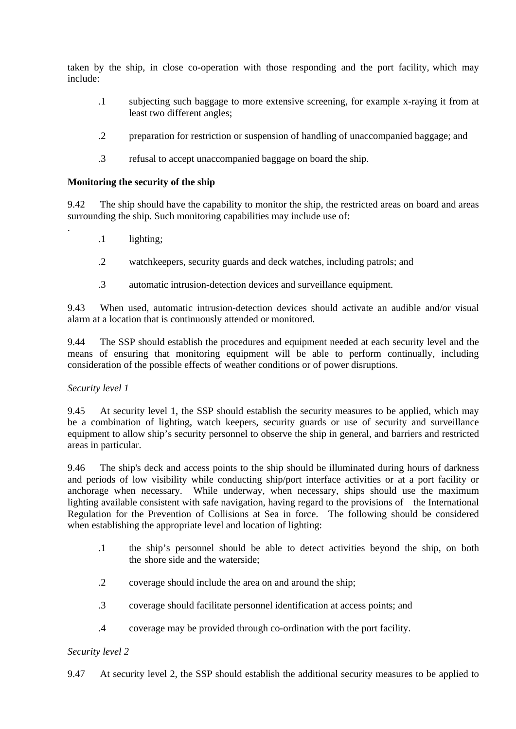taken by the ship, in close co-operation with those responding and the port facility, which may include:

.1 subjecting such baggage to more extensive screening, for example x-raying it from at least two different angles;

.2 preparation for restriction or suspension of handling of unaccompanied baggage; and

.3 refusal to accept unaccompanied baggage on board the ship.

**Monitoring the security of the ship**

9.42 The ship should have the capability to monitor the ship, the restricted areas on board and areas surrounding the ship. Such monitoring capabilities may include use of:

.

.1 lighting;

.2 watchkeepers, security guards and deck watches, including patrols; and

.3 automatic intrusion-detection devices and surveillance equipment.

9.43 When used, automatic intrusion-detection devices should activate an audible and/or visual alarm at a location that is continuously attended or monitored.

9.44 The SSP should establish the procedures and equipment needed at each security level and the means of ensuring that monitoring equipment will be able to perform continually, including consideration of the possible effects of weather conditions or of power disruptions.

*Security level 1*

9.45 At security level 1, the SSP should establish the security measures to be applied, which may be a combination of lighting, watch keepers, security guards or use of security and surveillance equipment to allow ship's security personnel to observe the ship in general, and barriers and restricted areas in particular.

9.46 The ship's deck and access points to the ship should be illuminated during hours of darkness and periods of low visibility while conducting ship/port interface activities or at a port facility or anchorage when necessary. While underway, when necessary, ships should use the maximum lighting available consistent with safe navigation, having regard to the provisions of the International Regulation for the Prevention of Collisions at Sea in force. The following should be considered when establishing the appropriate level and location of lighting:

.1 the ship's personnel should be able to detect activities beyond the ship, on both the shore side and the waterside;

.2 coverage should include the area on and around the ship;

.3 coverage should facilitate personnel identification at access points; and

.4 coverage may be provided through co-ordination with the port facility.

*Security level 2*

9.47 At security level 2, the SSP should establish the additional security measures to be applied to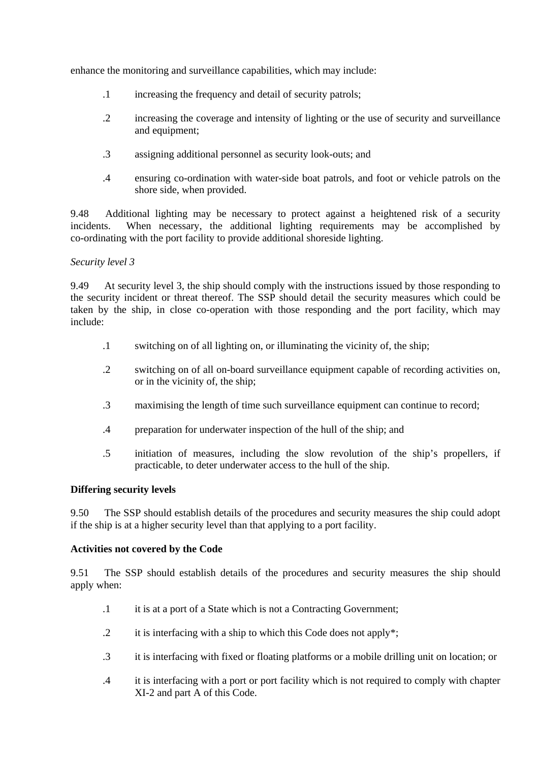enhance the monitoring and surveillance capabilities, which may include:

.1 increasing the frequency and detail of security patrols;

.2 increasing the coverage and intensity of lighting or the use of security and surveillance and equipment;

.3 assigning additional personnel as security look-outs; and

.4 ensuring co-ordination with water-side boat patrols, and foot or vehicle patrols on the shore side, when provided.

9.48 Additional lighting may be necessary to protect against a heightened risk of a security incidents. When necessary, the additional lighting requirements may be accomplished by co-ordinating with the port facility to provide additional shoreside lighting.

*Security level 3*

9.49 At security level 3, the ship should comply with the instructions issued by those responding to the security incident or threat thereof. The SSP should detail the security measures which could be taken by the ship, in close co-operation with those responding and the port facility, which may include:

.1 switching on of all lighting on, or illuminating the vicinity of, the ship;

.2 switching on of all on-board surveillance equipment capable of recording activities on, or in the vicinity of, the ship;

.3 maximising the length of time such surveillance equipment can continue to record;

.4 preparation for underwater inspection of the hull of the ship; and

.5 initiation of measures, including the slow revolution of the ship's propellers, if practicable, to deter underwater access to the hull of the ship.

**Differing security levels**

9.50 The SSP should establish details of the procedures and security measures the ship could adopt if the ship is at a higher security level than that applying to a port facility.

**Activities not covered by the Code**

9.51 The SSP should establish details of the procedures and security measures the ship should apply when:

.1 it is at a port of a State which is not a Contracting Government;

.2 it is interfacing with a ship to which this Code does not apply*;

.3 it is interfacing with fixed or floating platforms or a mobile drilling unit on location; or

.4 it is interfacing with a port or port facility which is not required to comply with chapter XI-2 and part A of this Code.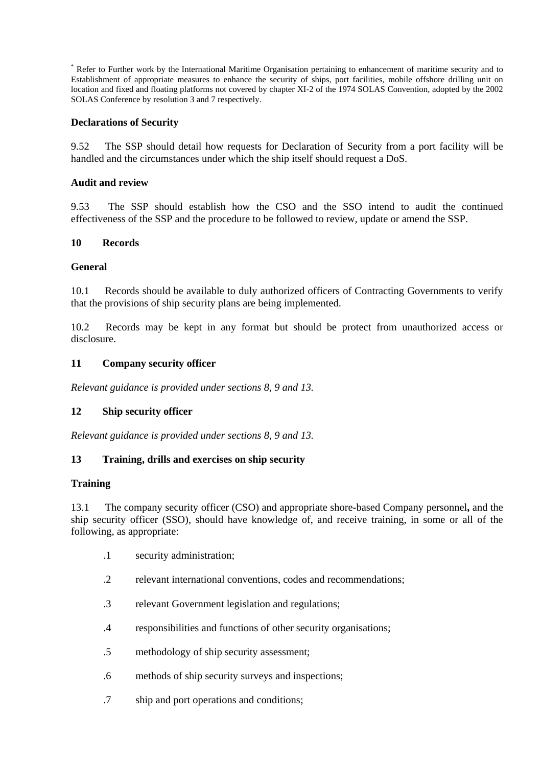[*] Refer to Further work by the International Maritime Organisation pertaining to enhancement of maritime security and to Establishment of appropriate measures to enhance the security of ships, port facilities, mobile offshore drilling unit on location and fixed and floating platforms not covered by chapter XI-2 of the 1974 SOLAS Convention, adopted by the 2002 SOLAS Conference by resolution 3 and 7 respectively.

**Declarations of Security**

9.52 The SSP should detail how requests for Declaration of Security from a port facility will be handled and the circumstances under which the ship itself should request a DoS.

**Audit and review**

9.53 The SSP should establish how the CSO and the SSO intend to audit the continued effectiveness of the SSP and the procedure to be followed to review, update or amend the SSP.

## 10 Records

**General**

10.1 Records should be available to duly authorized officers of Contracting Governments to verify that the provisions of ship security plans are being implemented.

10.2 Records may be kept in any format but should be protect from unauthorized access or disclosure.

## 11 Company security officer

*Relevant guidance is provided under sections 8, 9 and 13.*

## 12 Ship security officer

*Relevant guidance is provided under sections 8, 9 and 13.*

## 13 Training, drills and exercises on ship security

**Training**

13.1 The company security officer (CSO) and appropriate shore-based Company personnel**,** and the ship security officer (SSO), should have knowledge of, and receive training, in some or all of the following, as appropriate:

- .1 security administration;
- .2 relevant international conventions, codes and recommendations;
- .3 relevant Government legislation and regulations;
- .4 responsibilities and functions of other security organisations;
- .5 methodology of ship security assessment;
- .6 methods of ship security surveys and inspections;
- .7 ship and port operations and conditions;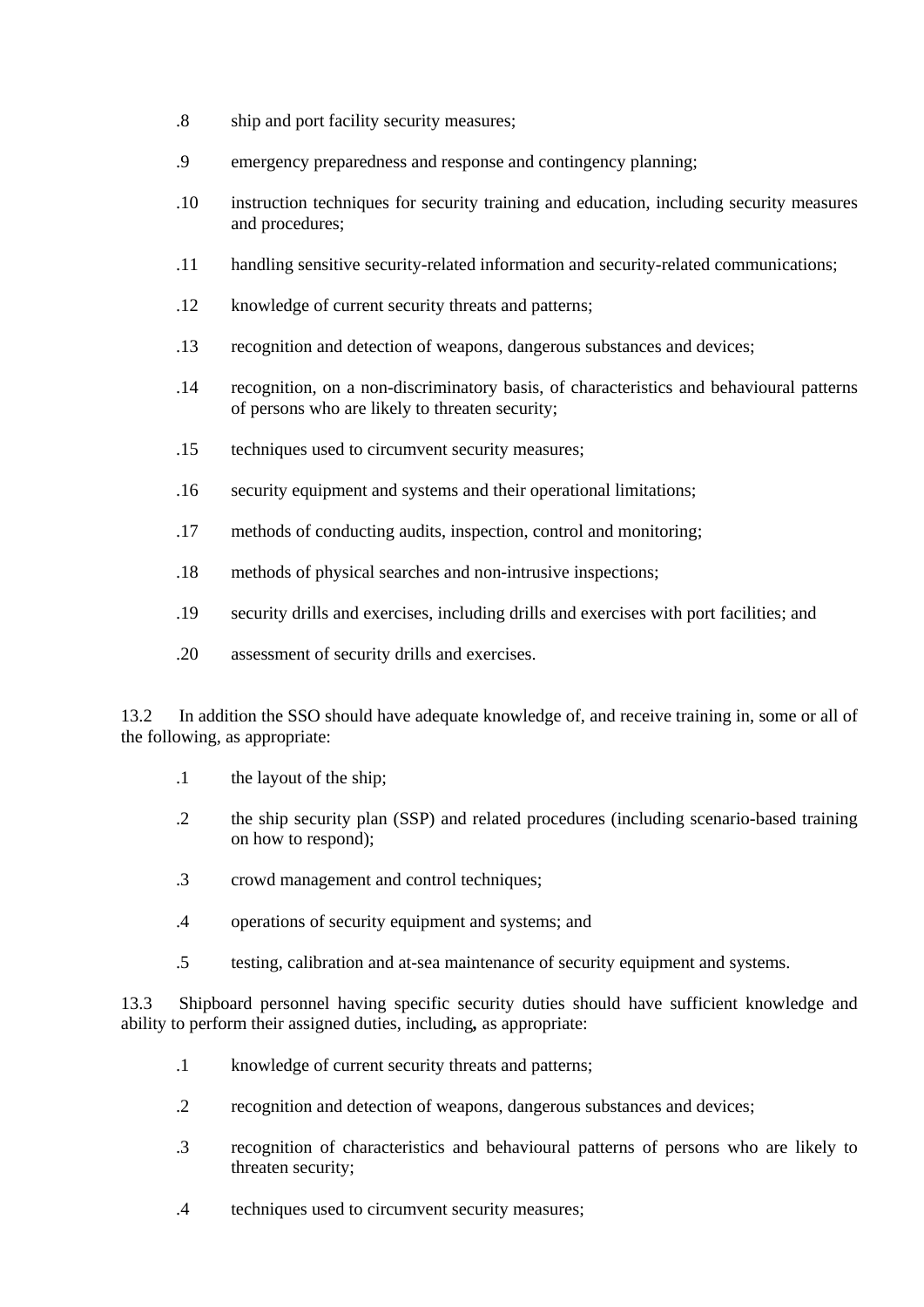.8 ship and port facility security measures;

.9 emergency preparedness and response and contingency planning;

.10 instruction techniques for security training and education, including security measures and procedures;

.11 handling sensitive security-related information and security-related communications;

.12 knowledge of current security threats and patterns;

.13 recognition and detection of weapons, dangerous substances and devices;

.14 recognition, on a non-discriminatory basis, of characteristics and behavioural patterns of persons who are likely to threaten security;

.15 techniques used to circumvent security measures;

.16 security equipment and systems and their operational limitations;

.17 methods of conducting audits, inspection, control and monitoring;

.18 methods of physical searches and non-intrusive inspections;

.19 security drills and exercises, including drills and exercises with port facilities; and

.20 assessment of security drills and exercises.

13.2 In addition the SSO should have adequate knowledge of, and receive training in, some or all of the following, as appropriate:

.1 the layout of the ship;

.2 the ship security plan (SSP) and related procedures (including scenario-based training on how to respond);

.3 crowd management and control techniques;

.4 operations of security equipment and systems; and

.5 testing, calibration and at-sea maintenance of security equipment and systems.

13.3 Shipboard personnel having specific security duties should have sufficient knowledge and ability to perform their assigned duties, including**,** as appropriate:

.1 knowledge of current security threats and patterns;

.2 recognition and detection of weapons, dangerous substances and devices;

.3 recognition of characteristics and behavioural patterns of persons who are likely to threaten security;

.4 techniques used to circumvent security measures;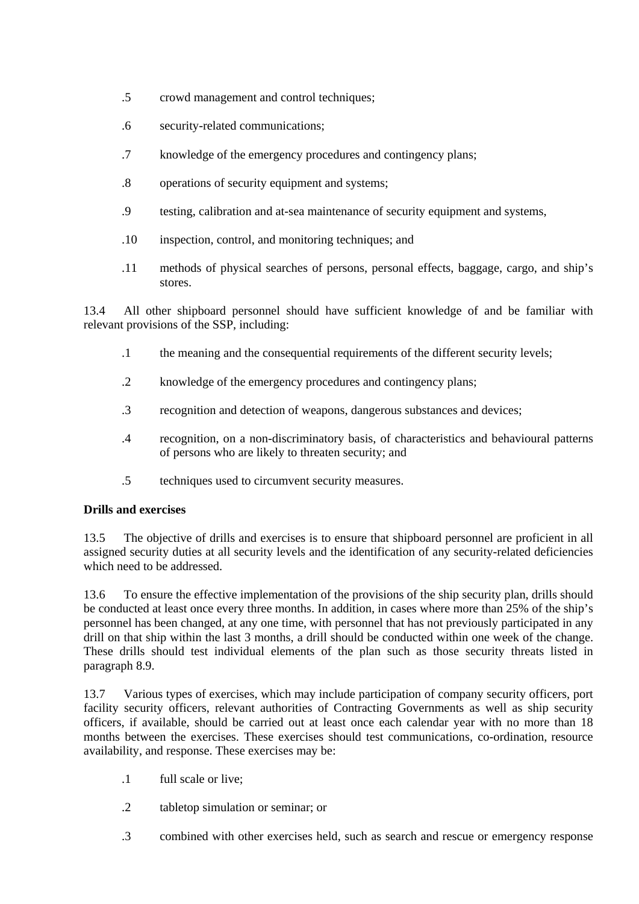.5 crowd management and control techniques;

.6 security-related communications;

.7 knowledge of the emergency procedures and contingency plans;

.8 operations of security equipment and systems;

.9 testing, calibration and at-sea maintenance of security equipment and systems,

.10 inspection, control, and monitoring techniques; and

.11 methods of physical searches of persons, personal effects, baggage, cargo, and ship's stores.

13.4 All other shipboard personnel should have sufficient knowledge of and be familiar with relevant provisions of the SSP, including:

.1 the meaning and the consequential requirements of the different security levels;

.2 knowledge of the emergency procedures and contingency plans;

.3 recognition and detection of weapons, dangerous substances and devices;

.4 recognition, on a non-discriminatory basis, of characteristics and behavioural patterns of persons who are likely to threaten security; and

.5 techniques used to circumvent security measures.

**Drills and exercises**

13.5 The objective of drills and exercises is to ensure that shipboard personnel are proficient in all assigned security duties at all security levels and the identification of any security-related deficiencies which need to be addressed.

13.6 To ensure the effective implementation of the provisions of the ship security plan, drills should be conducted at least once every three months. In addition, in cases where more than 25% of the ship's personnel has been changed, at any one time, with personnel that has not previously participated in any drill on that ship within the last 3 months, a drill should be conducted within one week of the change. These drills should test individual elements of the plan such as those security threats listed in paragraph 8.9.

13.7 Various types of exercises, which may include participation of company security officers, port facility security officers, relevant authorities of Contracting Governments as well as ship security officers, if available, should be carried out at least once each calendar year with no more than 18 months between the exercises. These exercises should test communications, co-ordination, resource availability, and response. These exercises may be:

.1 full scale or live;

.2 tabletop simulation or seminar; or

.3 combined with other exercises held, such as search and rescue or emergency response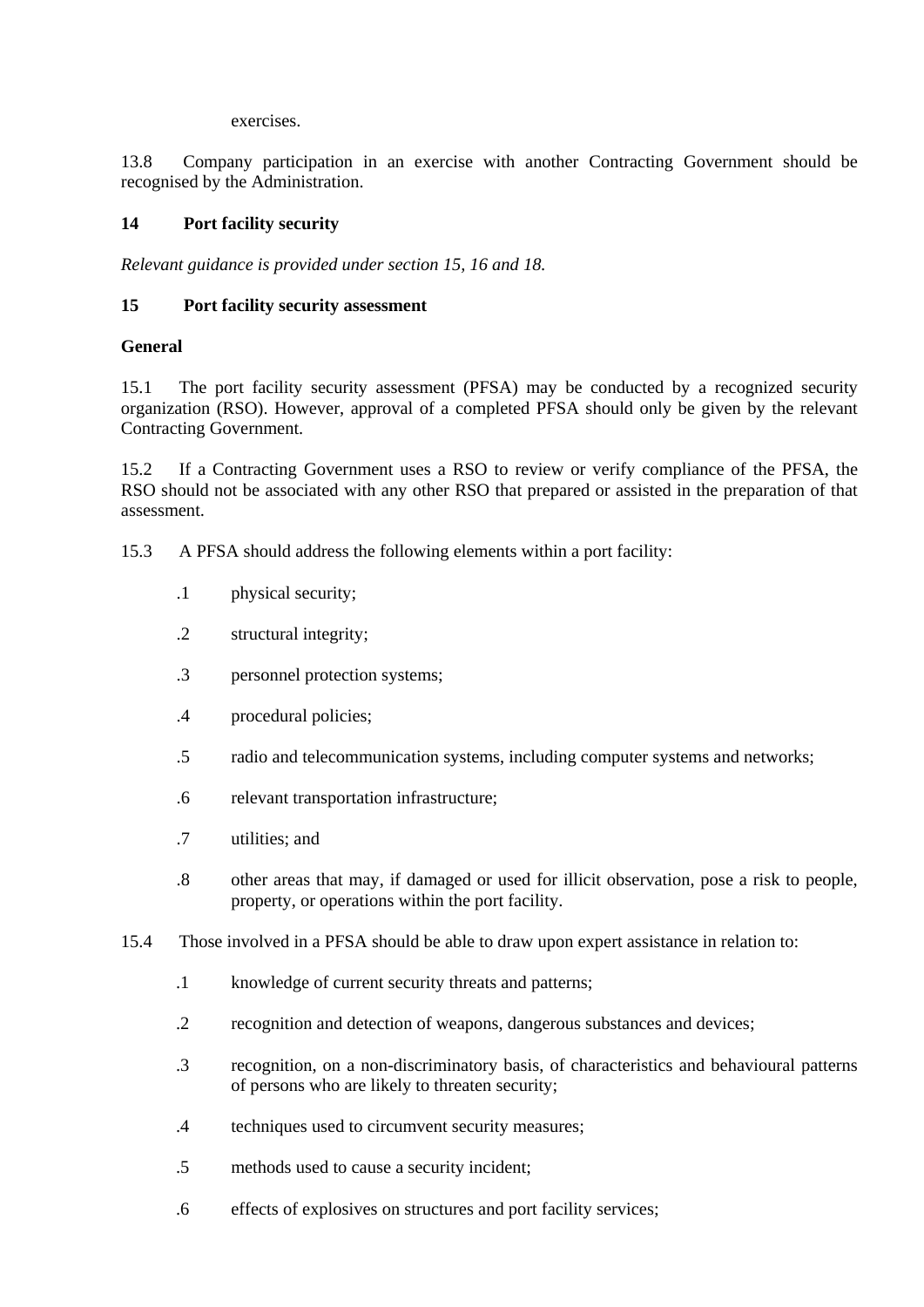exercises.

13.8 Company participation in an exercise with another Contracting Government should be recognised by the Administration.

## 14 Port facility security

*Relevant guidance is provided under section 15, 16 and 18.*

## 15 Port facility security assessment

### General

15.1 The port facility security assessment (PFSA) may be conducted by a recognized security organization (RSO). However, approval of a completed PFSA should only be given by the relevant Contracting Government.

15.2 If a Contracting Government uses a RSO to review or verify compliance of the PFSA, the RSO should not be associated with any other RSO that prepared or assisted in the preparation of that assessment.

15.3 A PFSA should address the following elements within a port facility:

.1 physical security;

.2 structural integrity;

.3 personnel protection systems;

.4 procedural policies;

.5 radio and telecommunication systems, including computer systems and networks;

.6 relevant transportation infrastructure;

.7 utilities; and

.8 other areas that may, if damaged or used for illicit observation, pose a risk to people, property, or operations within the port facility.

15.4 Those involved in a PFSA should be able to draw upon expert assistance in relation to:

.1 knowledge of current security threats and patterns;

.2 recognition and detection of weapons, dangerous substances and devices;

.3 recognition, on a non-discriminatory basis, of characteristics and behavioural patterns of persons who are likely to threaten security;

.4 techniques used to circumvent security measures;

.5 methods used to cause a security incident;

.6 effects of explosives on structures and port facility services;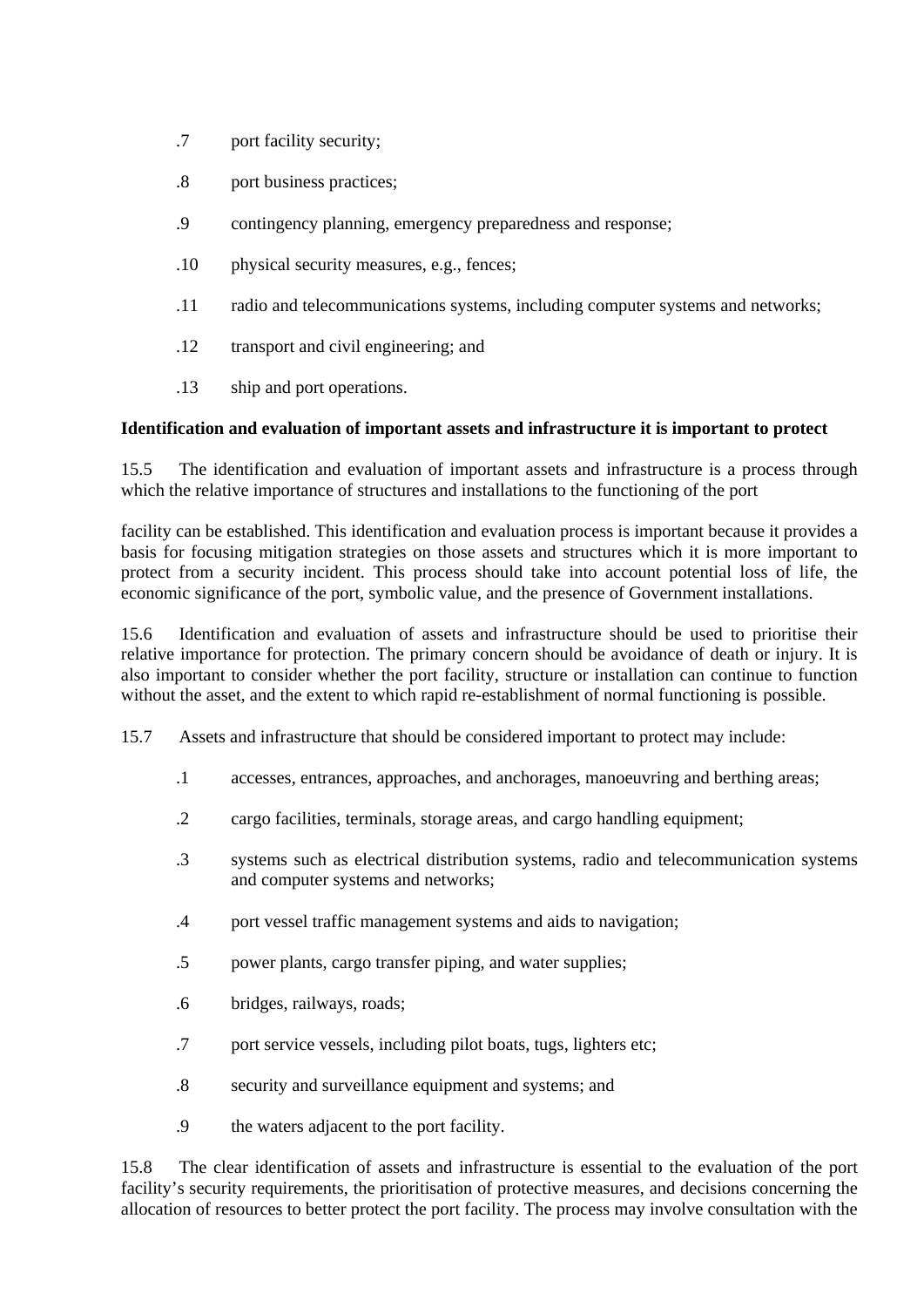.7 port facility security;

.8 port business practices;

.9 contingency planning, emergency preparedness and response;

.10 physical security measures, e.g., fences;

.11 radio and telecommunications systems, including computer systems and networks;

.12 transport and civil engineering; and

.13 ship and port operations.

**Identification and evaluation of important assets and infrastructure it is important to protect**

15.5 The identification and evaluation of important assets and infrastructure is a process through which the relative importance of structures and installations to the functioning of the port

facility can be established. This identification and evaluation process is important because it provides a basis for focusing mitigation strategies on those assets and structures which it is more important to protect from a security incident. This process should take into account potential loss of life, the economic significance of the port, symbolic value, and the presence of Government installations.

15.6 Identification and evaluation of assets and infrastructure should be used to prioritise their relative importance for protection. The primary concern should be avoidance of death or injury. It is also important to consider whether the port facility, structure or installation can continue to function without the asset, and the extent to which rapid re-establishment of normal functioning is possible.

15.7 Assets and infrastructure that should be considered important to protect may include:

.1 accesses, entrances, approaches, and anchorages, manoeuvring and berthing areas;

.2 cargo facilities, terminals, storage areas, and cargo handling equipment;

.3 systems such as electrical distribution systems, radio and telecommunication systems and computer systems and networks;

.4 port vessel traffic management systems and aids to navigation;

.5 power plants, cargo transfer piping, and water supplies;

.6 bridges, railways, roads;

.7 port service vessels, including pilot boats, tugs, lighters etc;

.8 security and surveillance equipment and systems; and

.9 the waters adjacent to the port facility.

15.8 The clear identification of assets and infrastructure is essential to the evaluation of the port facility's security requirements, the prioritisation of protective measures, and decisions concerning the allocation of resources to better protect the port facility. The process may involve consultation with the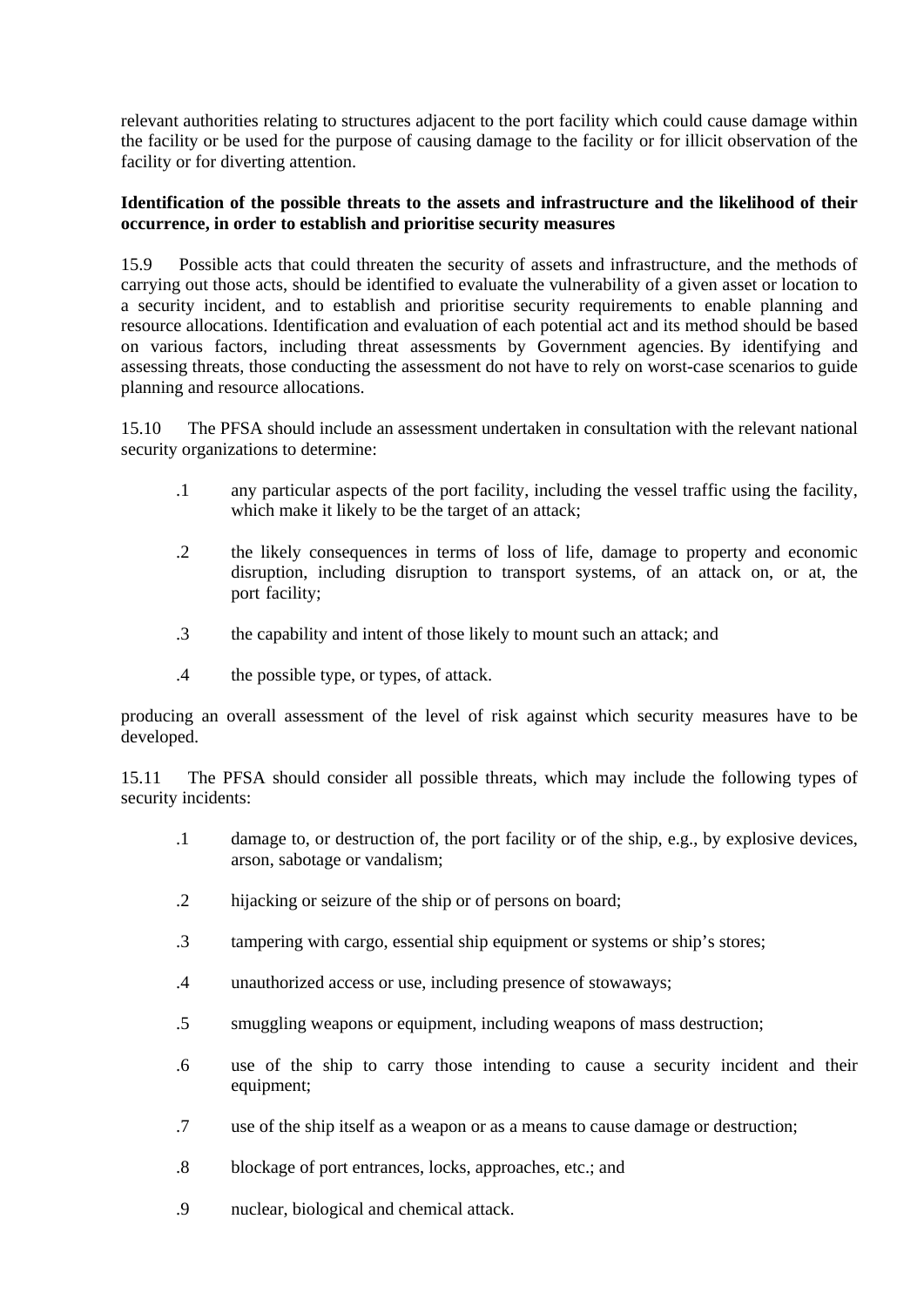relevant authorities relating to structures adjacent to the port facility which could cause damage within the facility or be used for the purpose of causing damage to the facility or for illicit observation of the facility or for diverting attention.

**Identification of the possible threats to the assets and infrastructure and the likelihood of their occurrence, in order to establish and prioritise security measures**

15.9 Possible acts that could threaten the security of assets and infrastructure, and the methods of carrying out those acts, should be identified to evaluate the vulnerability of a given asset or location to a security incident, and to establish and prioritise security requirements to enable planning and resource allocations. Identification and evaluation of each potential act and its method should be based on various factors, including threat assessments by Government agencies. By identifying and assessing threats, those conducting the assessment do not have to rely on worst-case scenarios to guide planning and resource allocations.

15.10 The PFSA should include an assessment undertaken in consultation with the relevant national security organizations to determine:

.1 any particular aspects of the port facility, including the vessel traffic using the facility, which make it likely to be the target of an attack;

.2 the likely consequences in terms of loss of life, damage to property and economic disruption, including disruption to transport systems, of an attack on, or at, the port facility;

.3 the capability and intent of those likely to mount such an attack; and

.4 the possible type, or types, of attack.

producing an overall assessment of the level of risk against which security measures have to be developed.

15.11 The PFSA should consider all possible threats, which may include the following types of security incidents:

.1 damage to, or destruction of, the port facility or of the ship, e.g., by explosive devices, arson, sabotage or vandalism;

.2 hijacking or seizure of the ship or of persons on board;

.3 tampering with cargo, essential ship equipment or systems or ship's stores;

.4 unauthorized access or use, including presence of stowaways;

.5 smuggling weapons or equipment, including weapons of mass destruction;

.6 use of the ship to carry those intending to cause a security incident and their equipment;

.7 use of the ship itself as a weapon or as a means to cause damage or destruction;

.8 blockage of port entrances, locks, approaches, etc.; and

.9 nuclear, biological and chemical attack.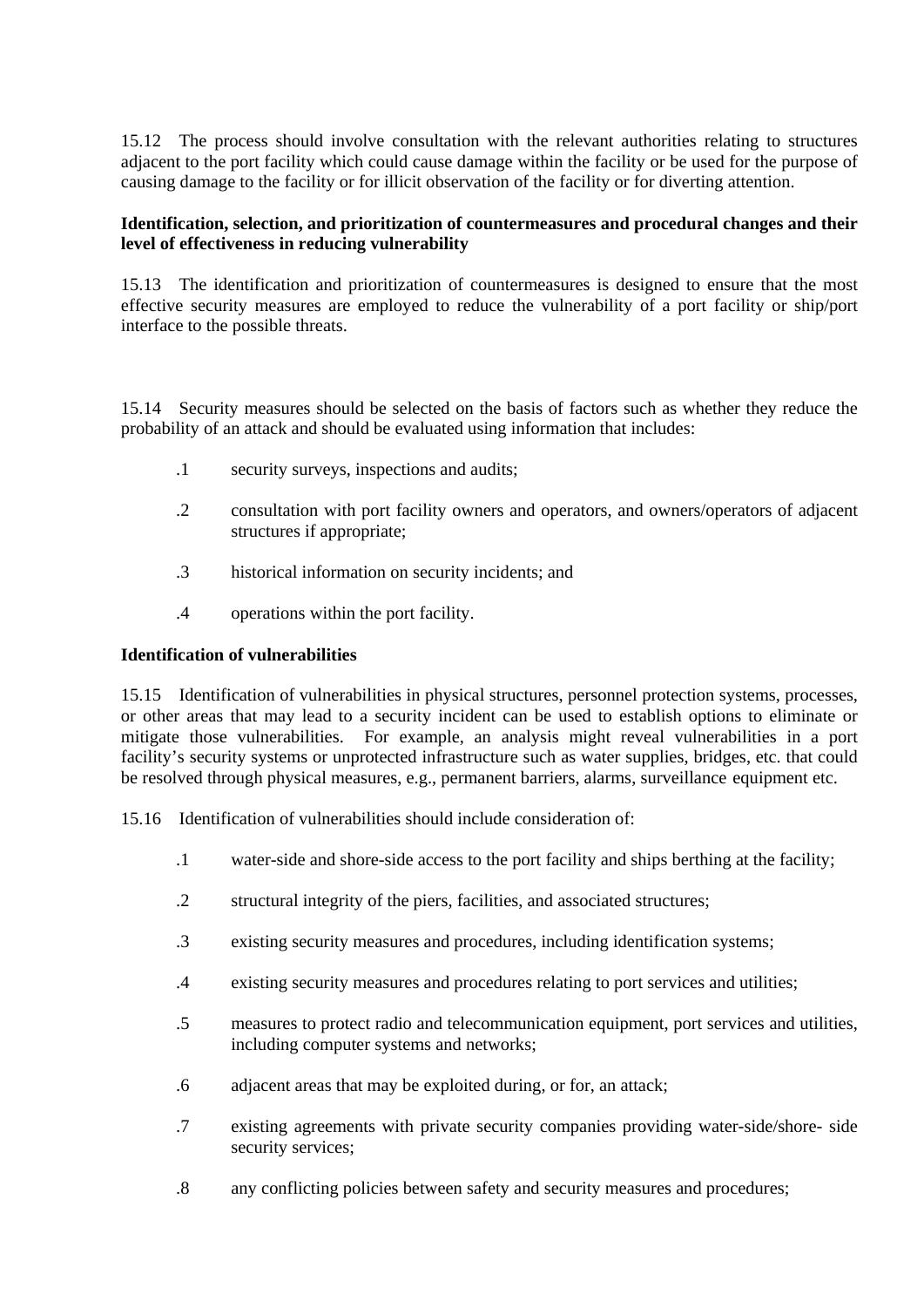15.12 The process should involve consultation with the relevant authorities relating to structures adjacent to the port facility which could cause damage within the facility or be used for the purpose of causing damage to the facility or for illicit observation of the facility or for diverting attention.

**Identification, selection, and prioritization of countermeasures and procedural changes and their level of effectiveness in reducing vulnerability**

15.13 The identification and prioritization of countermeasures is designed to ensure that the most effective security measures are employed to reduce the vulnerability of a port facility or ship/port interface to the possible threats.

15.14 Security measures should be selected on the basis of factors such as whether they reduce the probability of an attack and should be evaluated using information that includes:

.1 security surveys, inspections and audits;

.2 consultation with port facility owners and operators, and owners/operators of adjacent structures if appropriate;

.3 historical information on security incidents; and

.4 operations within the port facility.

**Identification of vulnerabilities**

15.15 Identification of vulnerabilities in physical structures, personnel protection systems, processes, or other areas that may lead to a security incident can be used to establish options to eliminate or mitigate those vulnerabilities. For example, an analysis might reveal vulnerabilities in a port facility's security systems or unprotected infrastructure such as water supplies, bridges, etc. that could be resolved through physical measures, e.g., permanent barriers, alarms, surveillance equipment etc.

15.16 Identification of vulnerabilities should include consideration of:

.1 water-side and shore-side access to the port facility and ships berthing at the facility;

.2 structural integrity of the piers, facilities, and associated structures;

.3 existing security measures and procedures, including identification systems;

.4 existing security measures and procedures relating to port services and utilities;

.5 measures to protect radio and telecommunication equipment, port services and utilities, including computer systems and networks;

.6 adjacent areas that may be exploited during, or for, an attack;

.7 existing agreements with private security companies providing water-side/shore- side security services;

.8 any conflicting policies between safety and security measures and procedures;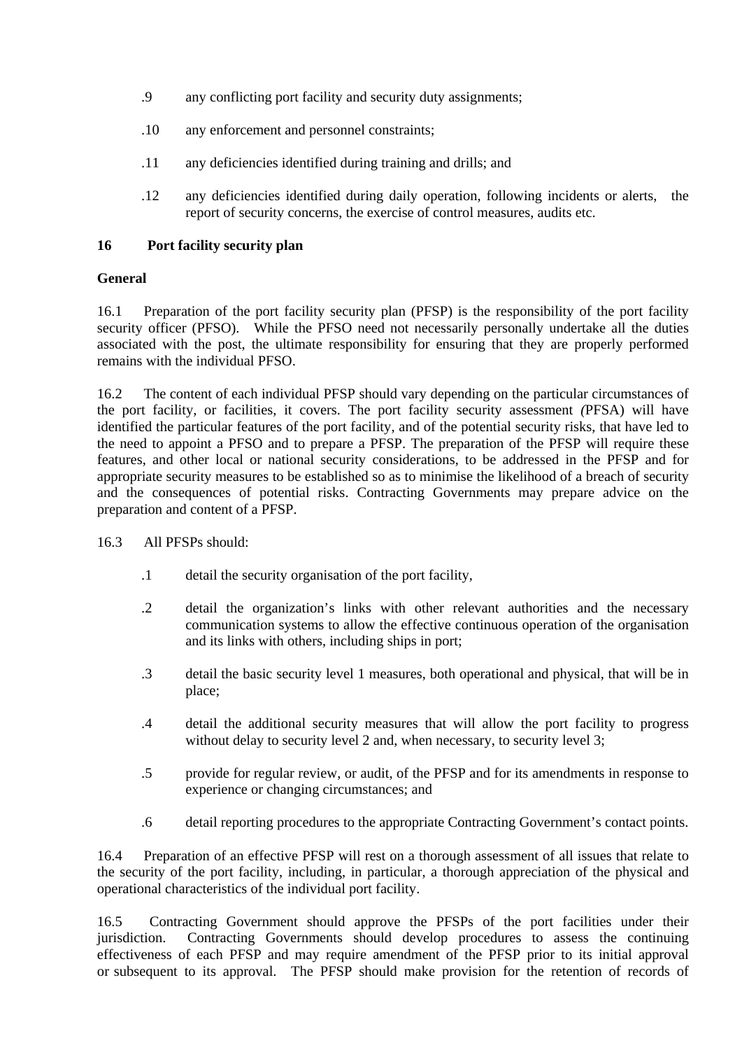.9 any conflicting port facility and security duty assignments;

.10 any enforcement and personnel constraints;

.11 any deficiencies identified during training and drills; and

.12 any deficiencies identified during daily operation, following incidents or alerts, the report of security concerns, the exercise of control measures, audits etc.

## 16 Port facility security plan

### General

16.1 Preparation of the port facility security plan (PFSP) is the responsibility of the port facility security officer (PFSO). While the PFSO need not necessarily personally undertake all the duties associated with the post, the ultimate responsibility for ensuring that they are properly performed remains with the individual PFSO.

16.2 The content of each individual PFSP should vary depending on the particular circumstances of the port facility, or facilities, it covers. The port facility security assessment *(*PFSA) will have identified the particular features of the port facility, and of the potential security risks, that have led to the need to appoint a PFSO and to prepare a PFSP. The preparation of the PFSP will require these features, and other local or national security considerations, to be addressed in the PFSP and for appropriate security measures to be established so as to minimise the likelihood of a breach of security and the consequences of potential risks. Contracting Governments may prepare advice on the preparation and content of a PFSP.

16.3 All PFSPs should:

.1 detail the security organisation of the port facility,

.2 detail the organization's links with other relevant authorities and the necessary communication systems to allow the effective continuous operation of the organisation and its links with others, including ships in port;

.3 detail the basic security level 1 measures, both operational and physical, that will be in place;

.4 detail the additional security measures that will allow the port facility to progress without delay to security level 2 and, when necessary, to security level 3;

.5 provide for regular review, or audit, of the PFSP and for its amendments in response to experience or changing circumstances; and

.6 detail reporting procedures to the appropriate Contracting Government's contact points.

16.4 Preparation of an effective PFSP will rest on a thorough assessment of all issues that relate to the security of the port facility, including, in particular, a thorough appreciation of the physical and operational characteristics of the individual port facility.

16.5 Contracting Government should approve the PFSPs of the port facilities under their jurisdiction. Contracting Governments should develop procedures to assess the continuing effectiveness of each PFSP and may require amendment of the PFSP prior to its initial approval or subsequent to its approval. The PFSP should make provision for the retention of records of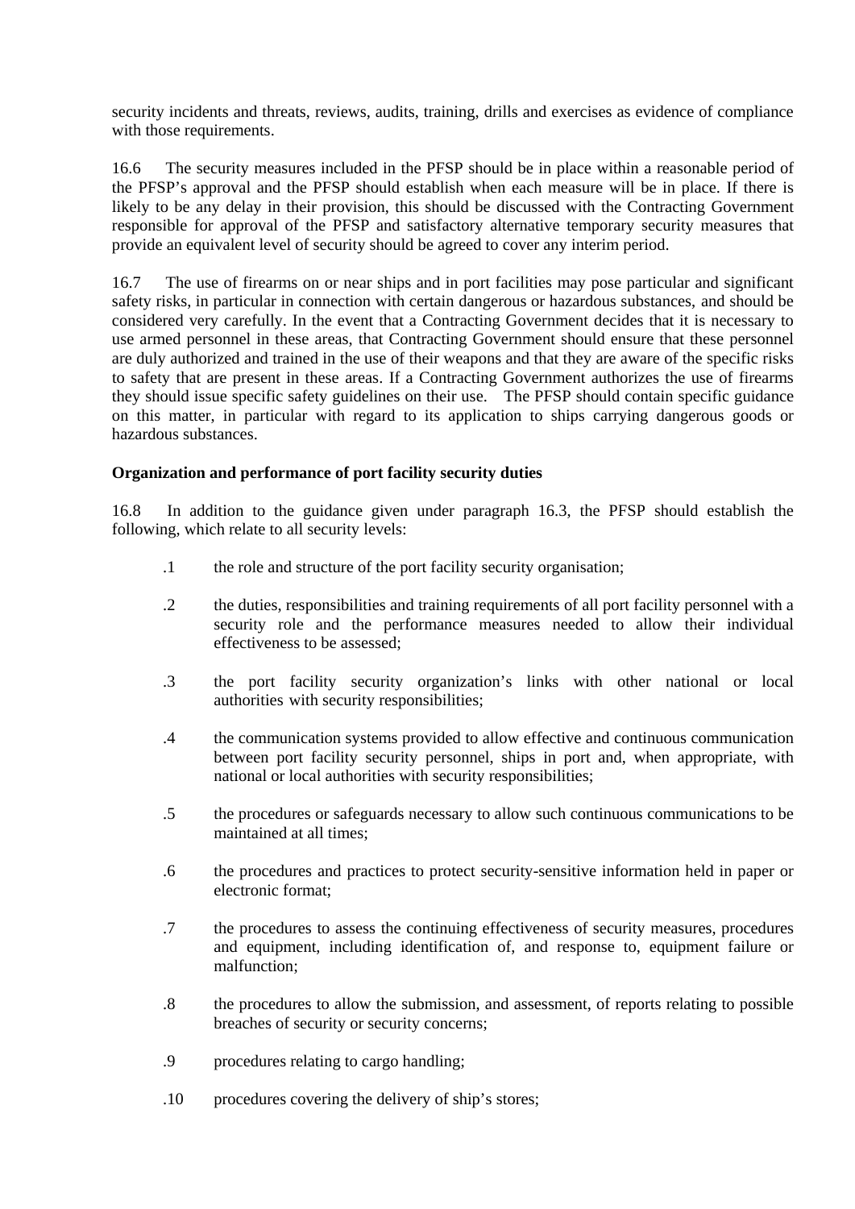security incidents and threats, reviews, audits, training, drills and exercises as evidence of compliance with those requirements.

16.6 The security measures included in the PFSP should be in place within a reasonable period of the PFSP's approval and the PFSP should establish when each measure will be in place. If there is likely to be any delay in their provision, this should be discussed with the Contracting Government responsible for approval of the PFSP and satisfactory alternative temporary security measures that provide an equivalent level of security should be agreed to cover any interim period.

16.7 The use of firearms on or near ships and in port facilities may pose particular and significant safety risks, in particular in connection with certain dangerous or hazardous substances, and should be considered very carefully. In the event that a Contracting Government decides that it is necessary to use armed personnel in these areas, that Contracting Government should ensure that these personnel are duly authorized and trained in the use of their weapons and that they are aware of the specific risks to safety that are present in these areas. If a Contracting Government authorizes the use of firearms they should issue specific safety guidelines on their use. The PFSP should contain specific guidance on this matter, in particular with regard to its application to ships carrying dangerous goods or hazardous substances.

**Organization and performance of port facility security duties**

16.8 In addition to the guidance given under paragraph 16.3, the PFSP should establish the following, which relate to all security levels:

.1 the role and structure of the port facility security organisation;

.2 the duties, responsibilities and training requirements of all port facility personnel with a security role and the performance measures needed to allow their individual effectiveness to be assessed;

.3 the port facility security organization's links with other national or local authorities with security responsibilities;

.4 the communication systems provided to allow effective and continuous communication between port facility security personnel, ships in port and, when appropriate, with national or local authorities with security responsibilities;

.5 the procedures or safeguards necessary to allow such continuous communications to be maintained at all times;

.6 the procedures and practices to protect security-sensitive information held in paper or electronic format;

.7 the procedures to assess the continuing effectiveness of security measures, procedures and equipment, including identification of, and response to, equipment failure or malfunction;

.8 the procedures to allow the submission, and assessment, of reports relating to possible breaches of security or security concerns;

.9 procedures relating to cargo handling;

.10 procedures covering the delivery of ship's stores;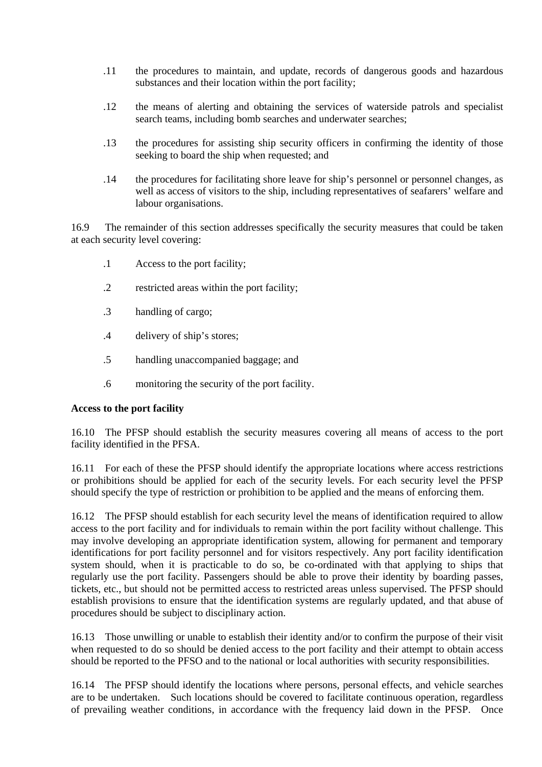.11 the procedures to maintain, and update, records of dangerous goods and hazardous substances and their location within the port facility;

.12 the means of alerting and obtaining the services of waterside patrols and specialist search teams, including bomb searches and underwater searches;

.13 the procedures for assisting ship security officers in confirming the identity of those seeking to board the ship when requested; and

.14 the procedures for facilitating shore leave for ship's personnel or personnel changes, as well as access of visitors to the ship, including representatives of seafarers' welfare and labour organisations.

16.9 The remainder of this section addresses specifically the security measures that could be taken at each security level covering:

.1 Access to the port facility;

.2 restricted areas within the port facility;

.3 handling of cargo;

.4 delivery of ship's stores;

.5 handling unaccompanied baggage; and

.6 monitoring the security of the port facility.

**Access to the port facility**

16.10 The PFSP should establish the security measures covering all means of access to the port facility identified in the PFSA.

16.11 For each of these the PFSP should identify the appropriate locations where access restrictions or prohibitions should be applied for each of the security levels. For each security level the PFSP should specify the type of restriction or prohibition to be applied and the means of enforcing them.

16.12 The PFSP should establish for each security level the means of identification required to allow access to the port facility and for individuals to remain within the port facility without challenge. This may involve developing an appropriate identification system, allowing for permanent and temporary identifications for port facility personnel and for visitors respectively. Any port facility identification system should, when it is practicable to do so, be co-ordinated with that applying to ships that regularly use the port facility. Passengers should be able to prove their identity by boarding passes, tickets, etc., but should not be permitted access to restricted areas unless supervised. The PFSP should establish provisions to ensure that the identification systems are regularly updated, and that abuse of procedures should be subject to disciplinary action.

16.13 Those unwilling or unable to establish their identity and/or to confirm the purpose of their visit when requested to do so should be denied access to the port facility and their attempt to obtain access should be reported to the PFSO and to the national or local authorities with security responsibilities.

16.14 The PFSP should identify the locations where persons, personal effects, and vehicle searches are to be undertaken. Such locations should be covered to facilitate continuous operation, regardless of prevailing weather conditions, in accordance with the frequency laid down in the PFSP. Once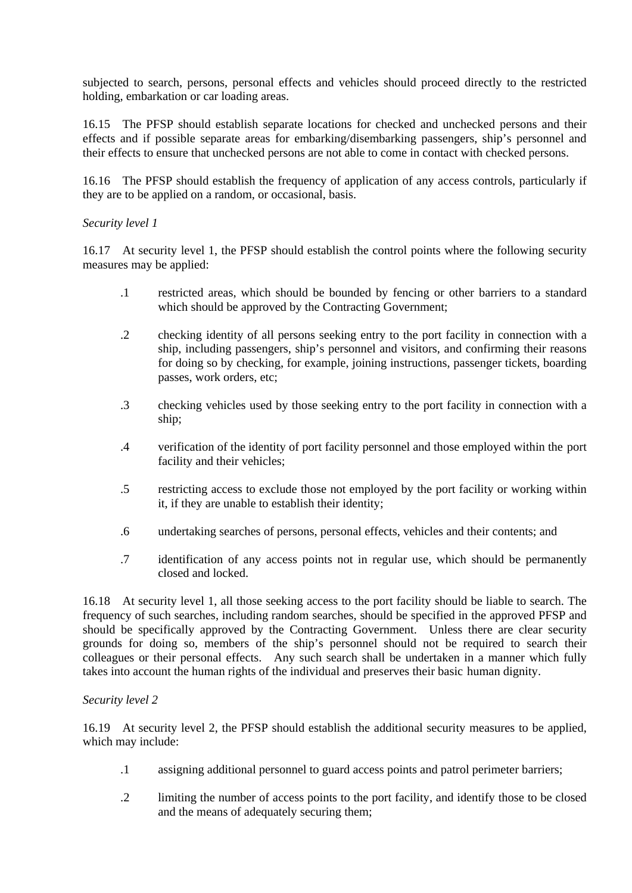subjected to search, persons, personal effects and vehicles should proceed directly to the restricted holding, embarkation or car loading areas.

16.15 The PFSP should establish separate locations for checked and unchecked persons and their effects and if possible separate areas for embarking/disembarking passengers, ship's personnel and their effects to ensure that unchecked persons are not able to come in contact with checked persons.

16.16 The PFSP should establish the frequency of application of any access controls, particularly if they are to be applied on a random, or occasional, basis.

*Security level 1*

16.17 At security level 1, the PFSP should establish the control points where the following security measures may be applied:

- .1 restricted areas, which should be bounded by fencing or other barriers to a standard which should be approved by the Contracting Government;
- .2 checking identity of all persons seeking entry to the port facility in connection with a ship, including passengers, ship's personnel and visitors, and confirming their reasons for doing so by checking, for example, joining instructions, passenger tickets, boarding passes, work orders, etc;
- .3 checking vehicles used by those seeking entry to the port facility in connection with a ship;
- .4 verification of the identity of port facility personnel and those employed within the port facility and their vehicles;
- .5 restricting access to exclude those not employed by the port facility or working within it, if they are unable to establish their identity;
- .6 undertaking searches of persons, personal effects, vehicles and their contents; and
- .7 identification of any access points not in regular use, which should be permanently closed and locked.

16.18 At security level 1, all those seeking access to the port facility should be liable to search. The frequency of such searches, including random searches, should be specified in the approved PFSP and should be specifically approved by the Contracting Government. Unless there are clear security grounds for doing so, members of the ship's personnel should not be required to search their colleagues or their personal effects. Any such search shall be undertaken in a manner which fully takes into account the human rights of the individual and preserves their basic human dignity.

*Security level 2*

16.19 At security level 2, the PFSP should establish the additional security measures to be applied, which may include:

- .1 assigning additional personnel to guard access points and patrol perimeter barriers;
- .2 limiting the number of access points to the port facility, and identify those to be closed and the means of adequately securing them;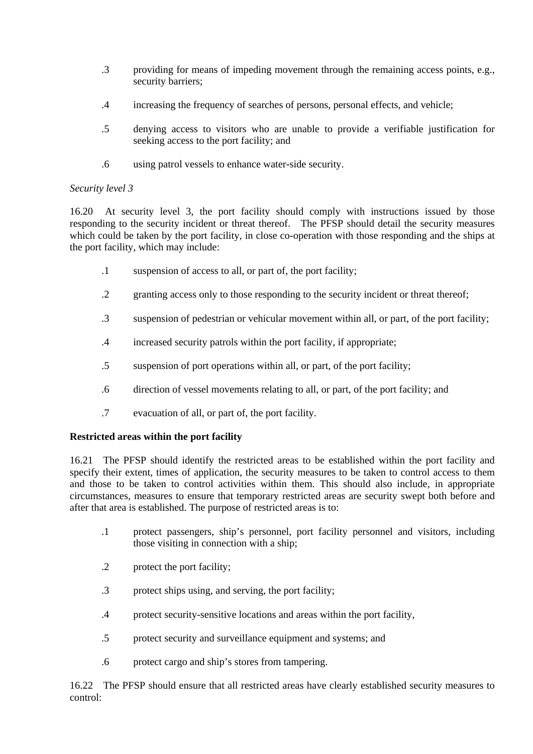.3 providing for means of impeding movement through the remaining access points, e.g., security barriers;

.4 increasing the frequency of searches of persons, personal effects, and vehicle;

.5 denying access to visitors who are unable to provide a verifiable justification for seeking access to the port facility; and

.6 using patrol vessels to enhance water-side security.

*Security level 3*

16.20 At security level 3, the port facility should comply with instructions issued by those responding to the security incident or threat thereof. The PFSP should detail the security measures which could be taken by the port facility, in close co-operation with those responding and the ships at the port facility, which may include:

.1 suspension of access to all, or part of, the port facility;

.2 granting access only to those responding to the security incident or threat thereof;

.3 suspension of pedestrian or vehicular movement within all, or part, of the port facility;

.4 increased security patrols within the port facility, if appropriate;

.5 suspension of port operations within all, or part, of the port facility;

.6 direction of vessel movements relating to all, or part, of the port facility; and

.7 evacuation of all, or part of, the port facility.

**Restricted areas within the port facility**

16.21 The PFSP should identify the restricted areas to be established within the port facility and specify their extent, times of application, the security measures to be taken to control access to them and those to be taken to control activities within them. This should also include, in appropriate circumstances, measures to ensure that temporary restricted areas are security swept both before and after that area is established. The purpose of restricted areas is to:

.1 protect passengers, ship's personnel, port facility personnel and visitors, including those visiting in connection with a ship;

.2 protect the port facility;

.3 protect ships using, and serving, the port facility;

.4 protect security-sensitive locations and areas within the port facility,

.5 protect security and surveillance equipment and systems; and

.6 protect cargo and ship's stores from tampering.

16.22 The PFSP should ensure that all restricted areas have clearly established security measures to control: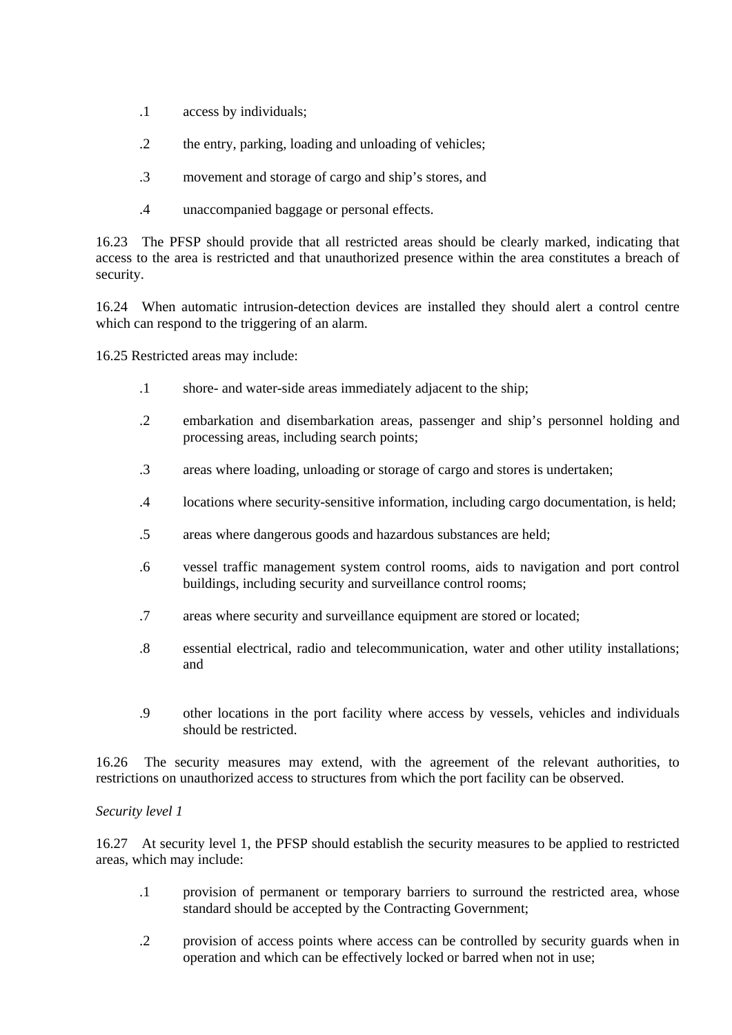.1 access by individuals;

.2 the entry, parking, loading and unloading of vehicles;

.3 movement and storage of cargo and ship's stores, and

.4 unaccompanied baggage or personal effects.

16.23 The PFSP should provide that all restricted areas should be clearly marked, indicating that access to the area is restricted and that unauthorized presence within the area constitutes a breach of security.

16.24 When automatic intrusion-detection devices are installed they should alert a control centre which can respond to the triggering of an alarm.

16.25 Restricted areas may include:

.1 shore- and water-side areas immediately adjacent to the ship;

.2 embarkation and disembarkation areas, passenger and ship's personnel holding and processing areas, including search points;

.3 areas where loading, unloading or storage of cargo and stores is undertaken;

.4 locations where security-sensitive information, including cargo documentation, is held;

.5 areas where dangerous goods and hazardous substances are held;

.6 vessel traffic management system control rooms, aids to navigation and port control buildings, including security and surveillance control rooms;

.7 areas where security and surveillance equipment are stored or located;

.8 essential electrical, radio and telecommunication, water and other utility installations; and

.9 other locations in the port facility where access by vessels, vehicles and individuals should be restricted.

16.26 The security measures may extend, with the agreement of the relevant authorities, to restrictions on unauthorized access to structures from which the port facility can be observed.

*Security level 1*

16.27 At security level 1, the PFSP should establish the security measures to be applied to restricted areas, which may include:

.1 provision of permanent or temporary barriers to surround the restricted area, whose standard should be accepted by the Contracting Government;

.2 provision of access points where access can be controlled by security guards when in operation and which can be effectively locked or barred when not in use;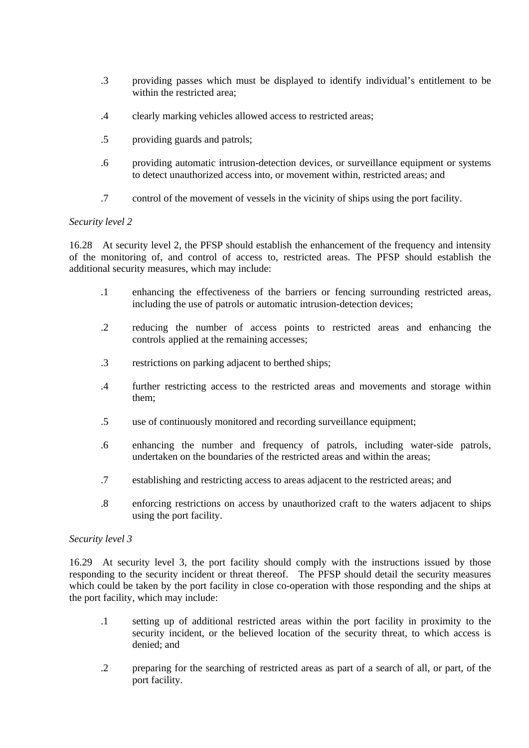.3 providing passes which must be displayed to identify individual's entitlement to be within the restricted area;

.4 clearly marking vehicles allowed access to restricted areas;

.5 providing guards and patrols;

.6 providing automatic intrusion-detection devices, or surveillance equipment or systems to detect unauthorized access into, or movement within, restricted areas; and

.7 control of the movement of vessels in the vicinity of ships using the port facility.

*Security level 2*

16.28 At security level 2, the PFSP should establish the enhancement of the frequency and intensity of the monitoring of, and control of access to, restricted areas. The PFSP should establish the additional security measures, which may include:

.1 enhancing the effectiveness of the barriers or fencing surrounding restricted areas, including the use of patrols or automatic intrusion-detection devices;

.2 reducing the number of access points to restricted areas and enhancing the controls applied at the remaining accesses;

.3 restrictions on parking adjacent to berthed ships;

.4 further restricting access to the restricted areas and movements and storage within them;

.5 use of continuously monitored and recording surveillance equipment;

.6 enhancing the number and frequency of patrols, including water-side patrols, undertaken on the boundaries of the restricted areas and within the areas;

.7 establishing and restricting access to areas adjacent to the restricted areas; and

.8 enforcing restrictions on access by unauthorized craft to the waters adjacent to ships using the port facility.

*Security level 3*

16.29 At security level 3, the port facility should comply with the instructions issued by those responding to the security incident or threat thereof. The PFSP should detail the security measures which could be taken by the port facility in close co-operation with those responding and the ships at the port facility, which may include:

.1 setting up of additional restricted areas within the port facility in proximity to the security incident, or the believed location of the security threat, to which access is denied; and

.2 preparing for the searching of restricted areas as part of a search of all, or part, of the port facility.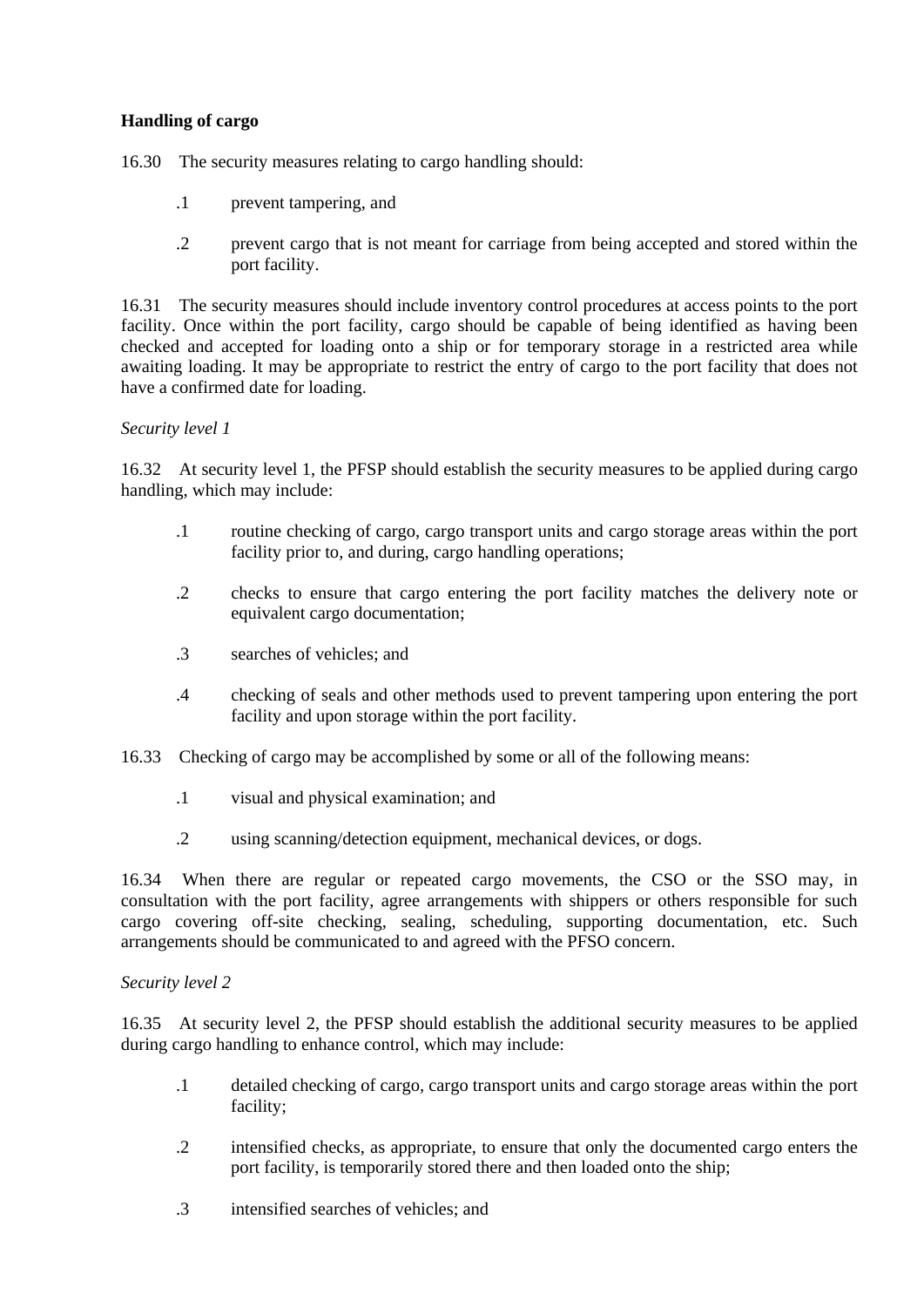**Handling of cargo**

16.30 The security measures relating to cargo handling should:

.1 prevent tampering, and

.2 prevent cargo that is not meant for carriage from being accepted and stored within the port facility.

16.31 The security measures should include inventory control procedures at access points to the port facility. Once within the port facility, cargo should be capable of being identified as having been checked and accepted for loading onto a ship or for temporary storage in a restricted area while awaiting loading. It may be appropriate to restrict the entry of cargo to the port facility that does not have a confirmed date for loading.

*Security level 1*

16.32 At security level 1, the PFSP should establish the security measures to be applied during cargo handling, which may include:

.1 routine checking of cargo, cargo transport units and cargo storage areas within the port facility prior to, and during, cargo handling operations;

.2 checks to ensure that cargo entering the port facility matches the delivery note or equivalent cargo documentation;

.3 searches of vehicles; and

.4 checking of seals and other methods used to prevent tampering upon entering the port facility and upon storage within the port facility.

16.33 Checking of cargo may be accomplished by some or all of the following means:

.1 visual and physical examination; and

.2 using scanning/detection equipment, mechanical devices, or dogs.

16.34 When there are regular or repeated cargo movements, the CSO or the SSO may, in consultation with the port facility, agree arrangements with shippers or others responsible for such cargo covering off-site checking, sealing, scheduling, supporting documentation, etc. Such arrangements should be communicated to and agreed with the PFSO concern.

*Security level 2*

16.35 At security level 2, the PFSP should establish the additional security measures to be applied during cargo handling to enhance control, which may include:

.1 detailed checking of cargo, cargo transport units and cargo storage areas within the port facility;

.2 intensified checks, as appropriate, to ensure that only the documented cargo enters the port facility, is temporarily stored there and then loaded onto the ship;

.3 intensified searches of vehicles; and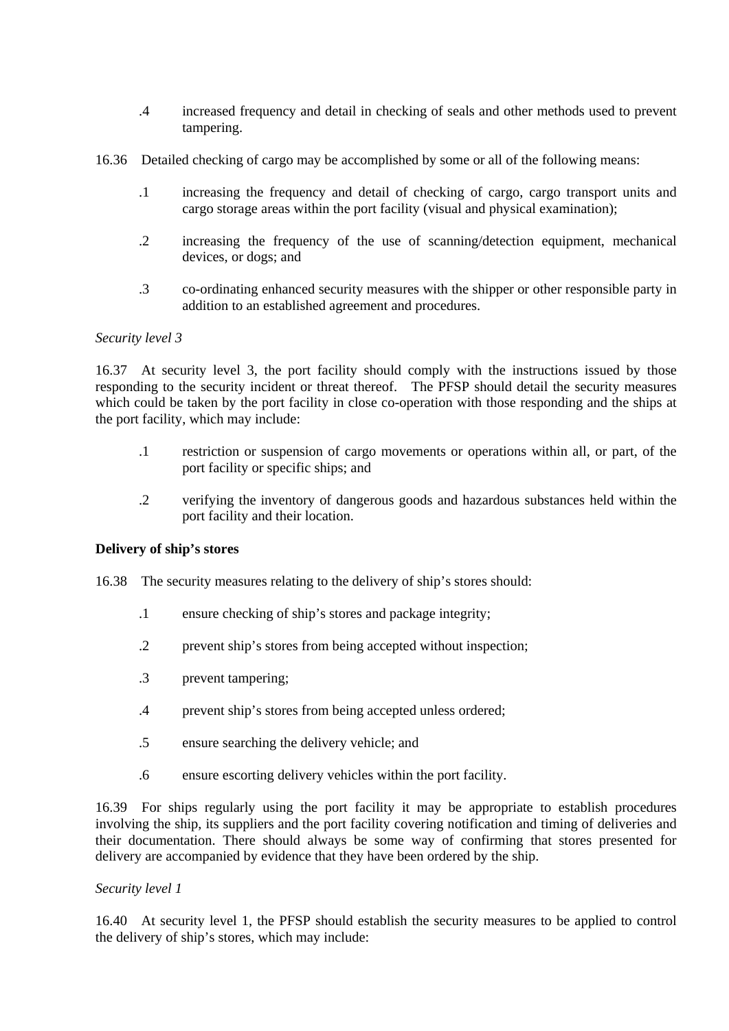.4 increased frequency and detail in checking of seals and other methods used to prevent tampering.

16.36 Detailed checking of cargo may be accomplished by some or all of the following means:

.1 increasing the frequency and detail of checking of cargo, cargo transport units and cargo storage areas within the port facility (visual and physical examination);

.2 increasing the frequency of the use of scanning/detection equipment, mechanical devices, or dogs; and

.3 co-ordinating enhanced security measures with the shipper or other responsible party in addition to an established agreement and procedures.

*Security level 3*

16.37 At security level 3, the port facility should comply with the instructions issued by those responding to the security incident or threat thereof. The PFSP should detail the security measures which could be taken by the port facility in close co-operation with those responding and the ships at the port facility, which may include:

.1 restriction or suspension of cargo movements or operations within all, or part, of the port facility or specific ships; and

.2 verifying the inventory of dangerous goods and hazardous substances held within the port facility and their location.

**Delivery of ship's stores**

16.38 The security measures relating to the delivery of ship's stores should:

.1 ensure checking of ship's stores and package integrity;

.2 prevent ship's stores from being accepted without inspection;

.3 prevent tampering;

.4 prevent ship's stores from being accepted unless ordered;

.5 ensure searching the delivery vehicle; and

.6 ensure escorting delivery vehicles within the port facility.

16.39 For ships regularly using the port facility it may be appropriate to establish procedures involving the ship, its suppliers and the port facility covering notification and timing of deliveries and their documentation. There should always be some way of confirming that stores presented for delivery are accompanied by evidence that they have been ordered by the ship.

*Security level 1*

16.40 At security level 1, the PFSP should establish the security measures to be applied to control the delivery of ship's stores, which may include: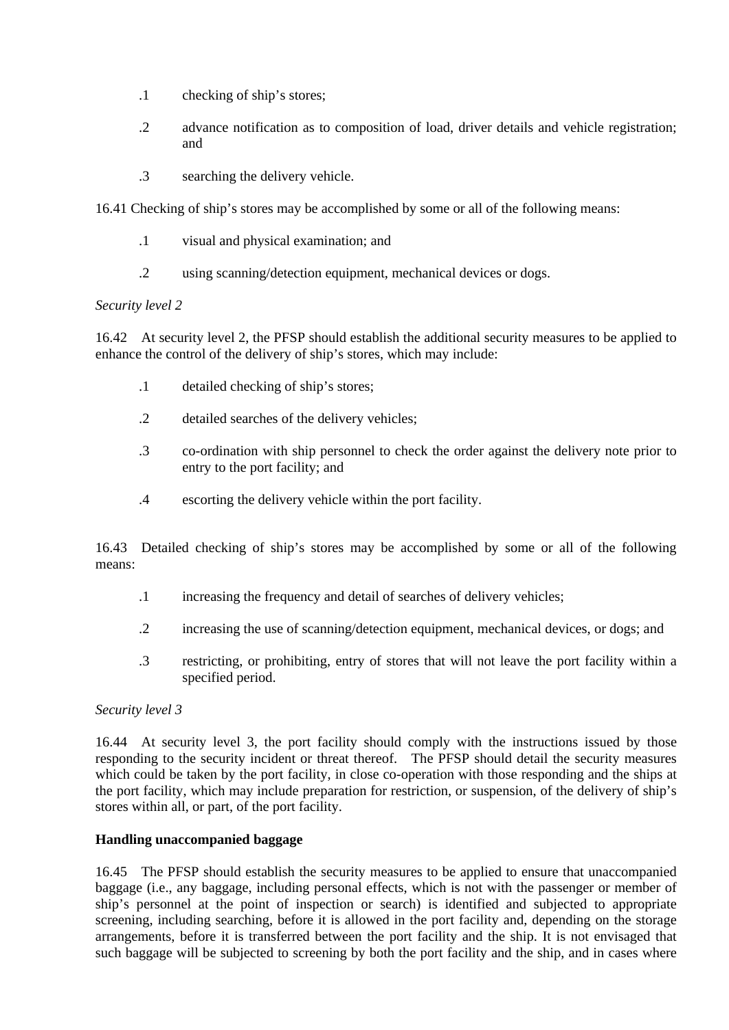.1 checking of ship's stores;

.2 advance notification as to composition of load, driver details and vehicle registration; and

.3 searching the delivery vehicle.

16.41 Checking of ship's stores may be accomplished by some or all of the following means:

.1 visual and physical examination; and

.2 using scanning/detection equipment, mechanical devices or dogs.

*Security level 2*

16.42 At security level 2, the PFSP should establish the additional security measures to be applied to enhance the control of the delivery of ship's stores, which may include:

.1 detailed checking of ship's stores;

.2 detailed searches of the delivery vehicles;

.3 co-ordination with ship personnel to check the order against the delivery note prior to entry to the port facility; and

.4 escorting the delivery vehicle within the port facility.

16.43 Detailed checking of ship's stores may be accomplished by some or all of the following means:

.1 increasing the frequency and detail of searches of delivery vehicles;

.2 increasing the use of scanning/detection equipment, mechanical devices, or dogs; and

.3 restricting, or prohibiting, entry of stores that will not leave the port facility within a specified period.

*Security level 3*

16.44 At security level 3, the port facility should comply with the instructions issued by those responding to the security incident or threat thereof. The PFSP should detail the security measures which could be taken by the port facility, in close co-operation with those responding and the ships at the port facility, which may include preparation for restriction, or suspension, of the delivery of ship's stores within all, or part, of the port facility.

**Handling unaccompanied baggage**

16.45 The PFSP should establish the security measures to be applied to ensure that unaccompanied baggage (i.e., any baggage, including personal effects, which is not with the passenger or member of ship's personnel at the point of inspection or search) is identified and subjected to appropriate screening, including searching, before it is allowed in the port facility and, depending on the storage arrangements, before it is transferred between the port facility and the ship. It is not envisaged that such baggage will be subjected to screening by both the port facility and the ship, and in cases where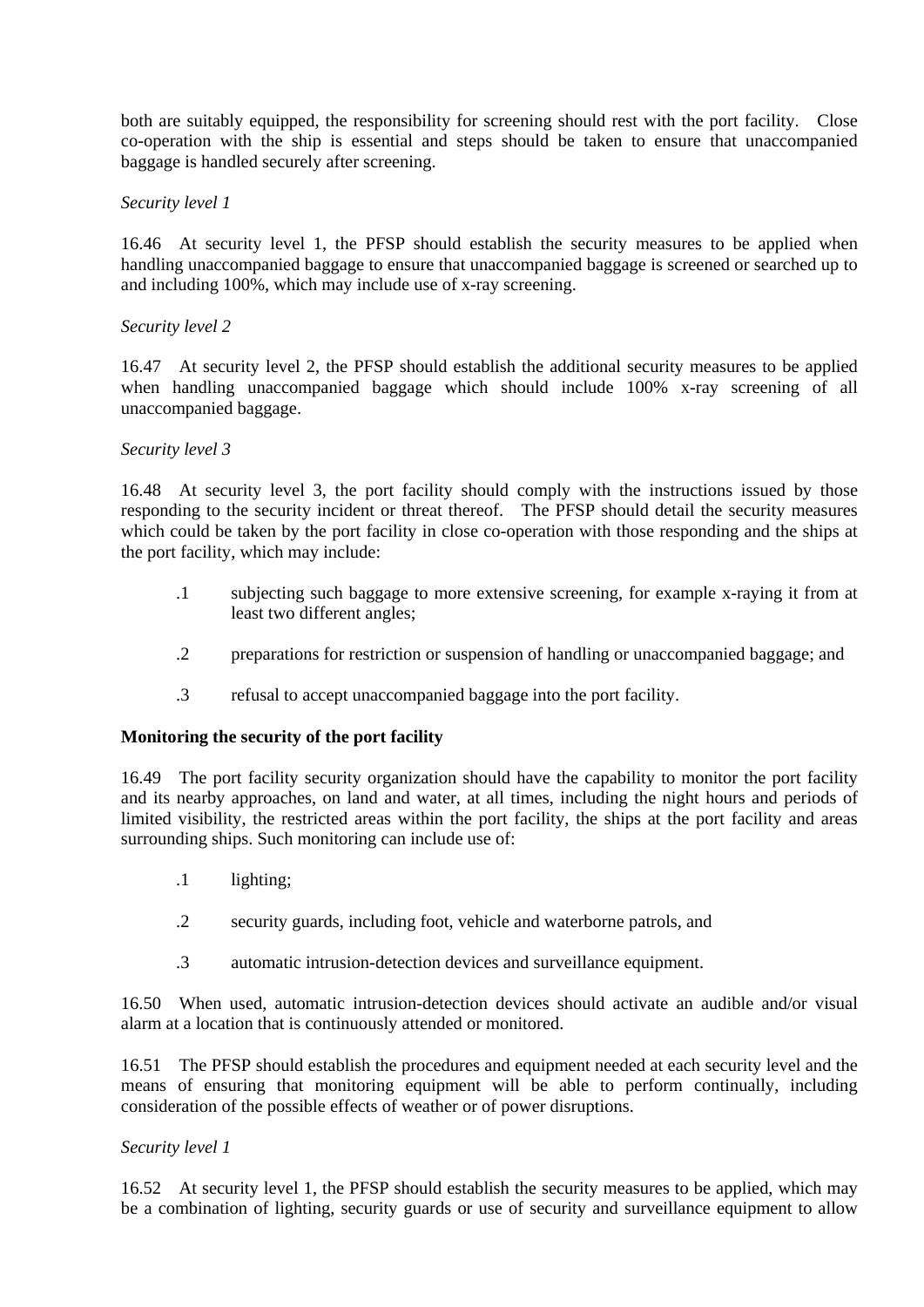both are suitably equipped, the responsibility for screening should rest with the port facility. Close co-operation with the ship is essential and steps should be taken to ensure that unaccompanied baggage is handled securely after screening.

*Security level 1*

16.46 At security level 1, the PFSP should establish the security measures to be applied when handling unaccompanied baggage to ensure that unaccompanied baggage is screened or searched up to and including 100%, which may include use of x-ray screening.

*Security level 2*

16.47 At security level 2, the PFSP should establish the additional security measures to be applied when handling unaccompanied baggage which should include 100% x-ray screening of all unaccompanied baggage.

*Security level 3*

16.48 At security level 3, the port facility should comply with the instructions issued by those responding to the security incident or threat thereof. The PFSP should detail the security measures which could be taken by the port facility in close co-operation with those responding and the ships at the port facility, which may include:

.1 subjecting such baggage to more extensive screening, for example x-raying it from at least two different angles;

.2 preparations for restriction or suspension of handling or unaccompanied baggage; and

.3 refusal to accept unaccompanied baggage into the port facility.

**Monitoring the security of the port facility**

16.49 The port facility security organization should have the capability to monitor the port facility and its nearby approaches, on land and water, at all times, including the night hours and periods of limited visibility, the restricted areas within the port facility, the ships at the port facility and areas surrounding ships. Such monitoring can include use of:

.1 lighting;

.2 security guards, including foot, vehicle and waterborne patrols, and

.3 automatic intrusion-detection devices and surveillance equipment.

16.50 When used, automatic intrusion-detection devices should activate an audible and/or visual alarm at a location that is continuously attended or monitored.

16.51 The PFSP should establish the procedures and equipment needed at each security level and the means of ensuring that monitoring equipment will be able to perform continually, including consideration of the possible effects of weather or of power disruptions.

*Security level 1*

16.52 At security level 1, the PFSP should establish the security measures to be applied, which may be a combination of lighting, security guards or use of security and surveillance equipment to allow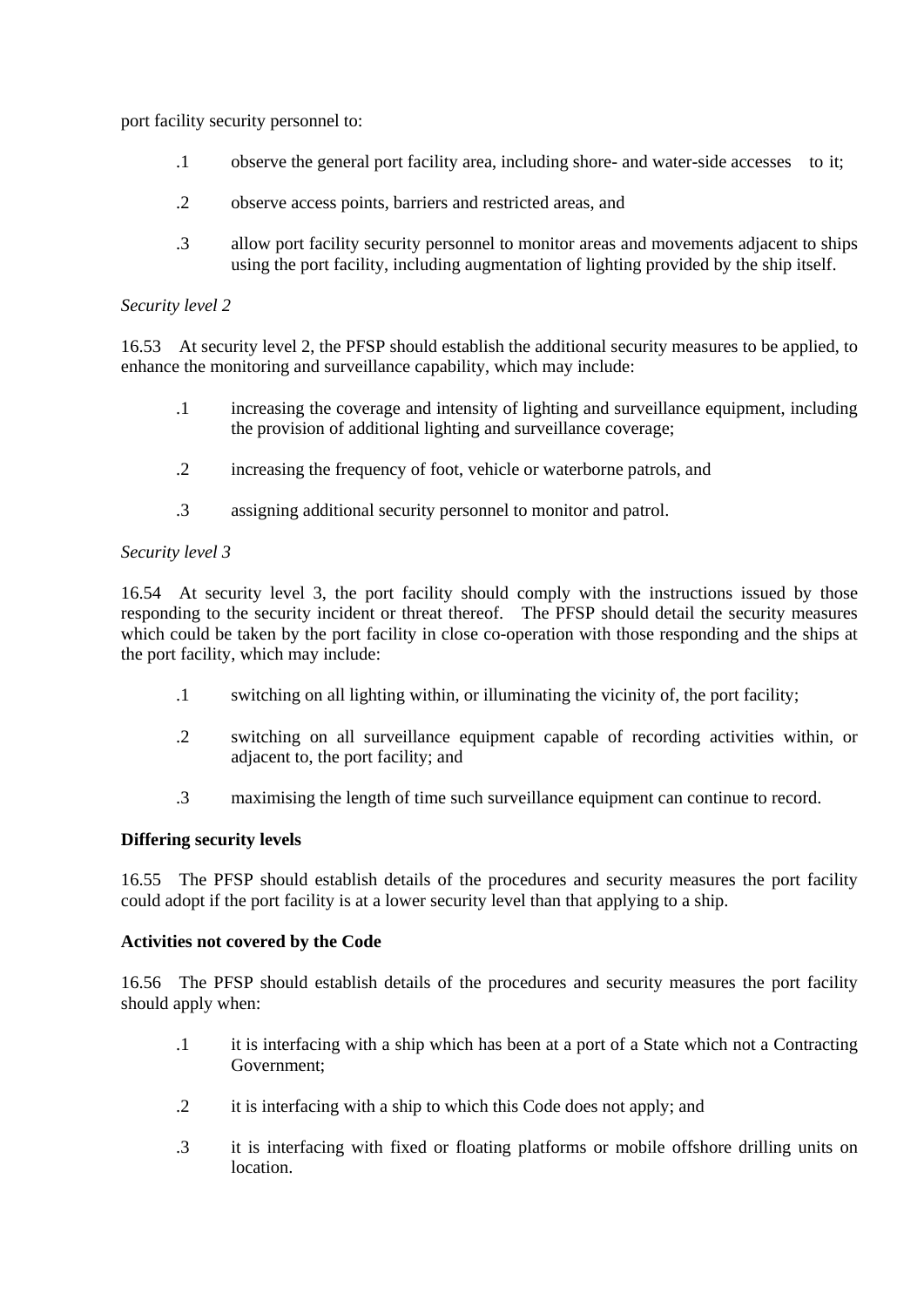port facility security personnel to:

.1 observe the general port facility area, including shore- and water-side accesses to it;

.2 observe access points, barriers and restricted areas, and

.3 allow port facility security personnel to monitor areas and movements adjacent to ships using the port facility, including augmentation of lighting provided by the ship itself.

*Security level 2*

16.53 At security level 2, the PFSP should establish the additional security measures to be applied, to enhance the monitoring and surveillance capability, which may include:

.1 increasing the coverage and intensity of lighting and surveillance equipment, including the provision of additional lighting and surveillance coverage;

.2 increasing the frequency of foot, vehicle or waterborne patrols, and

.3 assigning additional security personnel to monitor and patrol.

*Security level 3*

16.54 At security level 3, the port facility should comply with the instructions issued by those responding to the security incident or threat thereof. The PFSP should detail the security measures which could be taken by the port facility in close co-operation with those responding and the ships at the port facility, which may include:

.1 switching on all lighting within, or illuminating the vicinity of, the port facility;

.2 switching on all surveillance equipment capable of recording activities within, or adjacent to, the port facility; and

.3 maximising the length of time such surveillance equipment can continue to record.

**Differing security levels**

16.55 The PFSP should establish details of the procedures and security measures the port facility could adopt if the port facility is at a lower security level than that applying to a ship.

**Activities not covered by the Code**

16.56 The PFSP should establish details of the procedures and security measures the port facility should apply when:

.1 it is interfacing with a ship which has been at a port of a State which not a Contracting Government;

.2 it is interfacing with a ship to which this Code does not apply; and

.3 it is interfacing with fixed or floating platforms or mobile offshore drilling units on location.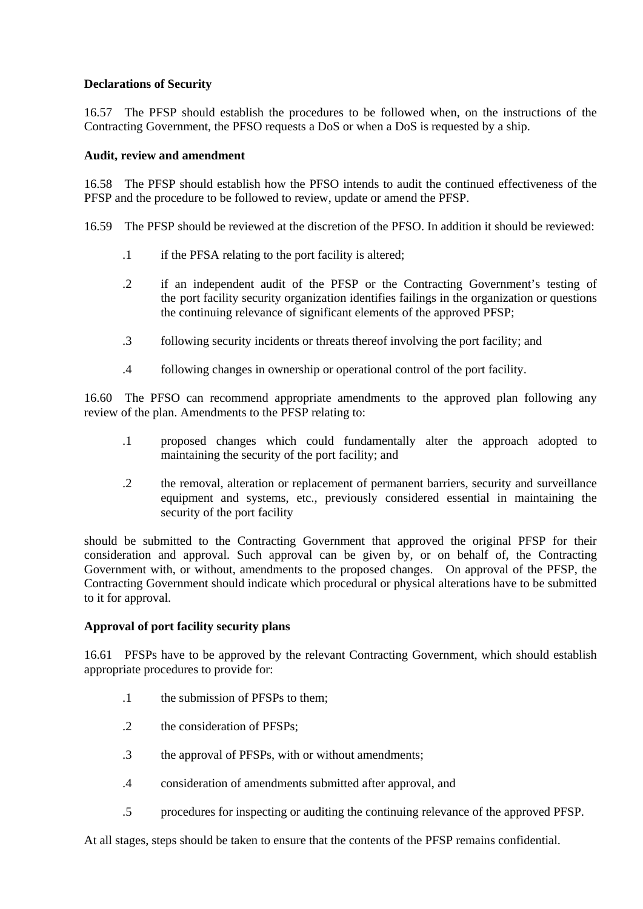**Declarations of Security**

16.57 The PFSP should establish the procedures to be followed when, on the instructions of the Contracting Government, the PFSO requests a DoS or when a DoS is requested by a ship.

**Audit, review and amendment**

16.58 The PFSP should establish how the PFSO intends to audit the continued effectiveness of the PFSP and the procedure to be followed to review, update or amend the PFSP.

16.59 The PFSP should be reviewed at the discretion of the PFSO. In addition it should be reviewed:

- .1 if the PFSA relating to the port facility is altered;
- .2 if an independent audit of the PFSP or the Contracting Government's testing of the port facility security organization identifies failings in the organization or questions the continuing relevance of significant elements of the approved PFSP;
- .3 following security incidents or threats thereof involving the port facility; and
- .4 following changes in ownership or operational control of the port facility.

16.60 The PFSO can recommend appropriate amendments to the approved plan following any review of the plan. Amendments to the PFSP relating to:

- .1 proposed changes which could fundamentally alter the approach adopted to maintaining the security of the port facility; and
- .2 the removal, alteration or replacement of permanent barriers, security and surveillance equipment and systems, etc., previously considered essential in maintaining the security of the port facility

should be submitted to the Contracting Government that approved the original PFSP for their consideration and approval. Such approval can be given by, or on behalf of, the Contracting Government with, or without, amendments to the proposed changes. On approval of the PFSP, the Contracting Government should indicate which procedural or physical alterations have to be submitted to it for approval.

**Approval of port facility security plans**

16.61 PFSPs have to be approved by the relevant Contracting Government, which should establish appropriate procedures to provide for:

- .1 the submission of PFSPs to them;
- .2 the consideration of PFSPs;
- .3 the approval of PFSPs, with or without amendments;
- .4 consideration of amendments submitted after approval, and
- .5 procedures for inspecting or auditing the continuing relevance of the approved PFSP.

At all stages, steps should be taken to ensure that the contents of the PFSP remains confidential.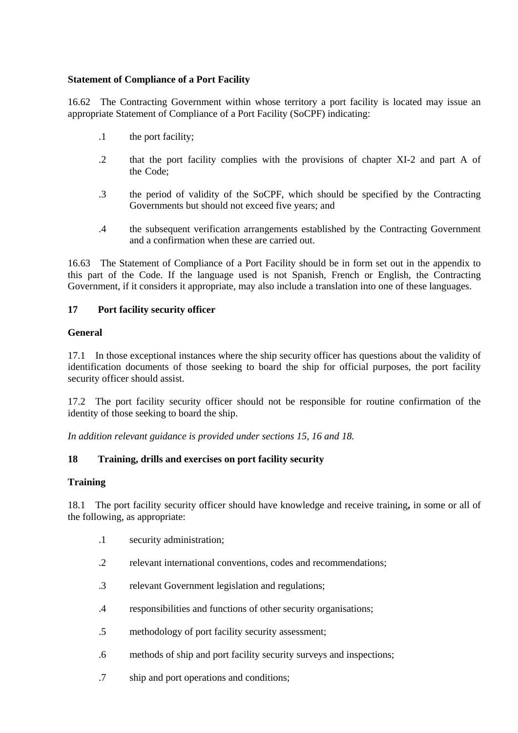**Statement of Compliance of a Port Facility**

16.62 The Contracting Government within whose territory a port facility is located may issue an appropriate Statement of Compliance of a Port Facility (SoCPF) indicating:

.1 the port facility;

.2 that the port facility complies with the provisions of chapter XI-2 and part A of the Code;

.3 the period of validity of the SoCPF, which should be specified by the Contracting Governments but should not exceed five years; and

.4 the subsequent verification arrangements established by the Contracting Government and a confirmation when these are carried out.

16.63 The Statement of Compliance of a Port Facility should be in form set out in the appendix to this part of the Code. If the language used is not Spanish, French or English, the Contracting Government, if it considers it appropriate, may also include a translation into one of these languages.

## 17 Port facility security officer

**General**

17.1 In those exceptional instances where the ship security officer has questions about the validity of identification documents of those seeking to board the ship for official purposes, the port facility security officer should assist.

17.2 The port facility security officer should not be responsible for routine confirmation of the identity of those seeking to board the ship.

*In addition relevant guidance is provided under sections 15, 16 and 18.*

## 18 Training, drills and exercises on port facility security

**Training**

18.1 The port facility security officer should have knowledge and receive training**,** in some or all of the following, as appropriate:

.1 security administration;

.2 relevant international conventions, codes and recommendations;

.3 relevant Government legislation and regulations;

.4 responsibilities and functions of other security organisations;

.5 methodology of port facility security assessment;

.6 methods of ship and port facility security surveys and inspections;

.7 ship and port operations and conditions;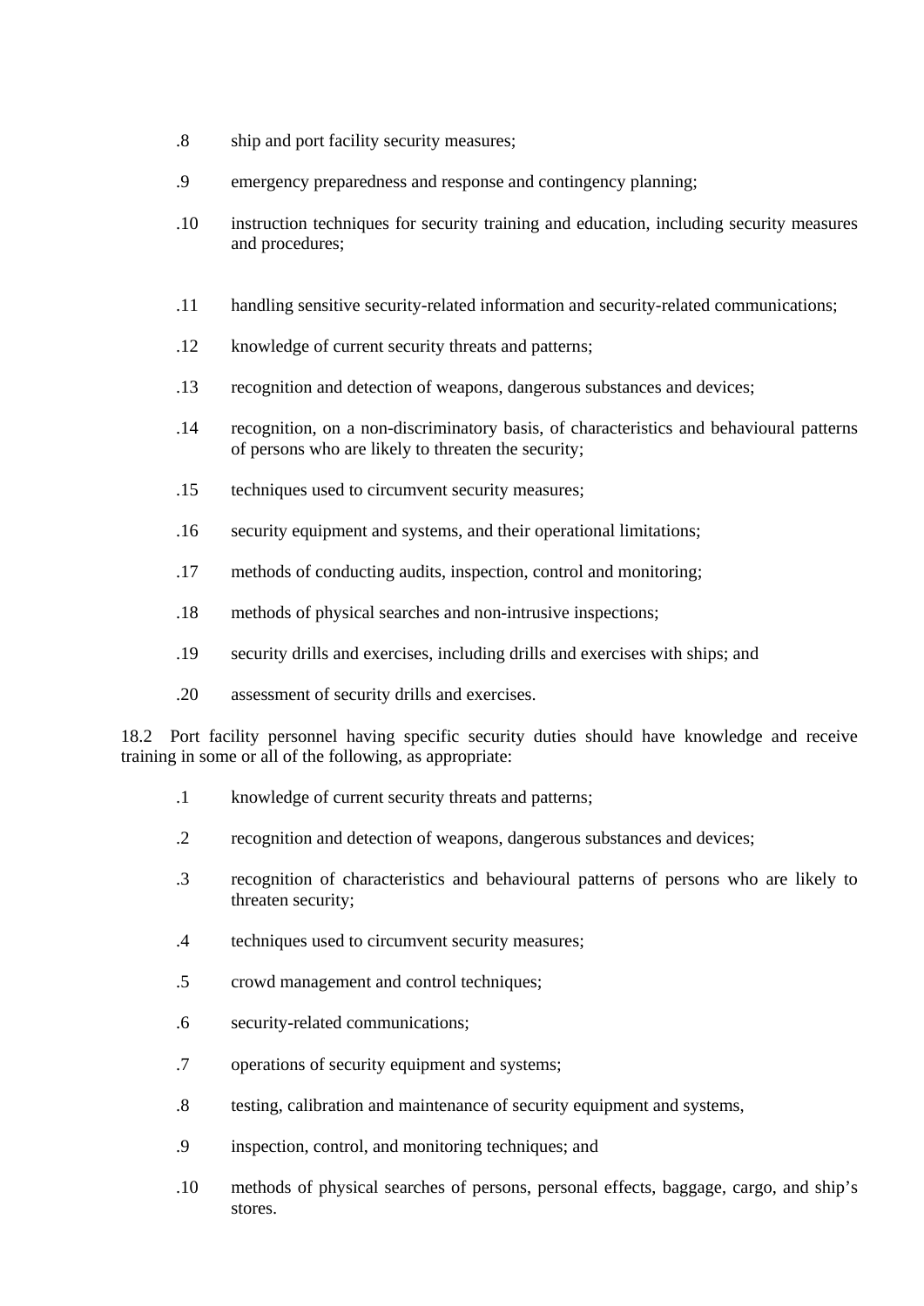.8 ship and port facility security measures;

.9 emergency preparedness and response and contingency planning;

.10 instruction techniques for security training and education, including security measures and procedures;

.11 handling sensitive security-related information and security-related communications;

.12 knowledge of current security threats and patterns;

.13 recognition and detection of weapons, dangerous substances and devices;

.14 recognition, on a non-discriminatory basis, of characteristics and behavioural patterns of persons who are likely to threaten the security;

.15 techniques used to circumvent security measures;

.16 security equipment and systems, and their operational limitations;

.17 methods of conducting audits, inspection, control and monitoring;

.18 methods of physical searches and non-intrusive inspections;

.19 security drills and exercises, including drills and exercises with ships; and

.20 assessment of security drills and exercises.

18.2 Port facility personnel having specific security duties should have knowledge and receive training in some or all of the following, as appropriate:

.1 knowledge of current security threats and patterns;

.2 recognition and detection of weapons, dangerous substances and devices;

.3 recognition of characteristics and behavioural patterns of persons who are likely to threaten security;

.4 techniques used to circumvent security measures;

.5 crowd management and control techniques;

.6 security-related communications;

.7 operations of security equipment and systems;

.8 testing, calibration and maintenance of security equipment and systems,

.9 inspection, control, and monitoring techniques; and

.10 methods of physical searches of persons, personal effects, baggage, cargo, and ship's stores.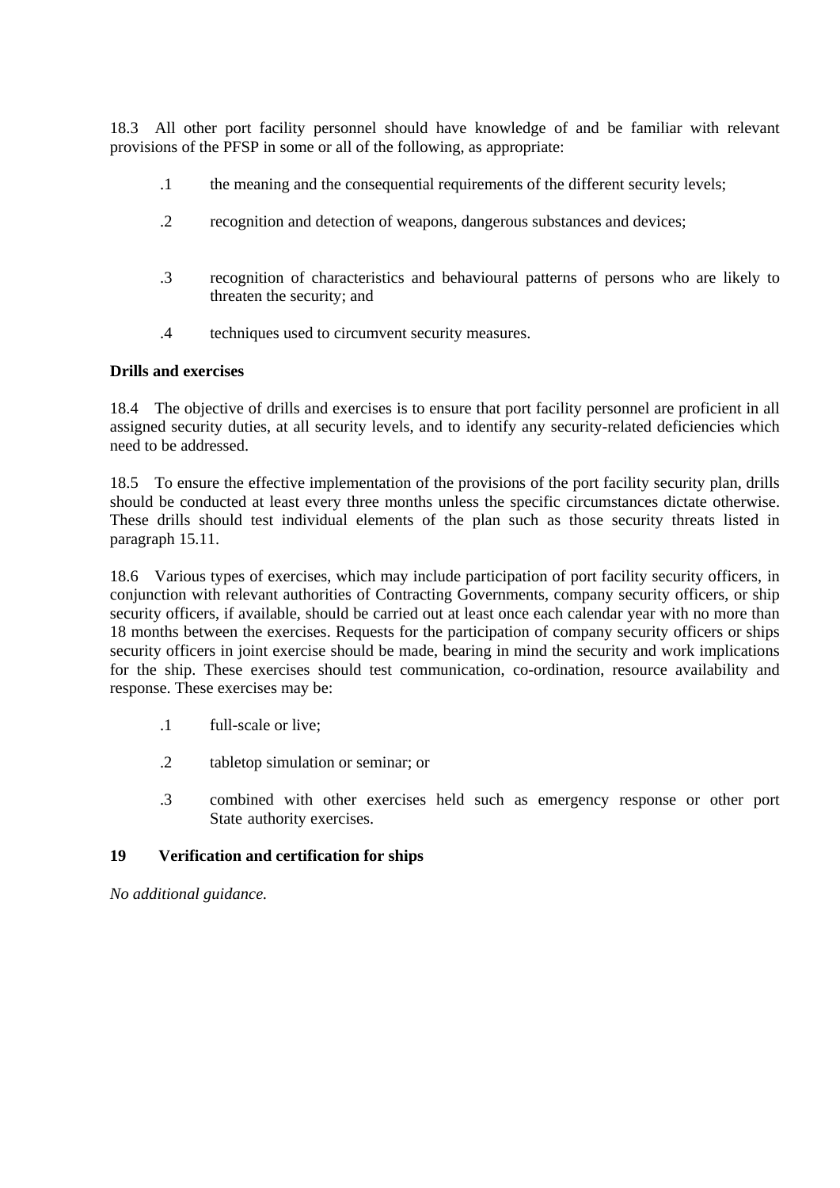18.3 All other port facility personnel should have knowledge of and be familiar with relevant provisions of the PFSP in some or all of the following, as appropriate:

.1 the meaning and the consequential requirements of the different security levels;

.2 recognition and detection of weapons, dangerous substances and devices;

.3 recognition of characteristics and behavioural patterns of persons who are likely to threaten the security; and

.4 techniques used to circumvent security measures.

**Drills and exercises**

18.4 The objective of drills and exercises is to ensure that port facility personnel are proficient in all assigned security duties, at all security levels, and to identify any security-related deficiencies which need to be addressed.

18.5 To ensure the effective implementation of the provisions of the port facility security plan, drills should be conducted at least every three months unless the specific circumstances dictate otherwise. These drills should test individual elements of the plan such as those security threats listed in paragraph 15.11.

18.6 Various types of exercises, which may include participation of port facility security officers, in conjunction with relevant authorities of Contracting Governments, company security officers, or ship security officers, if available, should be carried out at least once each calendar year with no more than 18 months between the exercises. Requests for the participation of company security officers or ships security officers in joint exercise should be made, bearing in mind the security and work implications for the ship. These exercises should test communication, co-ordination, resource availability and response. These exercises may be:

.1 full-scale or live;

.2 tabletop simulation or seminar; or

.3 combined with other exercises held such as emergency response or other port State authority exercises.

## 19 Verification and certification for ships

*No additional guidance.*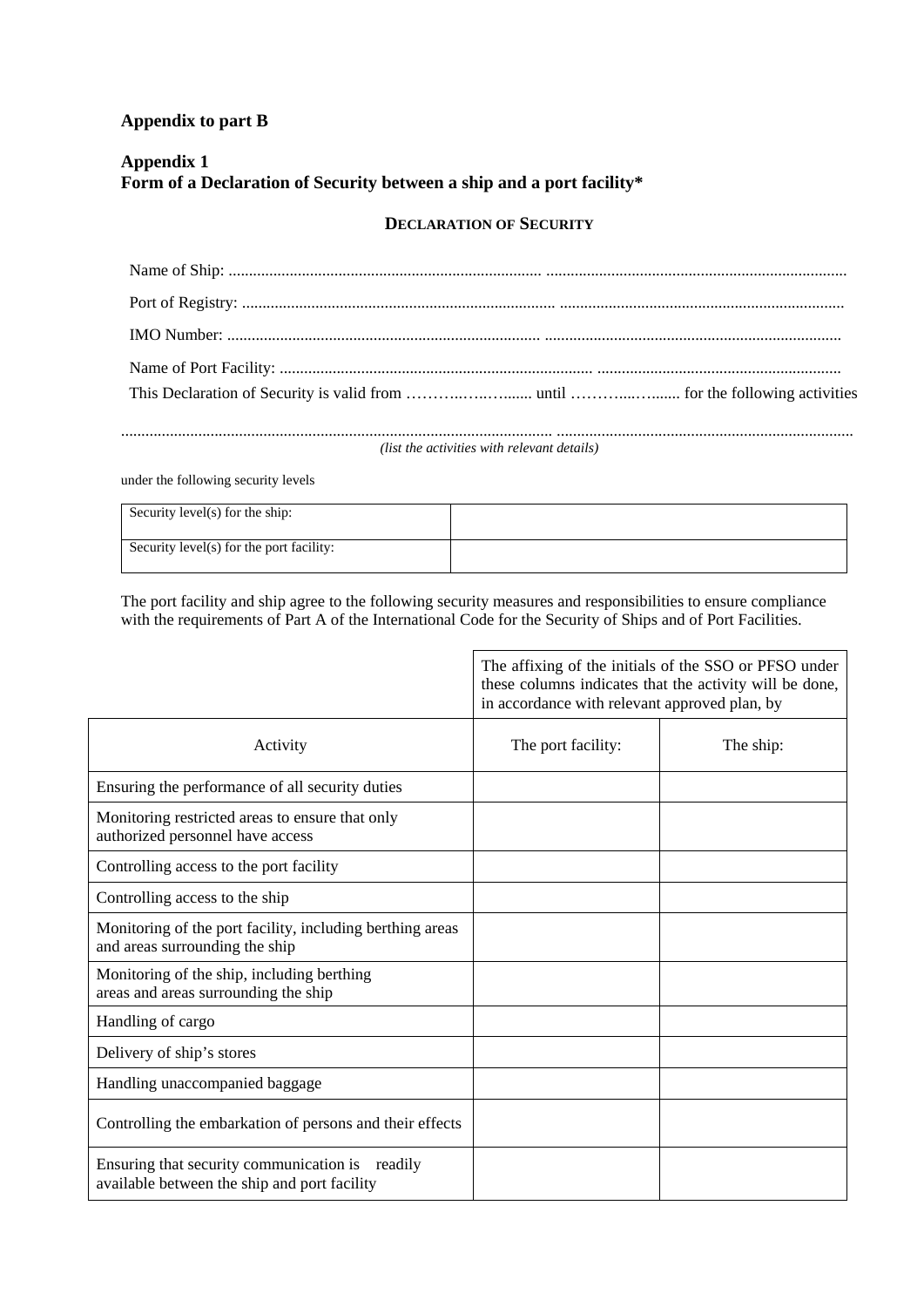**Appendix to part B**

**Appendix 1**
**Form of a Declaration of Security between a ship and a port facility***

**DECLARATION OF SECURITY**

Name of Ship: ............................................................................. ........................................................................

Port of Registry: ............................................................................. .....................................................................

IMO Number: ............................................................................... ........................................................................

Name of Port Facility: ............................................................................. ...........................................................

This Declaration of Security is valid from ………..…..…....... until ………....…...... for the following activities

........................................................................................................... .........................................................................
*(list the activities with relevant details)*

under the following security levels

| Security level(s) for the ship: | |
|---|---|
| Security level(s) for the port facility: | |

The port facility and ship agree to the following security measures and responsibilities to ensure compliance with the requirements of Part A of the International Code for the Security of Ships and of Port Facilities.

| | The affixing of the initials of the SSO or PFSO under these columns indicates that the activity will be done, in accordance with relevant approved plan, by | |
|---|---|---|
| Activity | The port facility: | The ship: |
| Ensuring the performance of all security duties | | |
| Monitoring restricted areas to ensure that only authorized personnel have access | | |
| Controlling access to the port facility | | |
| Controlling access to the ship | | |
| Monitoring of the port facility, including berthing areas and areas surrounding the ship | | |
| Monitoring of the ship, including berthing areas and areas surrounding the ship | | |
| Handling of cargo | | |
| Delivery of ship's stores | | |
| Handling unaccompanied baggage | | |
| Controlling the embarkation of persons and their effects | | |
| Ensuring that security communication is readily available between the ship and port facility | | |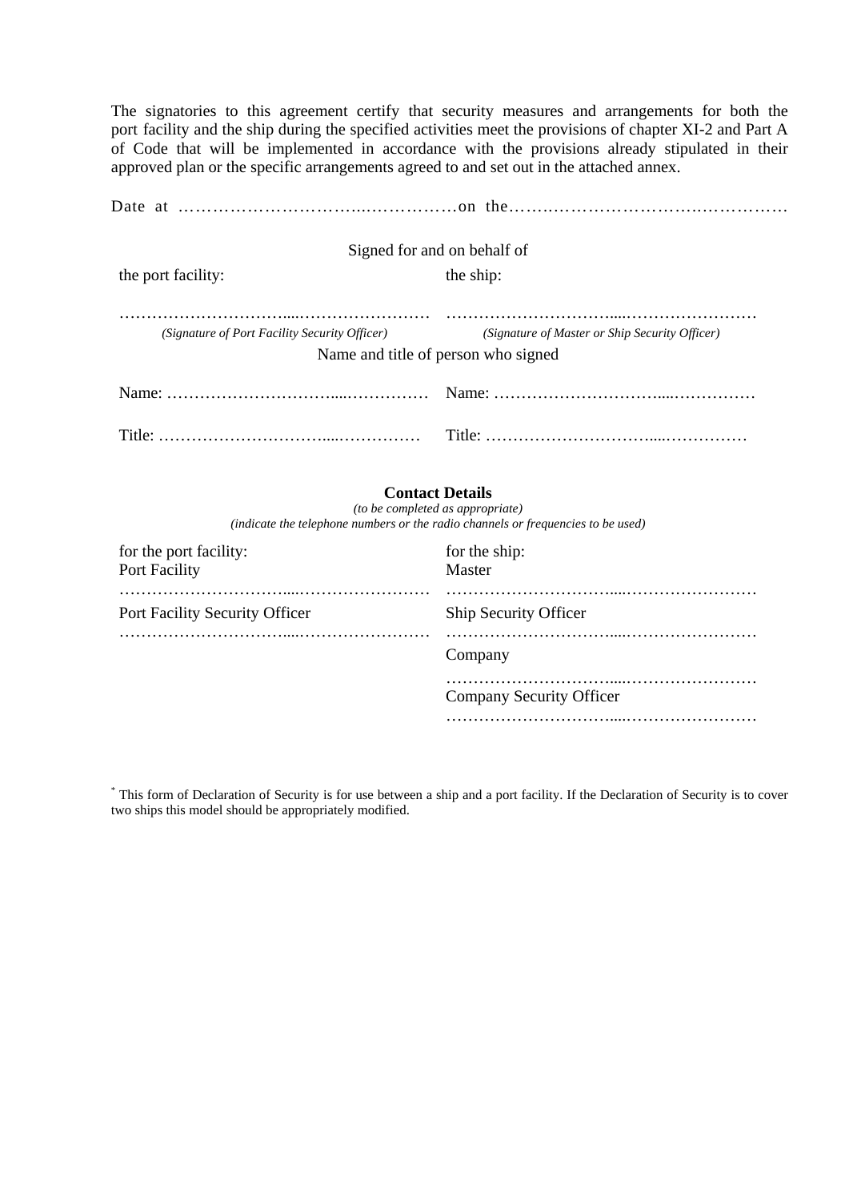The signatories to this agreement certify that security measures and arrangements for both the port facility and the ship during the specified activities meet the provisions of chapter XI-2 and Part A of Code that will be implemented in accordance with the provisions already stipulated in their approved plan or the specific arrangements agreed to and set out in the attached annex.

Date at …………………………..………………on the………………………………………………

Signed for and on behalf of

| the port facility: | the ship: |
|---|---|
| …………………………....…………………… | …………………………....…………………… |
| *(Signature of Port Facility Security Officer)* | *(Signature of Master or Ship Security Officer)* |

Name and title of person who signed

| | |
|---|---|
| Name: …………………………....…………… | Name: …………………………....…………… |
| Title: …………………………....…………… | Title: …………………………....…………… |

**Contact Details**

*(to be completed as appropriate)*

*(indicate the telephone numbers or the radio channels or frequencies to be used)*

| for the port facility: | for the ship: |
|---|---|
| Port Facility | Master |
| …………………………....…………………… | …………………………....…………………… |
| Port Facility Security Officer | Ship Security Officer |
| …………………………....…………………… | …………………………....…………………… |
| | Company |
| | …………………………....…………………… |
| | Company Security Officer |
| | …………………………....…………………… |

\* This form of Declaration of Security is for use between a ship and a port facility. If the Declaration of Security is to cover two ships this model should be appropriately modified.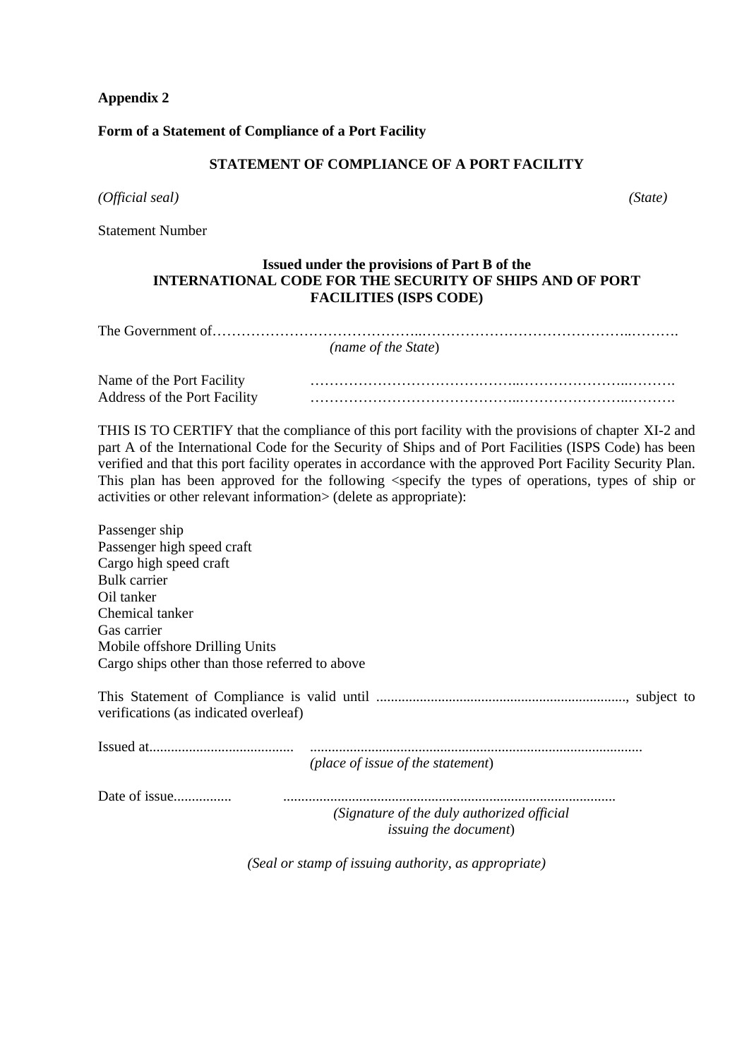**Appendix 2**

**Form of a Statement of Compliance of a Port Facility**

**STATEMENT OF COMPLIANCE OF A PORT FACILITY**

*(Official seal)* *(State)*

Statement Number

**Issued under the provisions of Part B of the INTERNATIONAL CODE FOR THE SECURITY OF SHIPS AND OF PORT FACILITIES (ISPS CODE)**

The Government of……………………………………..……………………………………..……….
*(name of the State*)

Name of the Port Facility ……………………………………..…………………..……….
Address of the Port Facility ……………………………………..…………………..……….

THIS IS TO CERTIFY that the compliance of this port facility with the provisions of chapter XI-2 and part A of the International Code for the Security of Ships and of Port Facilities (ISPS Code) has been verified and that this port facility operates in accordance with the approved Port Facility Security Plan. This plan has been approved for the following <specify the types of operations, types of ship or activities or other relevant information> (delete as appropriate):

Passenger ship
Passenger high speed craft
Cargo high speed craft
Bulk carrier
Oil tanker
Chemical tanker
Gas carrier
Mobile offshore Drilling Units
Cargo ships other than those referred to above

This Statement of Compliance is valid until ..................................................................., subject to verifications (as indicated overleaf)

Issued at........................................ ...........................................................................................
*(place of issue of the statement*)

Date of issue................ ...........................................................................................
*(Signature of the duly authorized official issuing the document*)

*(Seal or stamp of issuing authority, as appropriate)*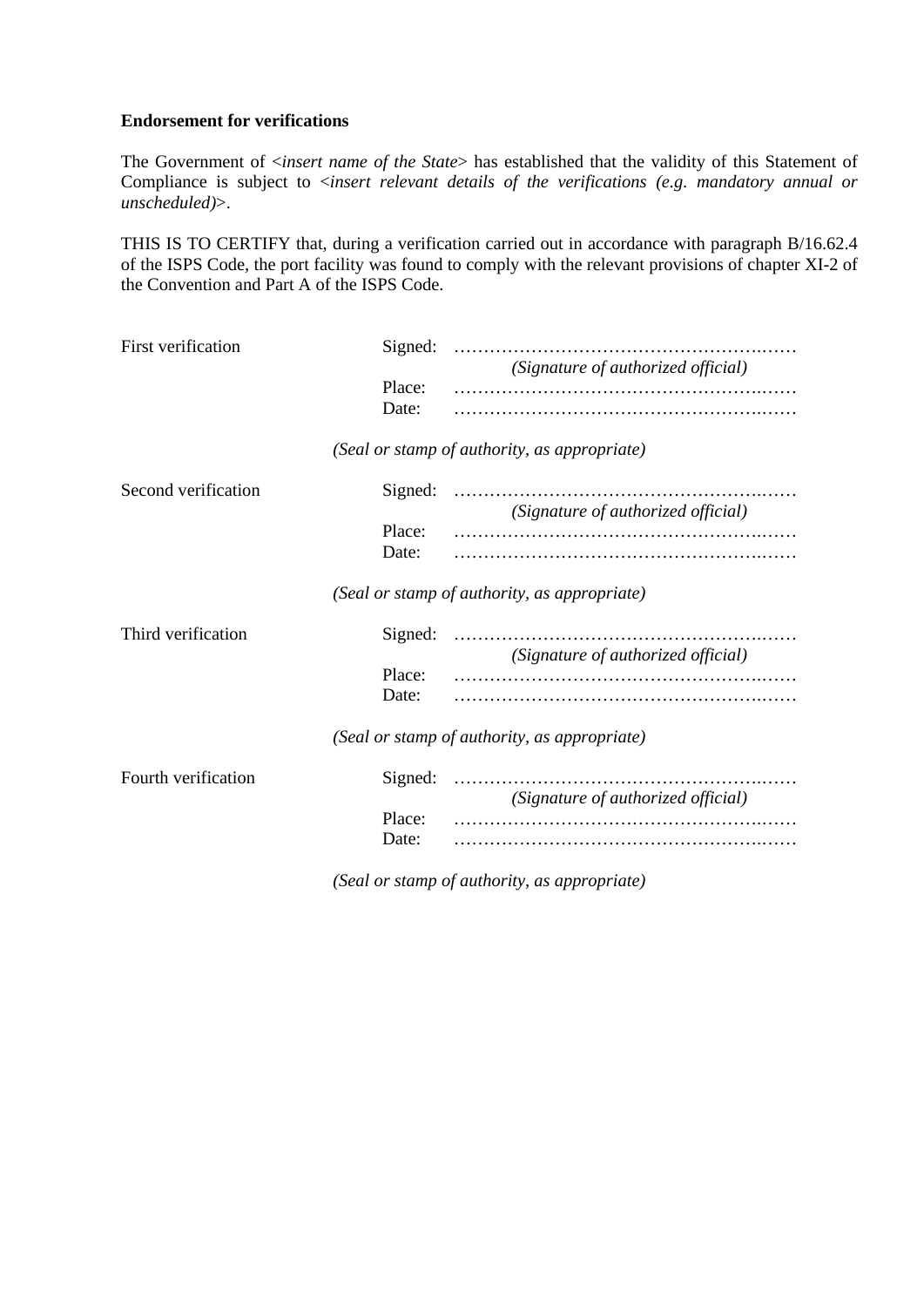**Endorsement for verifications**

The Government of <*insert name of the State*> has established that the validity of this Statement of Compliance is subject to <*insert relevant details of the verifications (e.g. mandatory annual or unscheduled)*>.

THIS IS TO CERTIFY that, during a verification carried out in accordance with paragraph B/16.62.4 of the ISPS Code, the port facility was found to comply with the relevant provisions of chapter XI-2 of the Convention and Part A of the ISPS Code.

First verification

Signed: ………………………………………………
*(Signature of authorized official)*
Place: ………………………………………………
Date: ………………………………………………

*(Seal or stamp of authority, as appropriate)*

Second verification

Signed: ………………………………………………
*(Signature of authorized official)*
Place: ………………………………………………
Date: ………………………………………………

*(Seal or stamp of authority, as appropriate)*

Third verification

Signed: ………………………………………………
*(Signature of authorized official)*
Place: ………………………………………………
Date: ………………………………………………

*(Seal or stamp of authority, as appropriate)*

Fourth verification

Signed: ………………………………………………
*(Signature of authorized official)*
Place: ………………………………………………
Date: ………………………………………………

*(Seal or stamp of authority, as appropriate)*